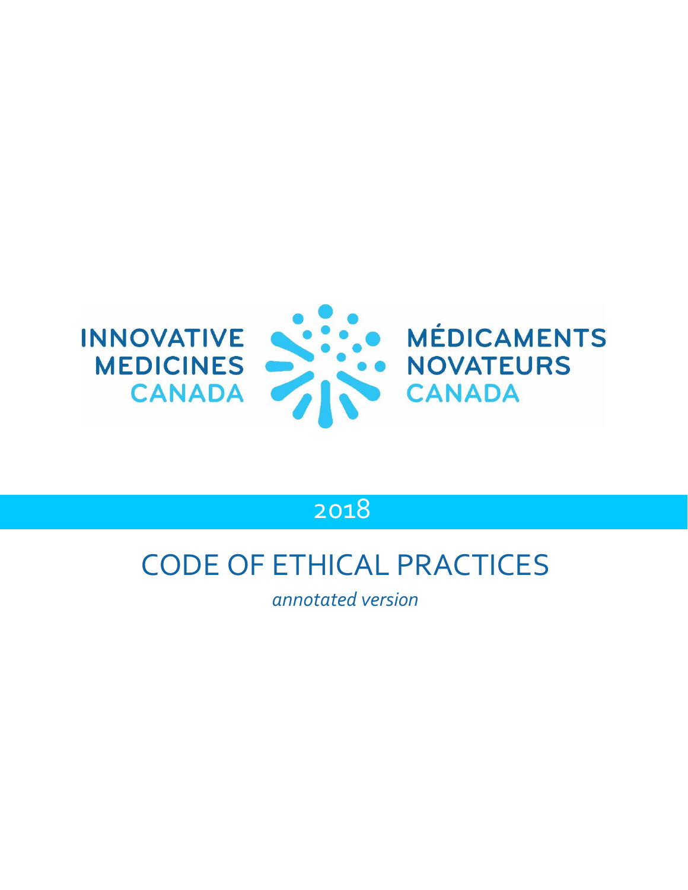INNOVATIVE MEDICINES CANADA

MÉDICAMENTS NOVATEURS CANADA

2018

# CODE OF ETHICAL PRACTICES

*annotated version*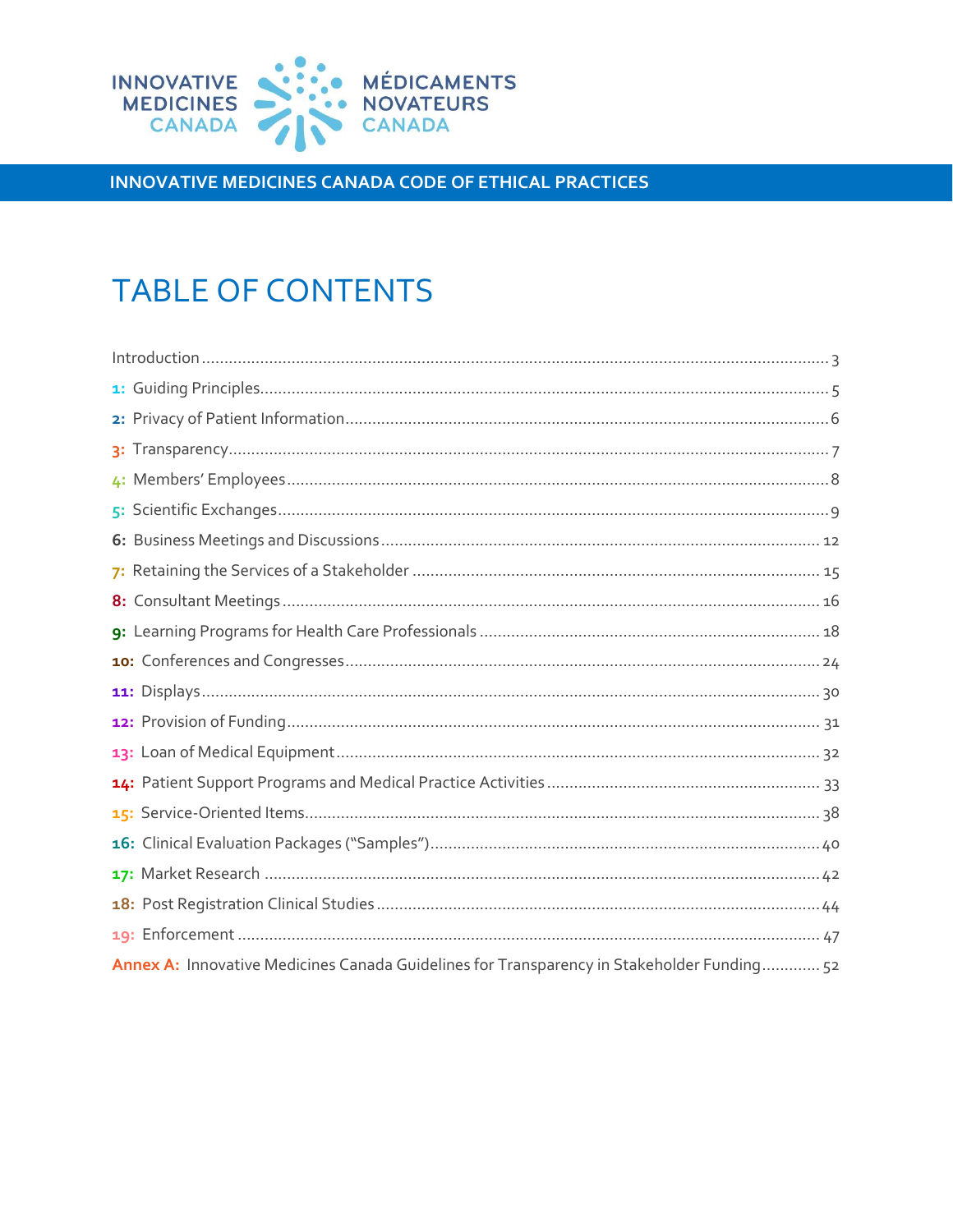INNOVATIVE MEDICINES CANADA | MÉDICAMENTS NOVATEURS CANADA

INNOVATIVE MEDICINES CANADA CODE OF ETHICAL PRACTICES

# TABLE OF CONTENTS

Introduction ..... 3

**1:** Guiding Principles ..... 5

**2:** Privacy of Patient Information ..... 6

**3:** Transparency ..... 7

**4:** Members' Employees ..... 8

**5:** Scientific Exchanges ..... 9

**6:** Business Meetings and Discussions ..... 12

**7:** Retaining the Services of a Stakeholder ..... 15

**8:** Consultant Meetings ..... 16

**9:** Learning Programs for Health Care Professionals ..... 18

**10:** Conferences and Congresses ..... 24

**11:** Displays ..... 30

**12:** Provision of Funding ..... 31

**13:** Loan of Medical Equipment ..... 32

**14:** Patient Support Programs and Medical Practice Activities ..... 33

**15:** Service-Oriented Items ..... 38

**16:** Clinical Evaluation Packages ("Samples") ..... 40

**17:** Market Research ..... 42

**18:** Post Registration Clinical Studies ..... 44

**19:** Enforcement ..... 47

**Annex A:** Innovative Medicines Canada Guidelines for Transparency in Stakeholder Funding ..... 52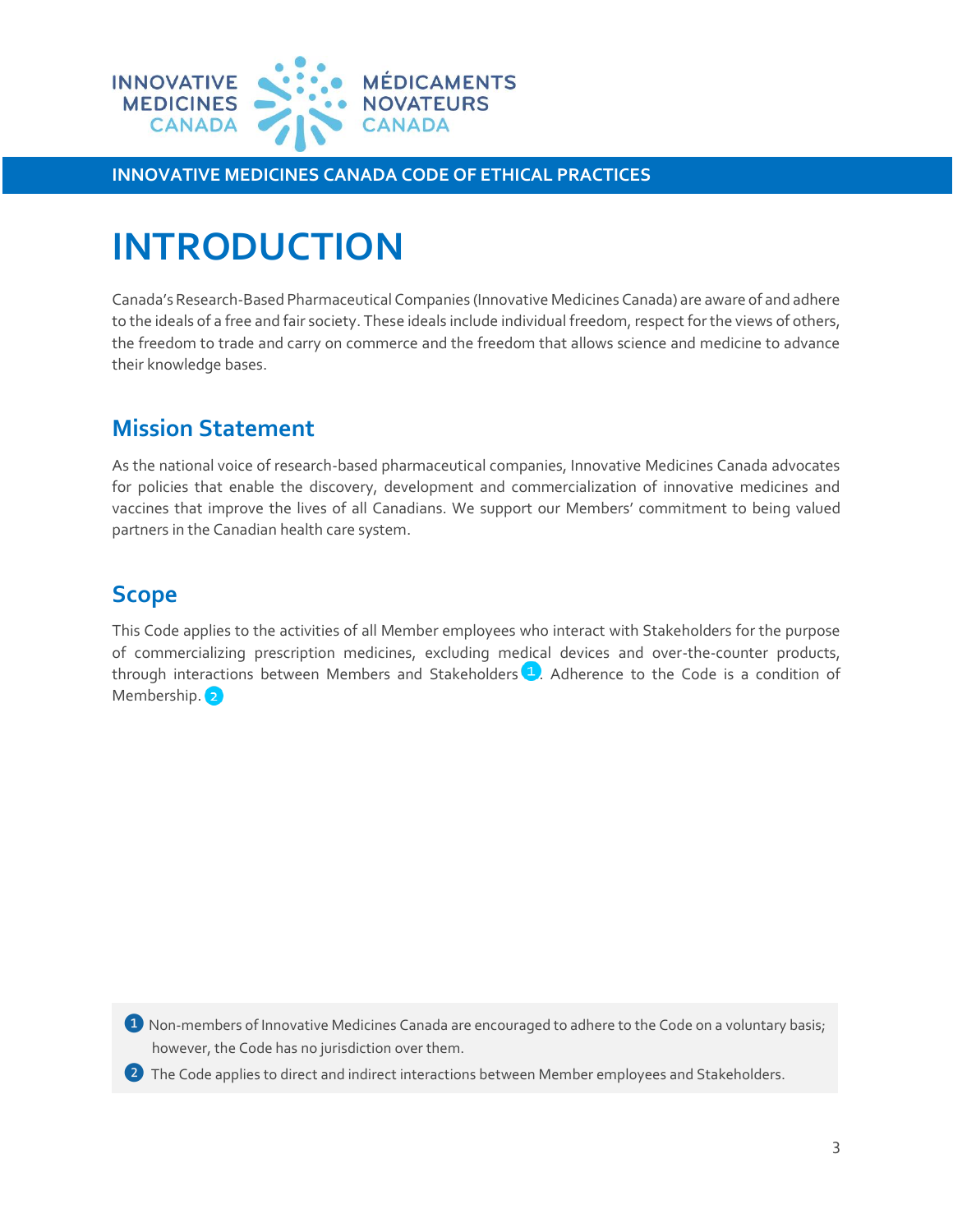# INTRODUCTION

Canada's Research-Based Pharmaceutical Companies (Innovative Medicines Canada) are aware of and adhere to the ideals of a free and fair society. These ideals include individual freedom, respect for the views of others, the freedom to trade and carry on commerce and the freedom that allows science and medicine to advance their knowledge bases.

## Mission Statement

As the national voice of research-based pharmaceutical companies, Innovative Medicines Canada advocates for policies that enable the discovery, development and commercialization of innovative medicines and vaccines that improve the lives of all Canadians. We support our Members' commitment to being valued partners in the Canadian health care system.

## Scope

This Code applies to the activities of all Member employees who interact with Stakeholders for the purpose of commercializing prescription medicines, excluding medical devices and over-the-counter products, through interactions between Members and Stakeholders[1]. Adherence to the Code is a condition of Membership.[2]

[1] Non-members of Innovative Medicines Canada are encouraged to adhere to the Code on a voluntary basis; however, the Code has no jurisdiction over them.

[2] The Code applies to direct and indirect interactions between Member employees and Stakeholders.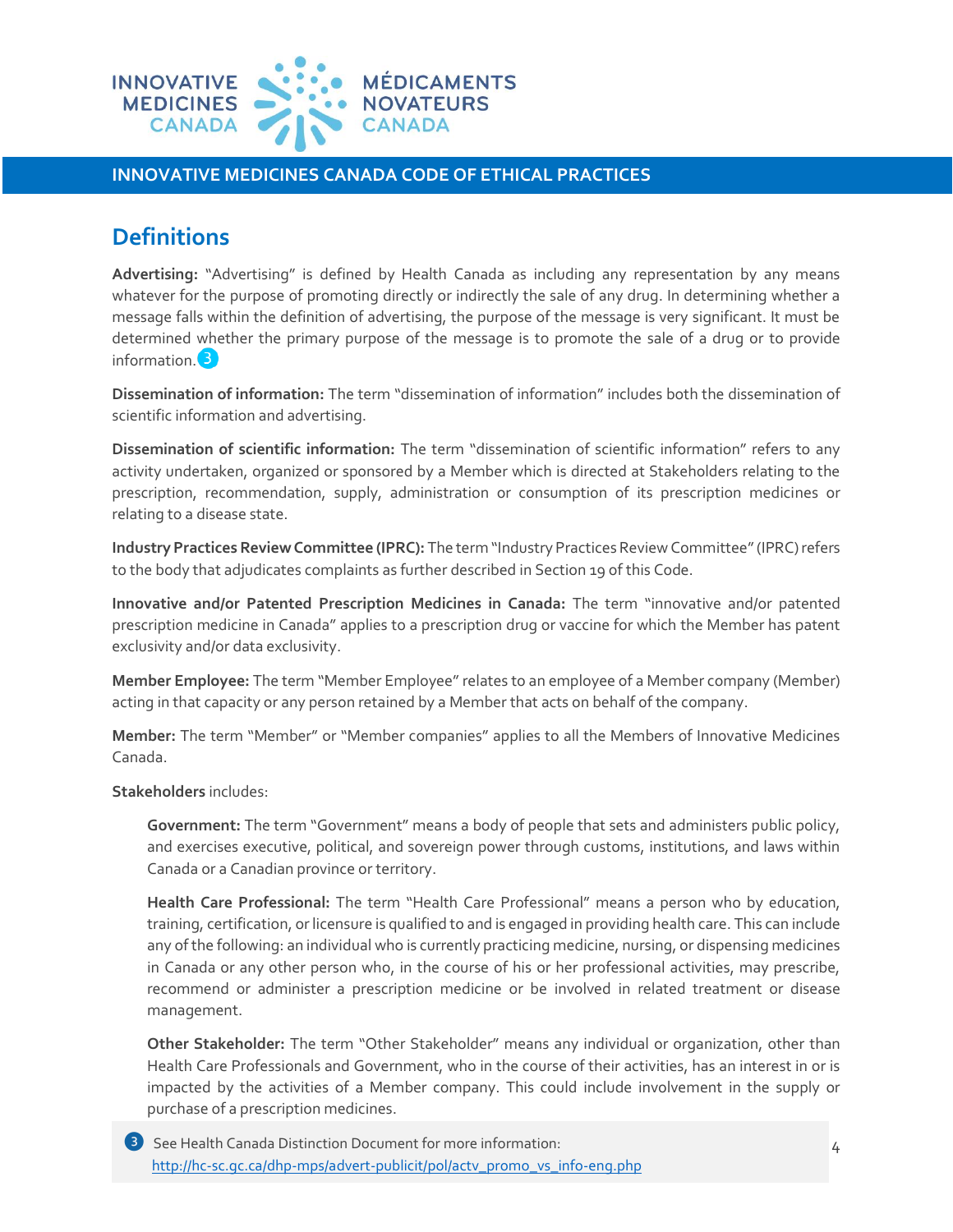## Definitions

**Advertising:** "Advertising" is defined by Health Canada as including any representation by any means whatever for the purpose of promoting directly or indirectly the sale of any drug. In determining whether a message falls within the definition of advertising, the purpose of the message is very significant. It must be determined whether the primary purpose of the message is to promote the sale of a drug or to provide information.[3]

**Dissemination of information:** The term "dissemination of information" includes both the dissemination of scientific information and advertising.

**Dissemination of scientific information:** The term "dissemination of scientific information" refers to any activity undertaken, organized or sponsored by a Member which is directed at Stakeholders relating to the prescription, recommendation, supply, administration or consumption of its prescription medicines or relating to a disease state.

**Industry Practices Review Committee (IPRC):** The term "Industry Practices Review Committee" (IPRC) refers to the body that adjudicates complaints as further described in Section 19 of this Code.

**Innovative and/or Patented Prescription Medicines in Canada:** The term "innovative and/or patented prescription medicine in Canada" applies to a prescription drug or vaccine for which the Member has patent exclusivity and/or data exclusivity.

**Member Employee:** The term "Member Employee" relates to an employee of a Member company (Member) acting in that capacity or any person retained by a Member that acts on behalf of the company.

**Member:** The term "Member" or "Member companies" applies to all the Members of Innovative Medicines Canada.

**Stakeholders** includes:

> **Government:** The term "Government" means a body of people that sets and administers public policy, and exercises executive, political, and sovereign power through customs, institutions, and laws within Canada or a Canadian province or territory.
>
> **Health Care Professional:** The term "Health Care Professional" means a person who by education, training, certification, or licensure is qualified to and is engaged in providing health care. This can include any of the following: an individual who is currently practicing medicine, nursing, or dispensing medicines in Canada or any other person who, in the course of his or her professional activities, may prescribe, recommend or administer a prescription medicine or be involved in related treatment or disease management.
>
> **Other Stakeholder:** The term "Other Stakeholder" means any individual or organization, other than Health Care Professionals and Government, who in the course of their activities, has an interest in or is impacted by the activities of a Member company. This could include involvement in the supply or purchase of a prescription medicines.

[3] See Health Canada Distinction Document for more information: http://hc-sc.gc.ca/dhp-mps/advert-publicit/pol/actv_promo_vs_info-eng.php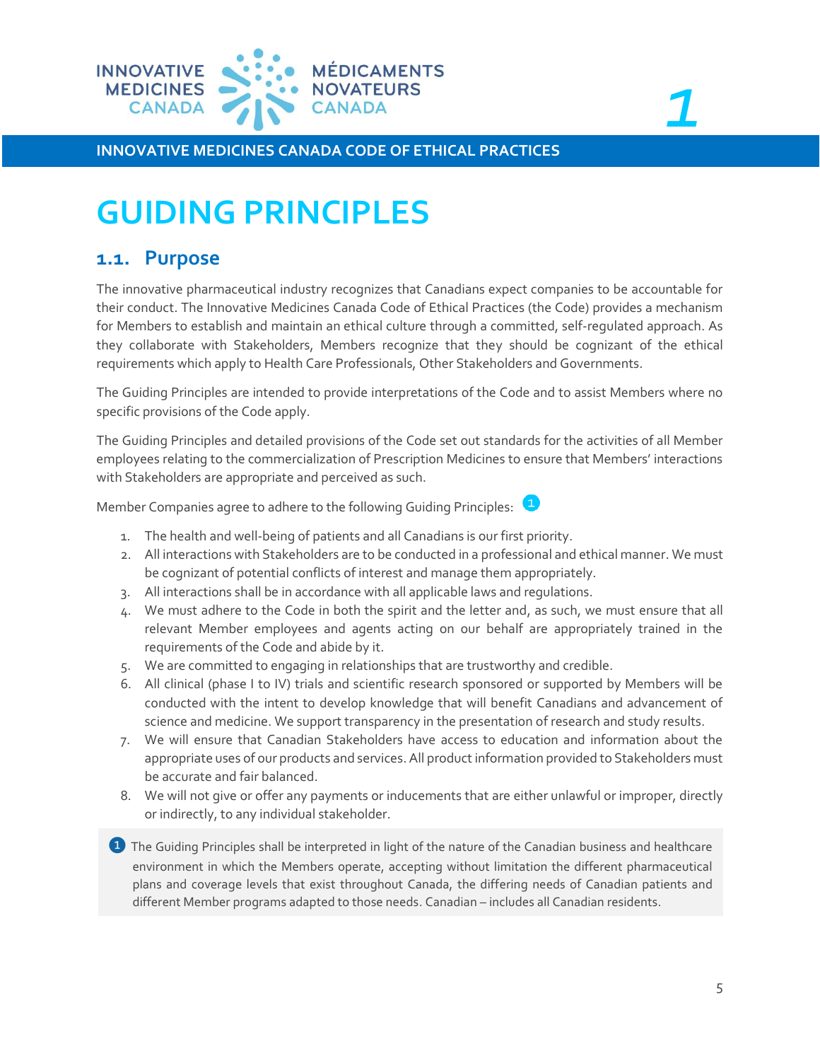# GUIDING PRINCIPLES

## 1.1. Purpose

The innovative pharmaceutical industry recognizes that Canadians expect companies to be accountable for their conduct. The Innovative Medicines Canada Code of Ethical Practices (the Code) provides a mechanism for Members to establish and maintain an ethical culture through a committed, self-regulated approach. As they collaborate with Stakeholders, Members recognize that they should be cognizant of the ethical requirements which apply to Health Care Professionals, Other Stakeholders and Governments.

The Guiding Principles are intended to provide interpretations of the Code and to assist Members where no specific provisions of the Code apply.

The Guiding Principles and detailed provisions of the Code set out standards for the activities of all Member employees relating to the commercialization of Prescription Medicines to ensure that Members' interactions with Stakeholders are appropriate and perceived as such.

Member Companies agree to adhere to the following Guiding Principles: [1]

1. The health and well-being of patients and all Canadians is our first priority.
2. All interactions with Stakeholders are to be conducted in a professional and ethical manner. We must be cognizant of potential conflicts of interest and manage them appropriately.
3. All interactions shall be in accordance with all applicable laws and regulations.
4. We must adhere to the Code in both the spirit and the letter and, as such, we must ensure that all relevant Member employees and agents acting on our behalf are appropriately trained in the requirements of the Code and abide by it.
5. We are committed to engaging in relationships that are trustworthy and credible.
6. All clinical (phase I to IV) trials and scientific research sponsored or supported by Members will be conducted with the intent to develop knowledge that will benefit Canadians and advancement of science and medicine. We support transparency in the presentation of research and study results.
7. We will ensure that Canadian Stakeholders have access to education and information about the appropriate uses of our products and services. All product information provided to Stakeholders must be accurate and fair balanced.
8. We will not give or offer any payments or inducements that are either unlawful or improper, directly or indirectly, to any individual stakeholder.

[1] The Guiding Principles shall be interpreted in light of the nature of the Canadian business and healthcare environment in which the Members operate, accepting without limitation the different pharmaceutical plans and coverage levels that exist throughout Canada, the differing needs of Canadian patients and different Member programs adapted to those needs. Canadian – includes all Canadian residents.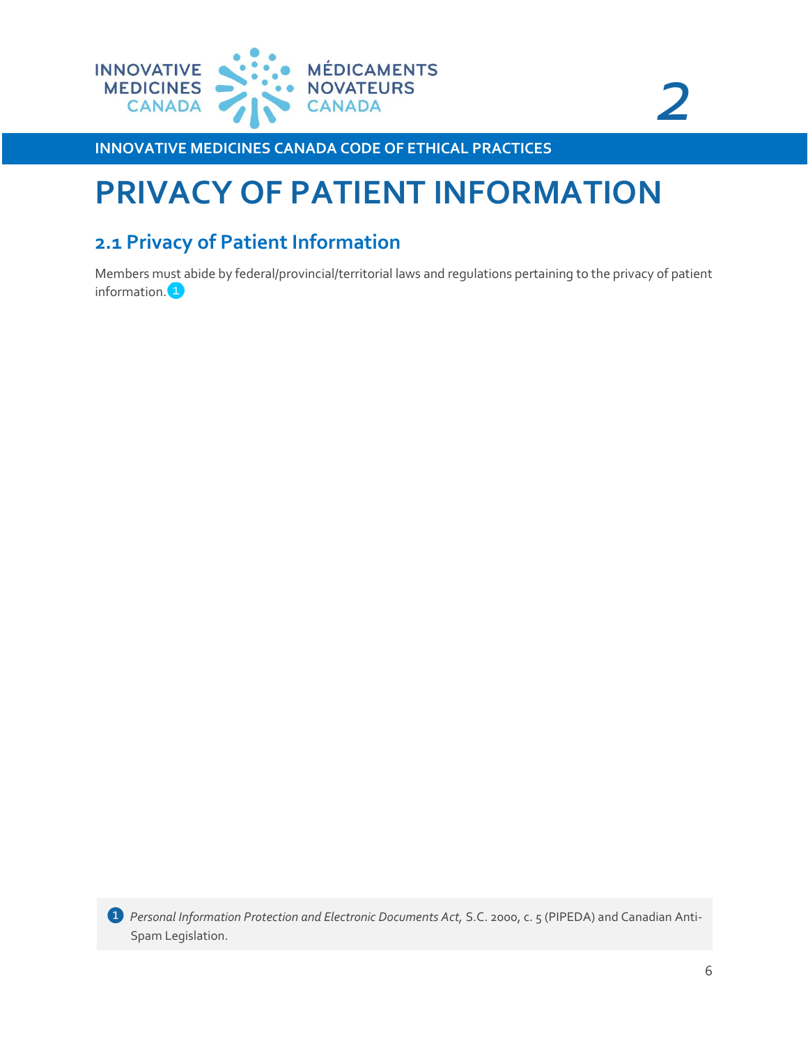# PRIVACY OF PATIENT INFORMATION

## 2.1 Privacy of Patient Information

Members must abide by federal/provincial/territorial laws and regulations pertaining to the privacy of patient information.[1]

[1] *Personal Information Protection and Electronic Documents Act,* S.C. 2000, c. 5 (PIPEDA) and Canadian Anti-Spam Legislation.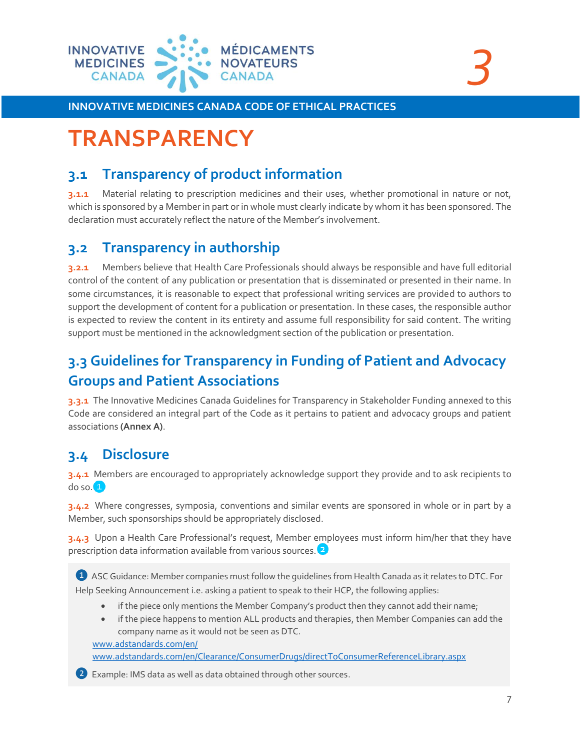# 3 TRANSPARENCY

## 3.1 Transparency of product information

**3.1.1** Material relating to prescription medicines and their uses, whether promotional in nature or not, which is sponsored by a Member in part or in whole must clearly indicate by whom it has been sponsored. The declaration must accurately reflect the nature of the Member's involvement.

## 3.2 Transparency in authorship

**3.2.1** Members believe that Health Care Professionals should always be responsible and have full editorial control of the content of any publication or presentation that is disseminated or presented in their name. In some circumstances, it is reasonable to expect that professional writing services are provided to authors to support the development of content for a publication or presentation. In these cases, the responsible author is expected to review the content in its entirety and assume full responsibility for said content. The writing support must be mentioned in the acknowledgment section of the publication or presentation.

## 3.3 Guidelines for Transparency in Funding of Patient and Advocacy Groups and Patient Associations

**3.3.1** The Innovative Medicines Canada Guidelines for Transparency in Stakeholder Funding annexed to this Code are considered an integral part of the Code as it pertains to patient and advocacy groups and patient associations **(Annex A)**.

## 3.4 Disclosure

**3.4.1** Members are encouraged to appropriately acknowledge support they provide and to ask recipients to do so. [1]

**3.4.2** Where congresses, symposia, conventions and similar events are sponsored in whole or in part by a Member, such sponsorships should be appropriately disclosed.

**3.4.3** Upon a Health Care Professional's request, Member employees must inform him/her that they have prescription data information available from various sources. [2]

[1] ASC Guidance: Member companies must follow the guidelines from Health Canada as it relates to DTC. For Help Seeking Announcement i.e. asking a patient to speak to their HCP, the following applies:

- if the piece only mentions the Member Company's product then they cannot add their name;
- if the piece happens to mention ALL products and therapies, then Member Companies can add the company name as it would not be seen as DTC.

www.adstandards.com/en/
www.adstandards.com/en/Clearance/ConsumerDrugs/directToConsumerReferenceLibrary.aspx

[2] Example: IMS data as well as data obtained through other sources.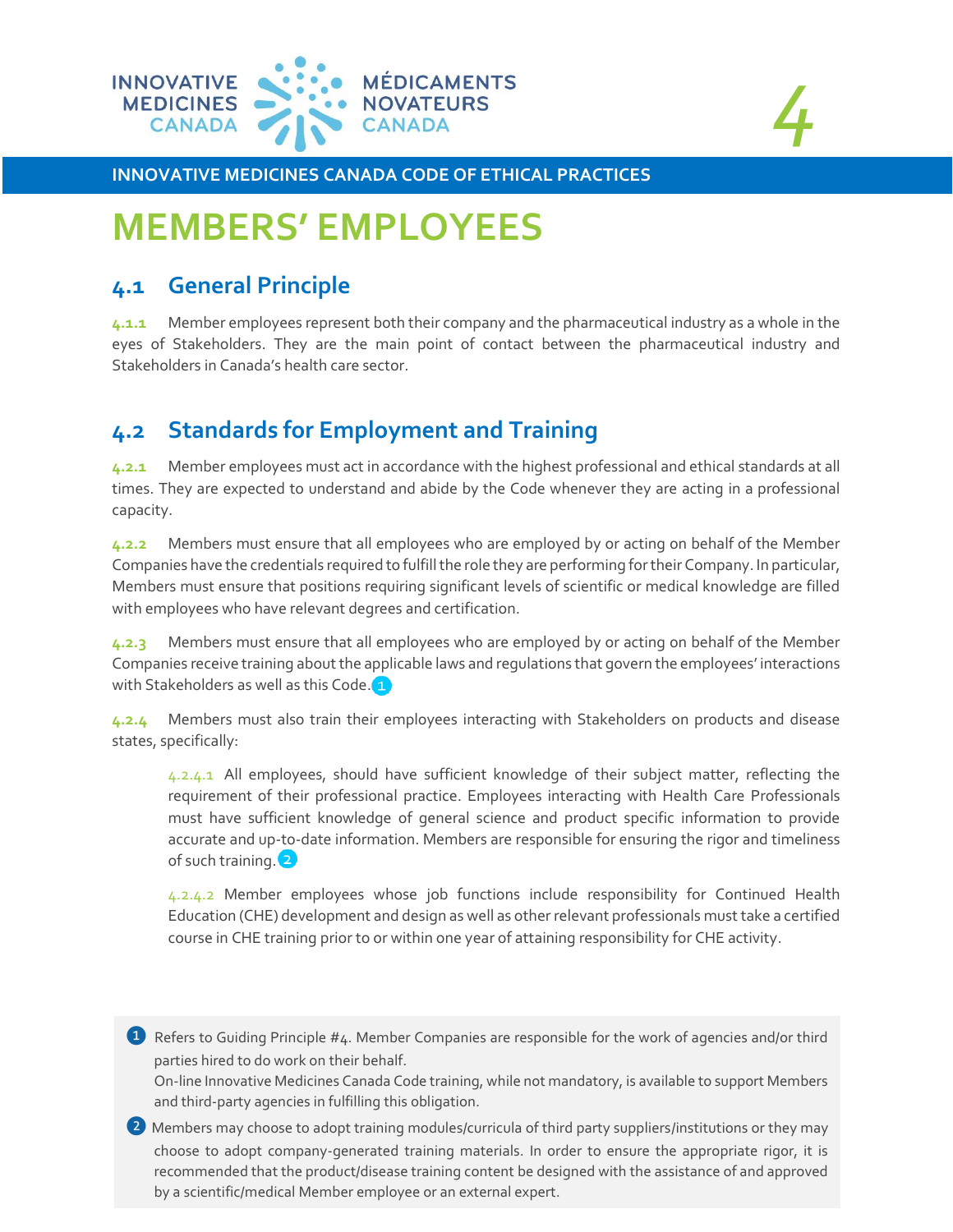# MEMBERS' EMPLOYEES

## 4.1 General Principle

**4.1.1** Member employees represent both their company and the pharmaceutical industry as a whole in the eyes of Stakeholders. They are the main point of contact between the pharmaceutical industry and Stakeholders in Canada's health care sector.

## 4.2 Standards for Employment and Training

**4.2.1** Member employees must act in accordance with the highest professional and ethical standards at all times. They are expected to understand and abide by the Code whenever they are acting in a professional capacity.

**4.2.2** Members must ensure that all employees who are employed by or acting on behalf of the Member Companies have the credentials required to fulfill the role they are performing for their Company. In particular, Members must ensure that positions requiring significant levels of scientific or medical knowledge are filled with employees who have relevant degrees and certification.

**4.2.3** Members must ensure that all employees who are employed by or acting on behalf of the Member Companies receive training about the applicable laws and regulations that govern the employees' interactions with Stakeholders as well as this Code.[1]

**4.2.4** Members must also train their employees interacting with Stakeholders on products and disease states, specifically:

> 4.2.4.1 All employees, should have sufficient knowledge of their subject matter, reflecting the requirement of their professional practice. Employees interacting with Health Care Professionals must have sufficient knowledge of general science and product specific information to provide accurate and up-to-date information. Members are responsible for ensuring the rigor and timeliness of such training.[2]
>
> 4.2.4.2 Member employees whose job functions include responsibility for Continued Health Education (CHE) development and design as well as other relevant professionals must take a certified course in CHE training prior to or within one year of attaining responsibility for CHE activity.

[1] Refers to Guiding Principle #4. Member Companies are responsible for the work of agencies and/or third parties hired to do work on their behalf.
On-line Innovative Medicines Canada Code training, while not mandatory, is available to support Members and third-party agencies in fulfilling this obligation.

[2] Members may choose to adopt training modules/curricula of third party suppliers/institutions or they may choose to adopt company-generated training materials. In order to ensure the appropriate rigor, it is recommended that the product/disease training content be designed with the assistance of and approved by a scientific/medical Member employee or an external expert.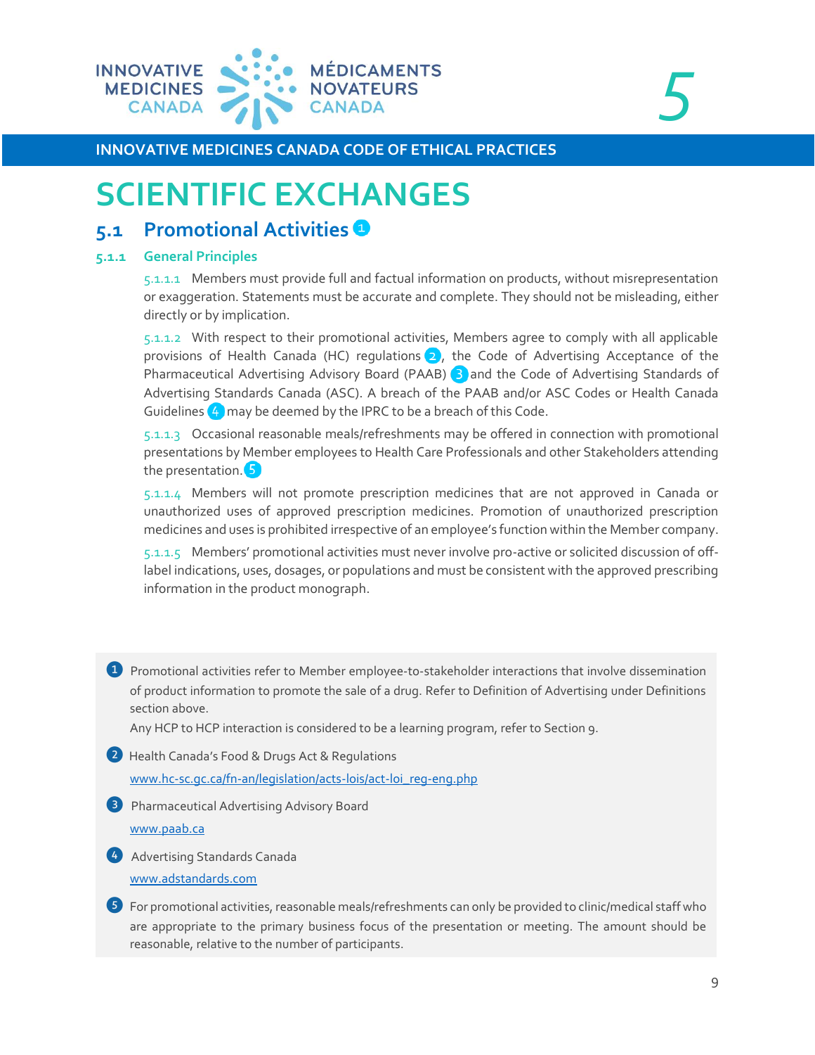# SCIENTIFIC EXCHANGES

## 5.1 Promotional Activities [1]

### 5.1.1 General Principles

5.1.1.1 Members must provide full and factual information on products, without misrepresentation or exaggeration. Statements must be accurate and complete. They should not be misleading, either directly or by implication.

5.1.1.2 With respect to their promotional activities, Members agree to comply with all applicable provisions of Health Canada (HC) regulations [2], the Code of Advertising Acceptance of the Pharmaceutical Advertising Advisory Board (PAAB) [3] and the Code of Advertising Standards of Advertising Standards Canada (ASC). A breach of the PAAB and/or ASC Codes or Health Canada Guidelines [4] may be deemed by the IPRC to be a breach of this Code.

5.1.1.3 Occasional reasonable meals/refreshments may be offered in connection with promotional presentations by Member employees to Health Care Professionals and other Stakeholders attending the presentation. [5]

5.1.1.4 Members will not promote prescription medicines that are not approved in Canada or unauthorized uses of approved prescription medicines. Promotion of unauthorized prescription medicines and uses is prohibited irrespective of an employee's function within the Member company.

5.1.1.5 Members' promotional activities must never involve pro-active or solicited discussion of off-label indications, uses, dosages, or populations and must be consistent with the approved prescribing information in the product monograph.

---

[1] Promotional activities refer to Member employee-to-stakeholder interactions that involve dissemination of product information to promote the sale of a drug. Refer to Definition of Advertising under Definitions section above.
Any HCP to HCP interaction is considered to be a learning program, refer to Section 9.

[2] Health Canada's Food & Drugs Act & Regulations
www.hc-sc.gc.ca/fn-an/legislation/acts-lois/act-loi_reg-eng.php

[3] Pharmaceutical Advertising Advisory Board
www.paab.ca

[4] Advertising Standards Canada
www.adstandards.com

[5] For promotional activities, reasonable meals/refreshments can only be provided to clinic/medical staff who are appropriate to the primary business focus of the presentation or meeting. The amount should be reasonable, relative to the number of participants.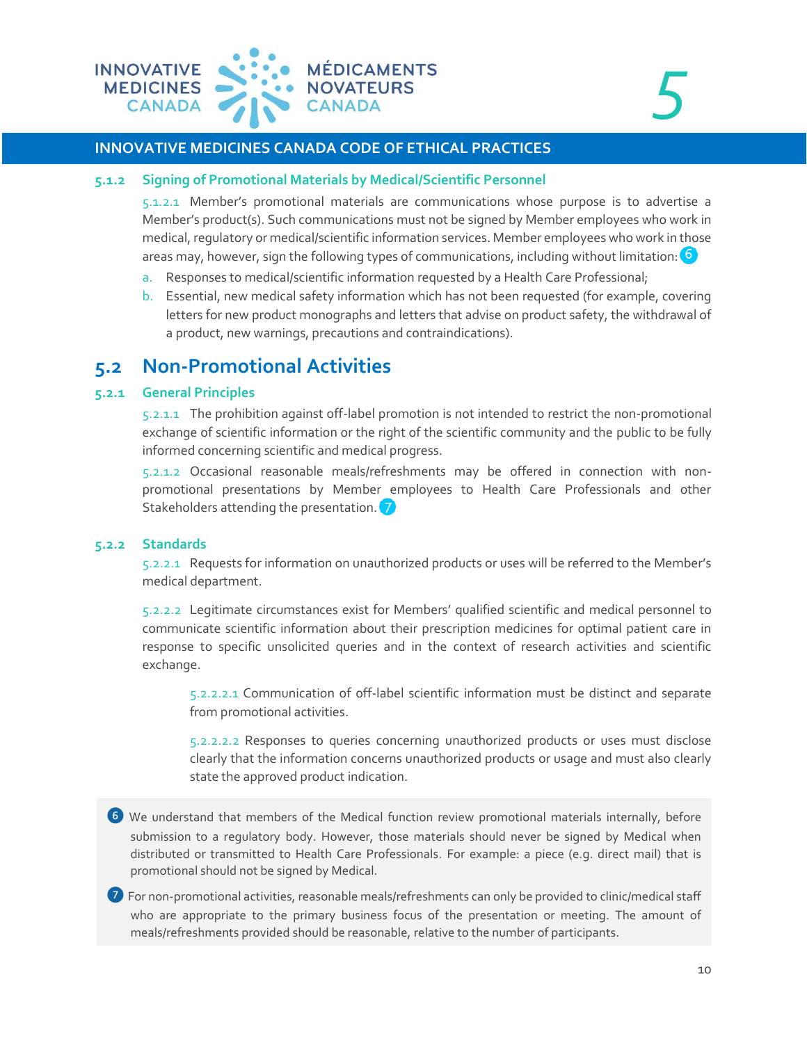### 5.1.2 Signing of Promotional Materials by Medical/Scientific Personnel

5.1.2.1 Member's promotional materials are communications whose purpose is to advertise a Member's product(s). Such communications must not be signed by Member employees who work in medical, regulatory or medical/scientific information services. Member employees who work in those areas may, however, sign the following types of communications, including without limitation: [6]

a. Responses to medical/scientific information requested by a Health Care Professional;
b. Essential, new medical safety information which has not been requested (for example, covering letters for new product monographs and letters that advise on product safety, the withdrawal of a product, new warnings, precautions and contraindications).

## 5.2 Non-Promotional Activities

### 5.2.1 General Principles

5.2.1.1 The prohibition against off-label promotion is not intended to restrict the non-promotional exchange of scientific information or the right of the scientific community and the public to be fully informed concerning scientific and medical progress.

5.2.1.2 Occasional reasonable meals/refreshments may be offered in connection with non-promotional presentations by Member employees to Health Care Professionals and other Stakeholders attending the presentation. [7]

### 5.2.2 Standards

5.2.2.1 Requests for information on unauthorized products or uses will be referred to the Member's medical department.

5.2.2.2 Legitimate circumstances exist for Members' qualified scientific and medical personnel to communicate scientific information about their prescription medicines for optimal patient care in response to specific unsolicited queries and in the context of research activities and scientific exchange.

5.2.2.2.1 Communication of off-label scientific information must be distinct and separate from promotional activities.

5.2.2.2.2 Responses to queries concerning unauthorized products or uses must disclose clearly that the information concerns unauthorized products or usage and must also clearly state the approved product indication.

> [6] We understand that members of the Medical function review promotional materials internally, before submission to a regulatory body. However, those materials should never be signed by Medical when distributed or transmitted to Health Care Professionals. For example: a piece (e.g. direct mail) that is promotional should not be signed by Medical.
>
> [7] For non-promotional activities, reasonable meals/refreshments can only be provided to clinic/medical staff who are appropriate to the primary business focus of the presentation or meeting. The amount of meals/refreshments provided should be reasonable, relative to the number of participants.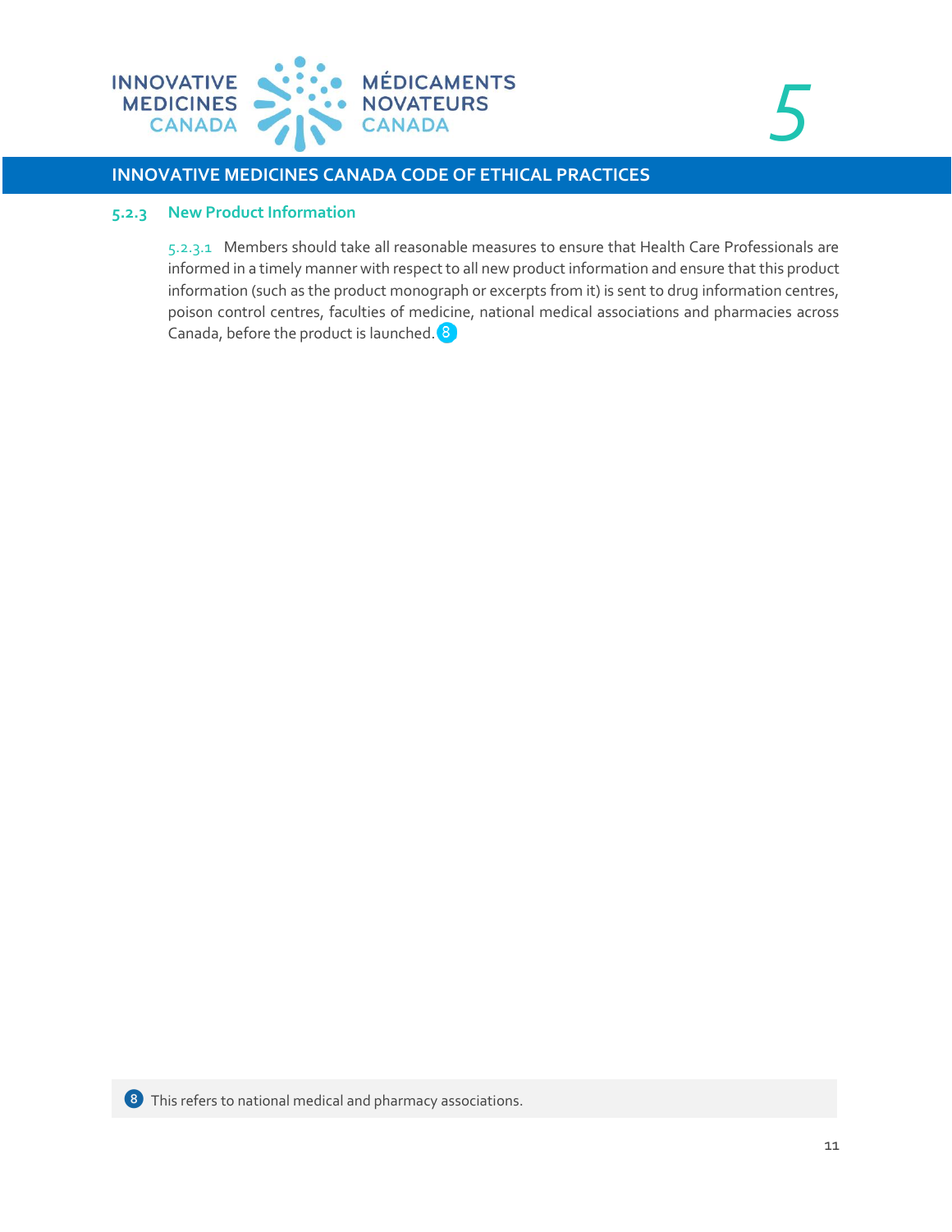### 5.2.3 New Product Information

5.2.3.1 Members should take all reasonable measures to ensure that Health Care Professionals are informed in a timely manner with respect to all new product information and ensure that this product information (such as the product monograph or excerpts from it) is sent to drug information centres, poison control centres, faculties of medicine, national medical associations and pharmacies across Canada, before the product is launched.[8]

[8] This refers to national medical and pharmacy associations.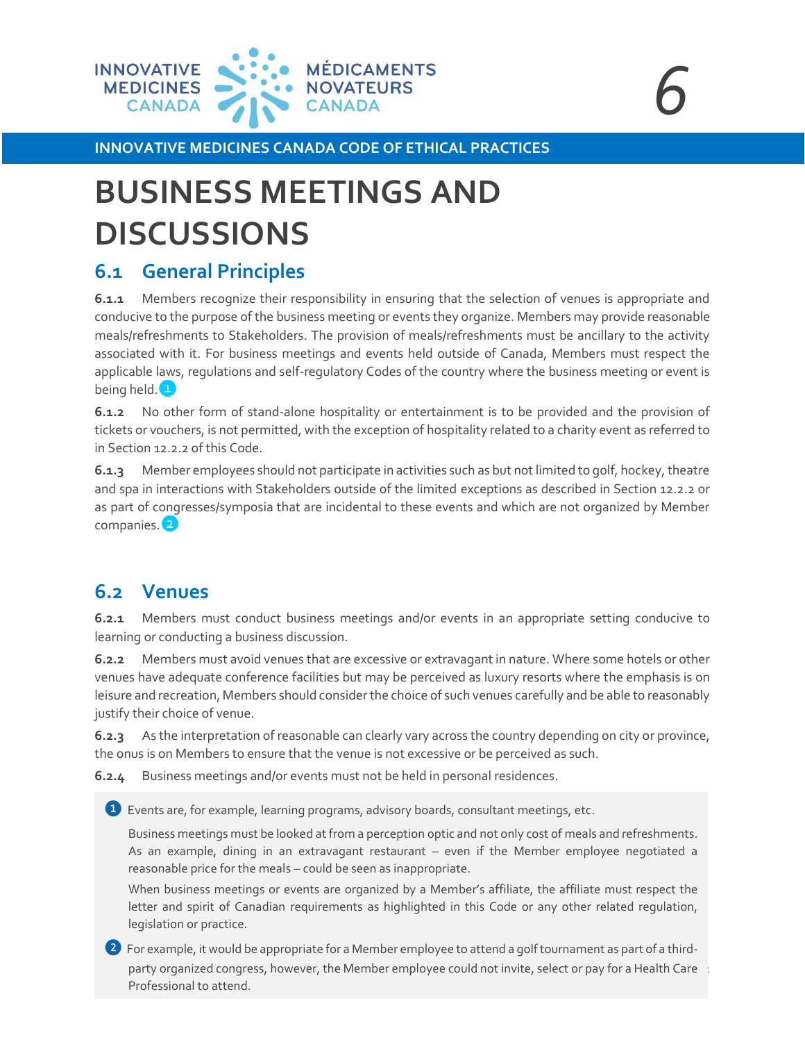# BUSINESS MEETINGS AND DISCUSSIONS

## 6.1 General Principles

**6.1.1** Members recognize their responsibility in ensuring that the selection of venues is appropriate and conducive to the purpose of the business meeting or events they organize. Members may provide reasonable meals/refreshments to Stakeholders. The provision of meals/refreshments must be ancillary to the activity associated with it. For business meetings and events held outside of Canada, Members must respect the applicable laws, regulations and self-regulatory Codes of the country where the business meeting or event is being held. [1]

**6.1.2** No other form of stand-alone hospitality or entertainment is to be provided and the provision of tickets or vouchers, is not permitted, with the exception of hospitality related to a charity event as referred to in Section 12.2.2 of this Code.

**6.1.3** Member employees should not participate in activities such as but not limited to golf, hockey, theatre and spa in interactions with Stakeholders outside of the limited exceptions as described in Section 12.2.2 or as part of congresses/symposia that are incidental to these events and which are not organized by Member companies. [2]

## 6.2 Venues

**6.2.1** Members must conduct business meetings and/or events in an appropriate setting conducive to learning or conducting a business discussion.

**6.2.2** Members must avoid venues that are excessive or extravagant in nature. Where some hotels or other venues have adequate conference facilities but may be perceived as luxury resorts where the emphasis is on leisure and recreation, Members should consider the choice of such venues carefully and be able to reasonably justify their choice of venue.

**6.2.3** As the interpretation of reasonable can clearly vary across the country depending on city or province, the onus is on Members to ensure that the venue is not excessive or be perceived as such.

**6.2.4** Business meetings and/or events must not be held in personal residences.

[1] Events are, for example, learning programs, advisory boards, consultant meetings, etc.

Business meetings must be looked at from a perception optic and not only cost of meals and refreshments. As an example, dining in an extravagant restaurant – even if the Member employee negotiated a reasonable price for the meals – could be seen as inappropriate.

When business meetings or events are organized by a Member's affiliate, the affiliate must respect the letter and spirit of Canadian requirements as highlighted in this Code or any other related regulation, legislation or practice.

[2] For example, it would be appropriate for a Member employee to attend a golf tournament as part of a third-party organized congress, however, the Member employee could not invite, select or pay for a Health Care Professional to attend.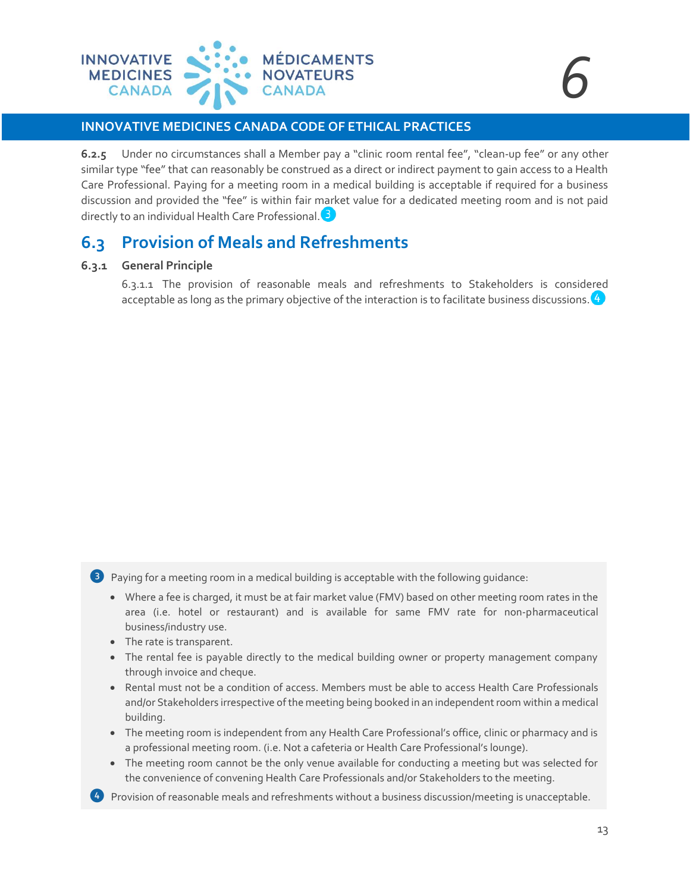**6.2.5** Under no circumstances shall a Member pay a "clinic room rental fee", "clean-up fee" or any other similar type "fee" that can reasonably be construed as a direct or indirect payment to gain access to a Health Care Professional. Paying for a meeting room in a medical building is acceptable if required for a business discussion and provided the "fee" is within fair market value for a dedicated meeting room and is not paid directly to an individual Health Care Professional. [3]

## 6.3 Provision of Meals and Refreshments

### 6.3.1 General Principle

6.3.1.1 The provision of reasonable meals and refreshments to Stakeholders is considered acceptable as long as the primary objective of the interaction is to facilitate business discussions. [4]

---

[3] Paying for a meeting room in a medical building is acceptable with the following guidance:

- Where a fee is charged, it must be at fair market value (FMV) based on other meeting room rates in the area (i.e. hotel or restaurant) and is available for same FMV rate for non-pharmaceutical business/industry use.
- The rate is transparent.
- The rental fee is payable directly to the medical building owner or property management company through invoice and cheque.
- Rental must not be a condition of access. Members must be able to access Health Care Professionals and/or Stakeholders irrespective of the meeting being booked in an independent room within a medical building.
- The meeting room is independent from any Health Care Professional's office, clinic or pharmacy and is a professional meeting room. (i.e. Not a cafeteria or Health Care Professional's lounge).
- The meeting room cannot be the only venue available for conducting a meeting but was selected for the convenience of convening Health Care Professionals and/or Stakeholders to the meeting.

[4] Provision of reasonable meals and refreshments without a business discussion/meeting is unacceptable.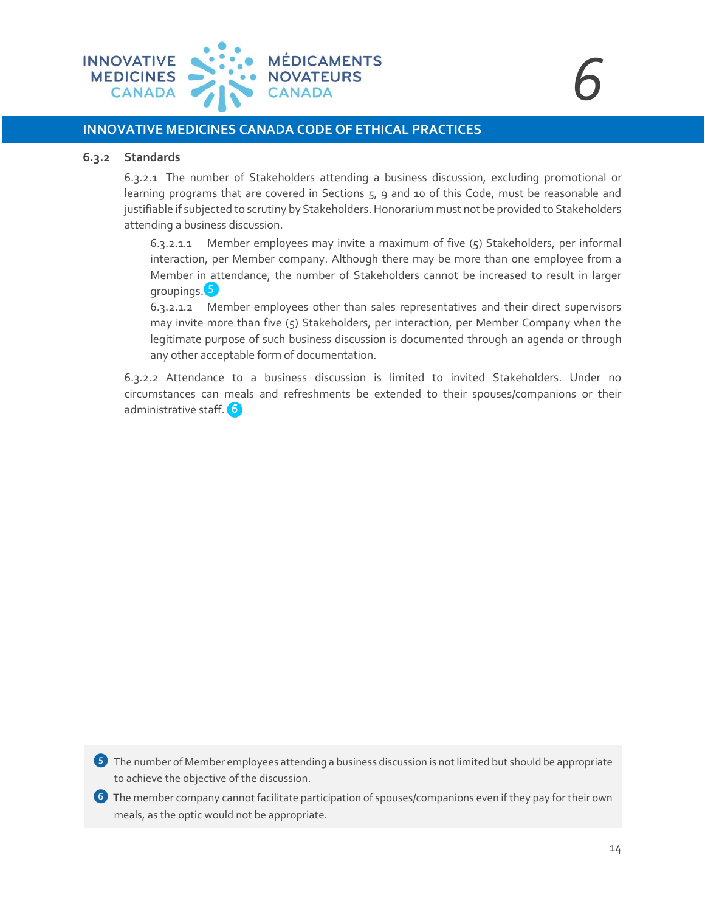### 6.3.2 Standards

6.3.2.1 The number of Stakeholders attending a business discussion, excluding promotional or learning programs that are covered in Sections 5, 9 and 10 of this Code, must be reasonable and justifiable if subjected to scrutiny by Stakeholders. Honorarium must not be provided to Stakeholders attending a business discussion.

6.3.2.1.1 Member employees may invite a maximum of five (5) Stakeholders, per informal interaction, per Member company. Although there may be more than one employee from a Member in attendance, the number of Stakeholders cannot be increased to result in larger groupings.[5]

6.3.2.1.2 Member employees other than sales representatives and their direct supervisors may invite more than five (5) Stakeholders, per interaction, per Member Company when the legitimate purpose of such business discussion is documented through an agenda or through any other acceptable form of documentation.

6.3.2.2 Attendance to a business discussion is limited to invited Stakeholders. Under no circumstances can meals and refreshments be extended to their spouses/companions or their administrative staff.[6]

[5] The number of Member employees attending a business discussion is not limited but should be appropriate to achieve the objective of the discussion.

[6] The member company cannot facilitate participation of spouses/companions even if they pay for their own meals, as the optic would not be appropriate.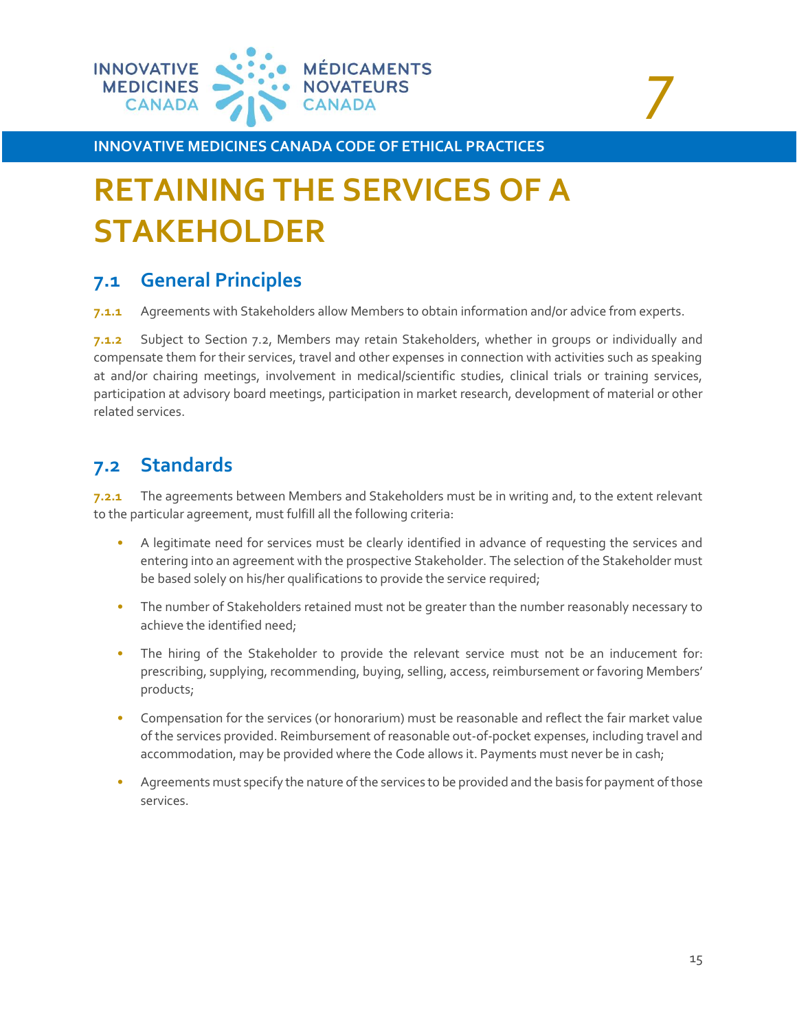# RETAINING THE SERVICES OF A STAKEHOLDER

## 7.1 General Principles

**7.1.1** Agreements with Stakeholders allow Members to obtain information and/or advice from experts.

**7.1.2** Subject to Section 7.2, Members may retain Stakeholders, whether in groups or individually and compensate them for their services, travel and other expenses in connection with activities such as speaking at and/or chairing meetings, involvement in medical/scientific studies, clinical trials or training services, participation at advisory board meetings, participation in market research, development of material or other related services.

## 7.2 Standards

**7.2.1** The agreements between Members and Stakeholders must be in writing and, to the extent relevant to the particular agreement, must fulfill all the following criteria:

- A legitimate need for services must be clearly identified in advance of requesting the services and entering into an agreement with the prospective Stakeholder. The selection of the Stakeholder must be based solely on his/her qualifications to provide the service required;
- The number of Stakeholders retained must not be greater than the number reasonably necessary to achieve the identified need;
- The hiring of the Stakeholder to provide the relevant service must not be an inducement for: prescribing, supplying, recommending, buying, selling, access, reimbursement or favoring Members' products;
- Compensation for the services (or honorarium) must be reasonable and reflect the fair market value of the services provided. Reimbursement of reasonable out-of-pocket expenses, including travel and accommodation, may be provided where the Code allows it. Payments must never be in cash;
- Agreements must specify the nature of the services to be provided and the basis for payment of those services.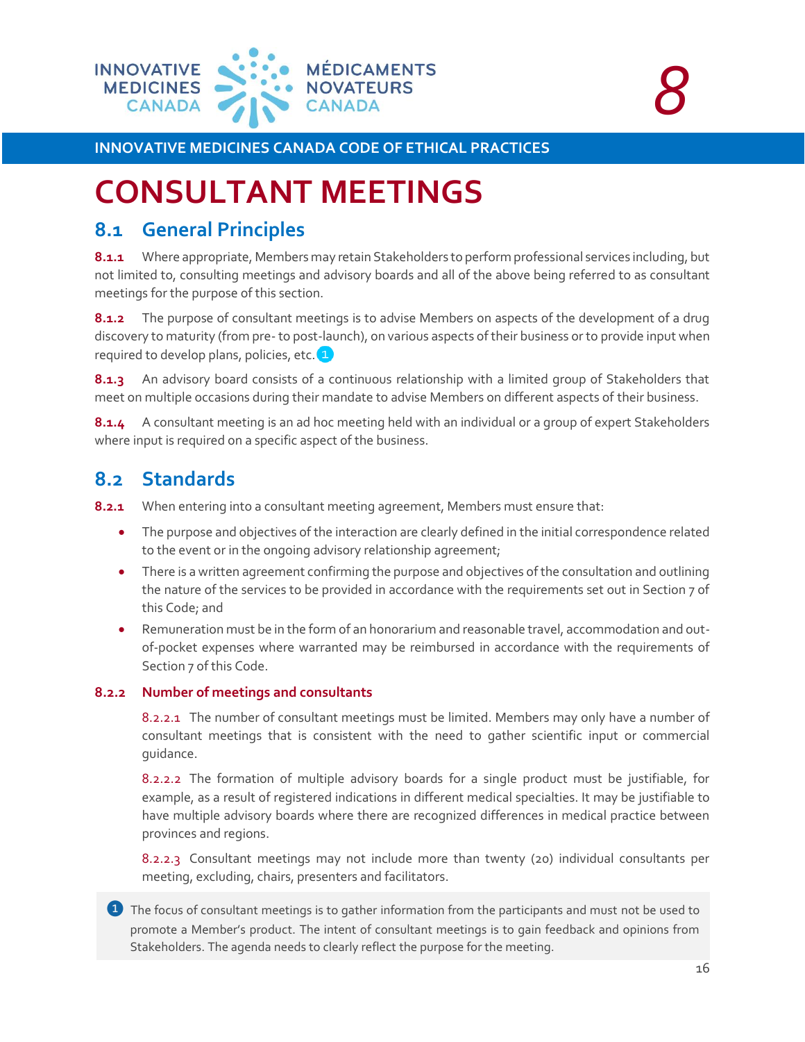INNOVATIVE MEDICINES CANADA CODE OF ETHICAL PRACTICES

# CONSULTANT MEETINGS

## 8.1 General Principles

**8.1.1** Where appropriate, Members may retain Stakeholders to perform professional services including, but not limited to, consulting meetings and advisory boards and all of the above being referred to as consultant meetings for the purpose of this section.

**8.1.2** The purpose of consultant meetings is to advise Members on aspects of the development of a drug discovery to maturity (from pre- to post-launch), on various aspects of their business or to provide input when required to develop plans, policies, etc. [1]

**8.1.3** An advisory board consists of a continuous relationship with a limited group of Stakeholders that meet on multiple occasions during their mandate to advise Members on different aspects of their business.

**8.1.4** A consultant meeting is an ad hoc meeting held with an individual or a group of expert Stakeholders where input is required on a specific aspect of the business.

## 8.2 Standards

**8.2.1** When entering into a consultant meeting agreement, Members must ensure that:

- The purpose and objectives of the interaction are clearly defined in the initial correspondence related to the event or in the ongoing advisory relationship agreement;
- There is a written agreement confirming the purpose and objectives of the consultation and outlining the nature of the services to be provided in accordance with the requirements set out in Section 7 of this Code; and
- Remuneration must be in the form of an honorarium and reasonable travel, accommodation and out-of-pocket expenses where warranted may be reimbursed in accordance with the requirements of Section 7 of this Code.

### 8.2.2 Number of meetings and consultants

8.2.2.1 The number of consultant meetings must be limited. Members may only have a number of consultant meetings that is consistent with the need to gather scientific input or commercial guidance.

8.2.2.2 The formation of multiple advisory boards for a single product must be justifiable, for example, as a result of registered indications in different medical specialties. It may be justifiable to have multiple advisory boards where there are recognized differences in medical practice between provinces and regions.

8.2.2.3 Consultant meetings may not include more than twenty (20) individual consultants per meeting, excluding, chairs, presenters and facilitators.

[1] The focus of consultant meetings is to gather information from the participants and must not be used to promote a Member's product. The intent of consultant meetings is to gain feedback and opinions from Stakeholders. The agenda needs to clearly reflect the purpose for the meeting.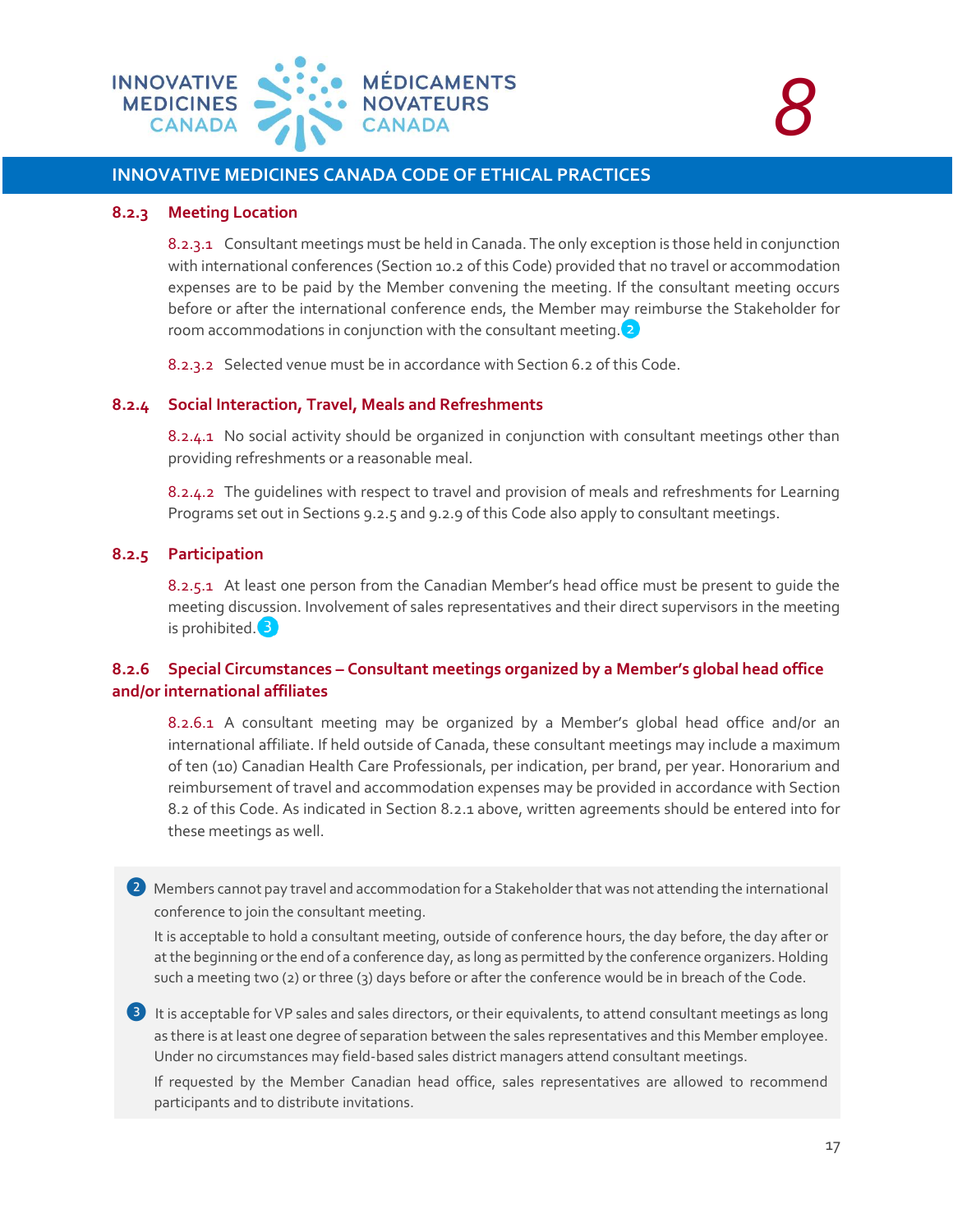### 8.2.3 Meeting Location

8.2.3.1 Consultant meetings must be held in Canada. The only exception is those held in conjunction with international conferences (Section 10.2 of this Code) provided that no travel or accommodation expenses are to be paid by the Member convening the meeting. If the consultant meeting occurs before or after the international conference ends, the Member may reimburse the Stakeholder for room accommodations in conjunction with the consultant meeting. [2]

8.2.3.2 Selected venue must be in accordance with Section 6.2 of this Code.

### 8.2.4 Social Interaction, Travel, Meals and Refreshments

8.2.4.1 No social activity should be organized in conjunction with consultant meetings other than providing refreshments or a reasonable meal.

8.2.4.2 The guidelines with respect to travel and provision of meals and refreshments for Learning Programs set out in Sections 9.2.5 and 9.2.9 of this Code also apply to consultant meetings.

### 8.2.5 Participation

8.2.5.1 At least one person from the Canadian Member's head office must be present to guide the meeting discussion. Involvement of sales representatives and their direct supervisors in the meeting is prohibited. [3]

### 8.2.6 Special Circumstances – Consultant meetings organized by a Member's global head office and/or international affiliates

8.2.6.1 A consultant meeting may be organized by a Member's global head office and/or an international affiliate. If held outside of Canada, these consultant meetings may include a maximum of ten (10) Canadian Health Care Professionals, per indication, per brand, per year. Honorarium and reimbursement of travel and accommodation expenses may be provided in accordance with Section 8.2 of this Code. As indicated in Section 8.2.1 above, written agreements should be entered into for these meetings as well.

[2] Members cannot pay travel and accommodation for a Stakeholder that was not attending the international conference to join the consultant meeting.

It is acceptable to hold a consultant meeting, outside of conference hours, the day before, the day after or at the beginning or the end of a conference day, as long as permitted by the conference organizers. Holding such a meeting two (2) or three (3) days before or after the conference would be in breach of the Code.

[3] It is acceptable for VP sales and sales directors, or their equivalents, to attend consultant meetings as long as there is at least one degree of separation between the sales representatives and this Member employee. Under no circumstances may field-based sales district managers attend consultant meetings.

If requested by the Member Canadian head office, sales representatives are allowed to recommend participants and to distribute invitations.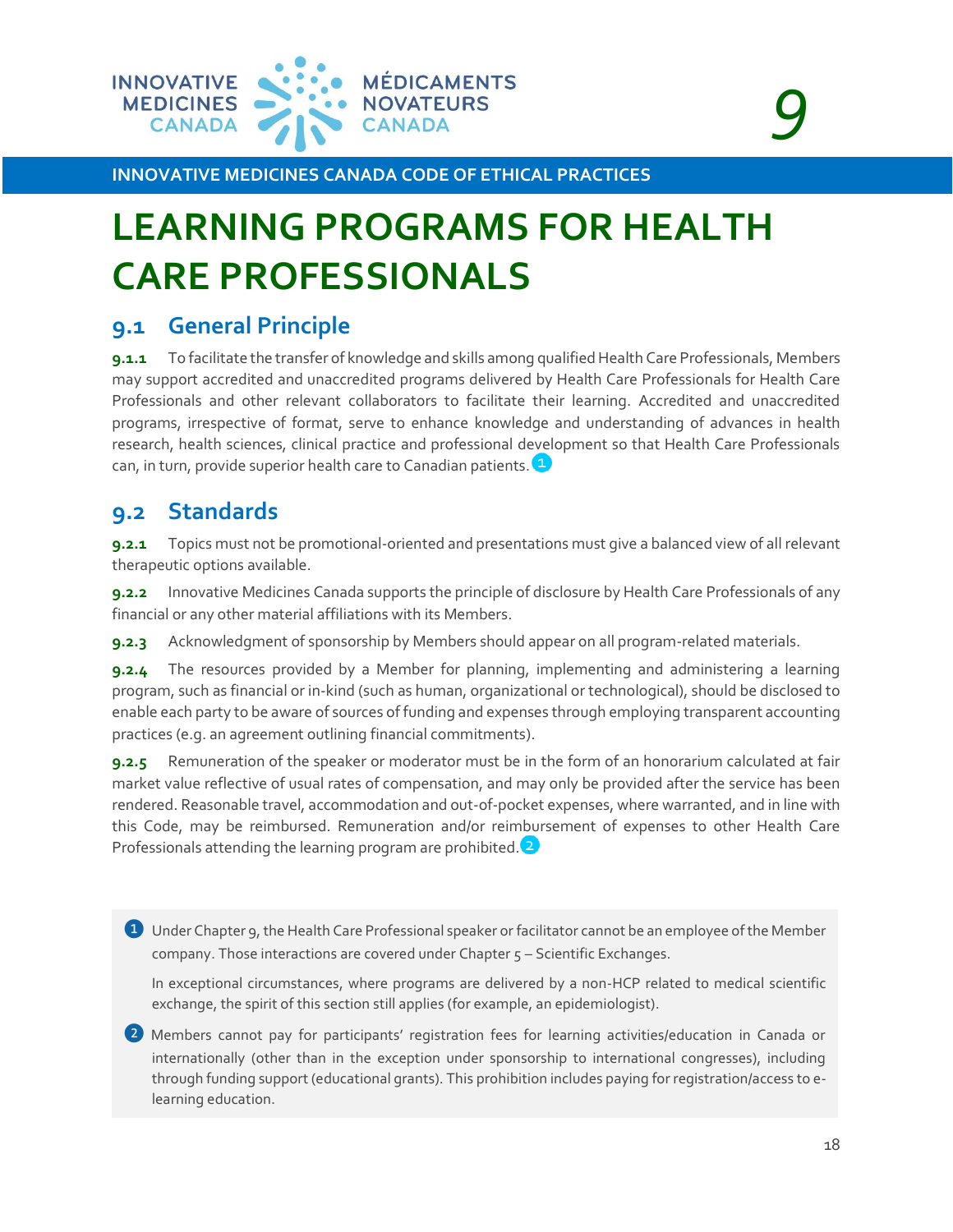# LEARNING PROGRAMS FOR HEALTH CARE PROFESSIONALS

## 9.1 General Principle

**9.1.1** To facilitate the transfer of knowledge and skills among qualified Health Care Professionals, Members may support accredited and unaccredited programs delivered by Health Care Professionals for Health Care Professionals and other relevant collaborators to facilitate their learning. Accredited and unaccredited programs, irrespective of format, serve to enhance knowledge and understanding of advances in health research, health sciences, clinical practice and professional development so that Health Care Professionals can, in turn, provide superior health care to Canadian patients. [1]

## 9.2 Standards

**9.2.1** Topics must not be promotional-oriented and presentations must give a balanced view of all relevant therapeutic options available.

**9.2.2** Innovative Medicines Canada supports the principle of disclosure by Health Care Professionals of any financial or any other material affiliations with its Members.

**9.2.3** Acknowledgment of sponsorship by Members should appear on all program-related materials.

**9.2.4** The resources provided by a Member for planning, implementing and administering a learning program, such as financial or in-kind (such as human, organizational or technological), should be disclosed to enable each party to be aware of sources of funding and expenses through employing transparent accounting practices (e.g. an agreement outlining financial commitments).

**9.2.5** Remuneration of the speaker or moderator must be in the form of an honorarium calculated at fair market value reflective of usual rates of compensation, and may only be provided after the service has been rendered. Reasonable travel, accommodation and out-of-pocket expenses, where warranted, and in line with this Code, may be reimbursed. Remuneration and/or reimbursement of expenses to other Health Care Professionals attending the learning program are prohibited. [2]

---

[1] Under Chapter 9, the Health Care Professional speaker or facilitator cannot be an employee of the Member company. Those interactions are covered under Chapter 5 – Scientific Exchanges.

In exceptional circumstances, where programs are delivered by a non-HCP related to medical scientific exchange, the spirit of this section still applies (for example, an epidemiologist).

[2] Members cannot pay for participants' registration fees for learning activities/education in Canada or internationally (other than in the exception under sponsorship to international congresses), including through funding support (educational grants). This prohibition includes paying for registration/access to e-learning education.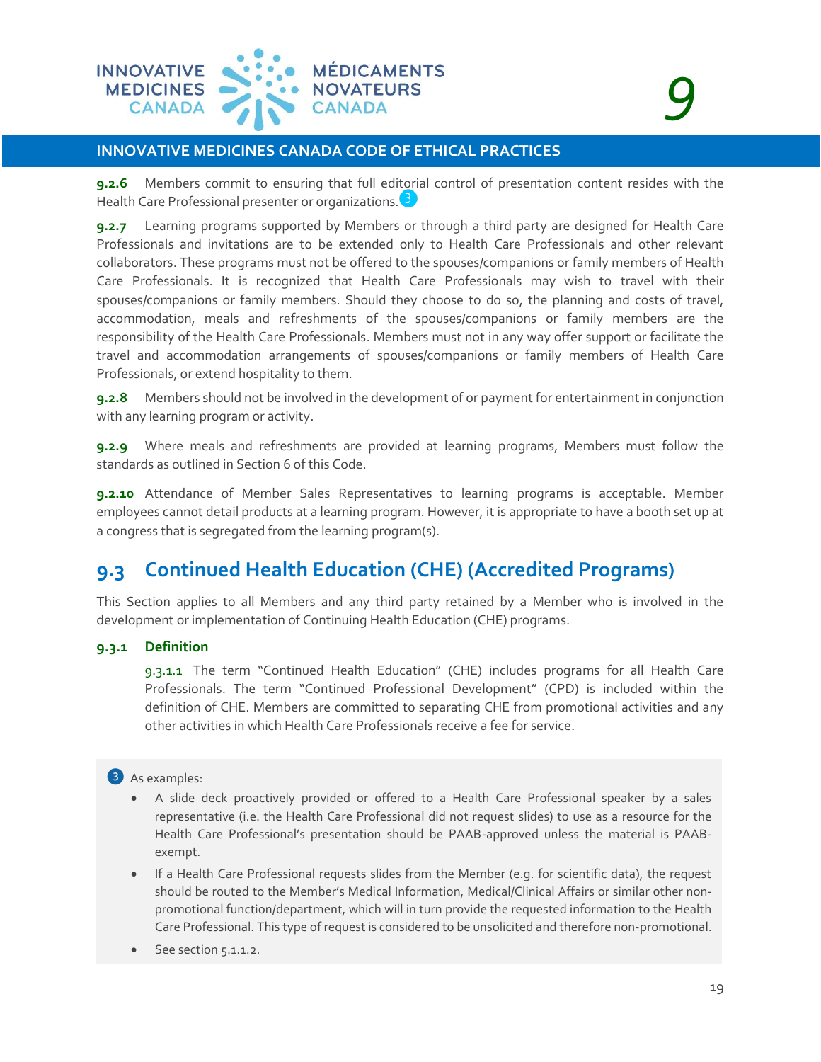**9.2.6** Members commit to ensuring that full editorial control of presentation content resides with the Health Care Professional presenter or organizations.[3]

**9.2.7** Learning programs supported by Members or through a third party are designed for Health Care Professionals and invitations are to be extended only to Health Care Professionals and other relevant collaborators. These programs must not be offered to the spouses/companions or family members of Health Care Professionals. It is recognized that Health Care Professionals may wish to travel with their spouses/companions or family members. Should they choose to do so, the planning and costs of travel, accommodation, meals and refreshments of the spouses/companions or family members are the responsibility of the Health Care Professionals. Members must not in any way offer support or facilitate the travel and accommodation arrangements of spouses/companions or family members of Health Care Professionals, or extend hospitality to them.

**9.2.8** Members should not be involved in the development of or payment for entertainment in conjunction with any learning program or activity.

**9.2.9** Where meals and refreshments are provided at learning programs, Members must follow the standards as outlined in Section 6 of this Code.

**9.2.10** Attendance of Member Sales Representatives to learning programs is acceptable. Member employees cannot detail products at a learning program. However, it is appropriate to have a booth set up at a congress that is segregated from the learning program(s).

## 9.3 Continued Health Education (CHE) (Accredited Programs)

This Section applies to all Members and any third party retained by a Member who is involved in the development or implementation of Continuing Health Education (CHE) programs.

### 9.3.1 Definition

9.3.1.1 The term "Continued Health Education" (CHE) includes programs for all Health Care Professionals. The term "Continued Professional Development" (CPD) is included within the definition of CHE. Members are committed to separating CHE from promotional activities and any other activities in which Health Care Professionals receive a fee for service.

[3] As examples:

- A slide deck proactively provided or offered to a Health Care Professional speaker by a sales representative (i.e. the Health Care Professional did not request slides) to use as a resource for the Health Care Professional's presentation should be PAAB-approved unless the material is PAAB-exempt.
- If a Health Care Professional requests slides from the Member (e.g. for scientific data), the request should be routed to the Member's Medical Information, Medical/Clinical Affairs or similar other non-promotional function/department, which will in turn provide the requested information to the Health Care Professional. This type of request is considered to be unsolicited and therefore non-promotional.
- See section 5.1.1.2.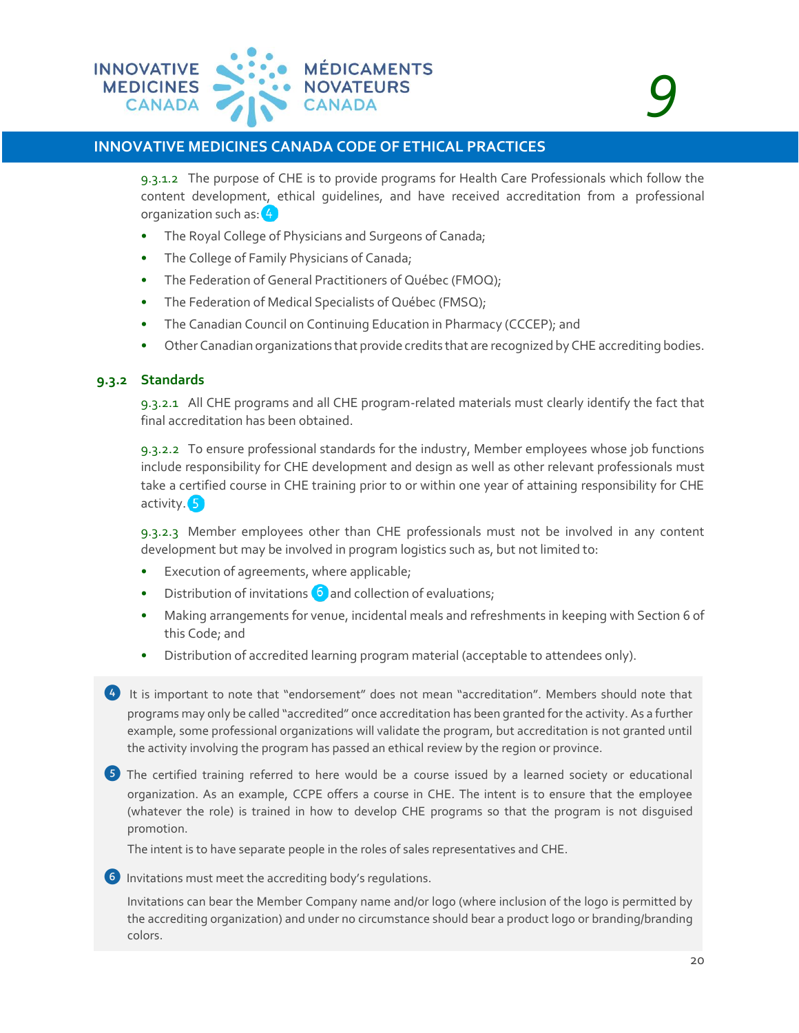9.3.1.2 The purpose of CHE is to provide programs for Health Care Professionals which follow the content development, ethical guidelines, and have received accreditation from a professional organization such as: [4]

- The Royal College of Physicians and Surgeons of Canada;
- The College of Family Physicians of Canada;
- The Federation of General Practitioners of Québec (FMOQ);
- The Federation of Medical Specialists of Québec (FMSQ);
- The Canadian Council on Continuing Education in Pharmacy (CCCEP); and
- Other Canadian organizations that provide credits that are recognized by CHE accrediting bodies.

### 9.3.2 Standards

9.3.2.1 All CHE programs and all CHE program-related materials must clearly identify the fact that final accreditation has been obtained.

9.3.2.2 To ensure professional standards for the industry, Member employees whose job functions include responsibility for CHE development and design as well as other relevant professionals must take a certified course in CHE training prior to or within one year of attaining responsibility for CHE activity. [5]

9.3.2.3 Member employees other than CHE professionals must not be involved in any content development but may be involved in program logistics such as, but not limited to:

- Execution of agreements, where applicable;
- Distribution of invitations [6] and collection of evaluations;
- Making arrangements for venue, incidental meals and refreshments in keeping with Section 6 of this Code; and
- Distribution of accredited learning program material (acceptable to attendees only).

[4] It is important to note that "endorsement" does not mean "accreditation". Members should note that programs may only be called "accredited" once accreditation has been granted for the activity. As a further example, some professional organizations will validate the program, but accreditation is not granted until the activity involving the program has passed an ethical review by the region or province.

[5] The certified training referred to here would be a course issued by a learned society or educational organization. As an example, CCPE offers a course in CHE. The intent is to ensure that the employee (whatever the role) is trained in how to develop CHE programs so that the program is not disguised promotion.

The intent is to have separate people in the roles of sales representatives and CHE.

[6] Invitations must meet the accrediting body's regulations.

Invitations can bear the Member Company name and/or logo (where inclusion of the logo is permitted by the accrediting organization) and under no circumstance should bear a product logo or branding/branding colors.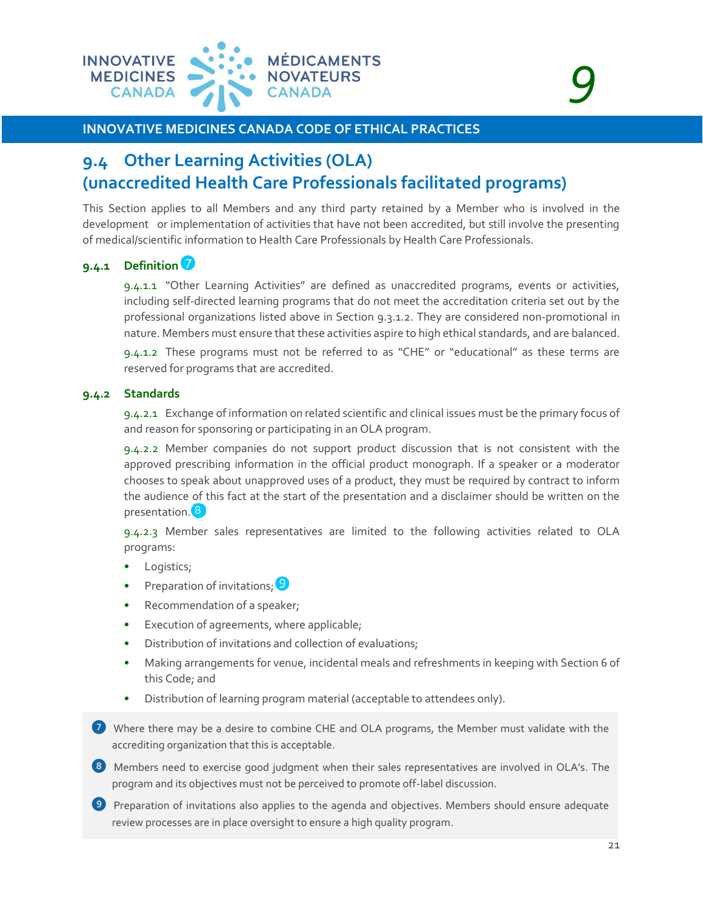## 9.4 Other Learning Activities (OLA) (unaccredited Health Care Professionals facilitated programs)

This Section applies to all Members and any third party retained by a Member who is involved in the development or implementation of activities that have not been accredited, but still involve the presenting of medical/scientific information to Health Care Professionals by Health Care Professionals.

### 9.4.1 Definition [7]

9.4.1.1 "Other Learning Activities" are defined as unaccredited programs, events or activities, including self-directed learning programs that do not meet the accreditation criteria set out by the professional organizations listed above in Section 9.3.1.2. They are considered non-promotional in nature. Members must ensure that these activities aspire to high ethical standards, and are balanced.

9.4.1.2 These programs must not be referred to as "CHE" or "educational" as these terms are reserved for programs that are accredited.

### 9.4.2 Standards

9.4.2.1 Exchange of information on related scientific and clinical issues must be the primary focus of and reason for sponsoring or participating in an OLA program.

9.4.2.2 Member companies do not support product discussion that is not consistent with the approved prescribing information in the official product monograph. If a speaker or a moderator chooses to speak about unapproved uses of a product, they must be required by contract to inform the audience of this fact at the start of the presentation and a disclaimer should be written on the presentation. [8]

9.4.2.3 Member sales representatives are limited to the following activities related to OLA programs:

- Logistics;
- Preparation of invitations; [9]
- Recommendation of a speaker;
- Execution of agreements, where applicable;
- Distribution of invitations and collection of evaluations;
- Making arrangements for venue, incidental meals and refreshments in keeping with Section 6 of this Code; and
- Distribution of learning program material (acceptable to attendees only).

[7] Where there may be a desire to combine CHE and OLA programs, the Member must validate with the accrediting organization that this is acceptable.

[8] Members need to exercise good judgment when their sales representatives are involved in OLA's. The program and its objectives must not be perceived to promote off-label discussion.

[9] Preparation of invitations also applies to the agenda and objectives. Members should ensure adequate review processes are in place oversight to ensure a high quality program.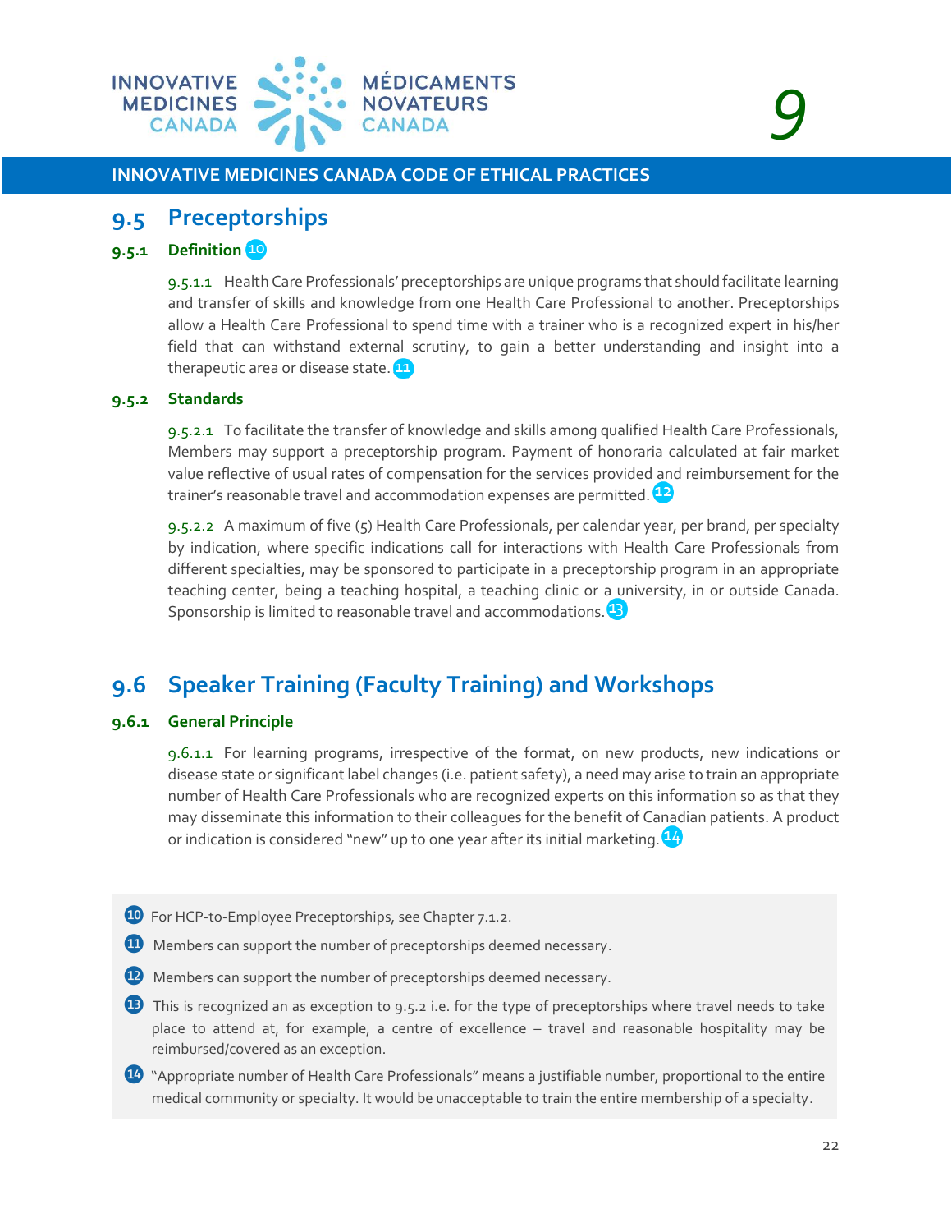## 9.5 Preceptorships

### 9.5.1 Definition [10]

9.5.1.1 Health Care Professionals' preceptorships are unique programs that should facilitate learning and transfer of skills and knowledge from one Health Care Professional to another. Preceptorships allow a Health Care Professional to spend time with a trainer who is a recognized expert in his/her field that can withstand external scrutiny, to gain a better understanding and insight into a therapeutic area or disease state. [11]

### 9.5.2 Standards

9.5.2.1 To facilitate the transfer of knowledge and skills among qualified Health Care Professionals, Members may support a preceptorship program. Payment of honoraria calculated at fair market value reflective of usual rates of compensation for the services provided and reimbursement for the trainer's reasonable travel and accommodation expenses are permitted. [12]

9.5.2.2 A maximum of five (5) Health Care Professionals, per calendar year, per brand, per specialty by indication, where specific indications call for interactions with Health Care Professionals from different specialties, may be sponsored to participate in a preceptorship program in an appropriate teaching center, being a teaching hospital, a teaching clinic or a university, in or outside Canada. Sponsorship is limited to reasonable travel and accommodations. [13]

## 9.6 Speaker Training (Faculty Training) and Workshops

### 9.6.1 General Principle

9.6.1.1 For learning programs, irrespective of the format, on new products, new indications or disease state or significant label changes (i.e. patient safety), a need may arise to train an appropriate number of Health Care Professionals who are recognized experts on this information so as that they may disseminate this information to their colleagues for the benefit of Canadian patients. A product or indication is considered "new" up to one year after its initial marketing. [14]

---

[10] For HCP-to-Employee Preceptorships, see Chapter 7.1.2.

[11] Members can support the number of preceptorships deemed necessary.

[12] Members can support the number of preceptorships deemed necessary.

[13] This is recognized an as exception to 9.5.2 i.e. for the type of preceptorships where travel needs to take place to attend at, for example, a centre of excellence – travel and reasonable hospitality may be reimbursed/covered as an exception.

[14] "Appropriate number of Health Care Professionals" means a justifiable number, proportional to the entire medical community or specialty. It would be unacceptable to train the entire membership of a specialty.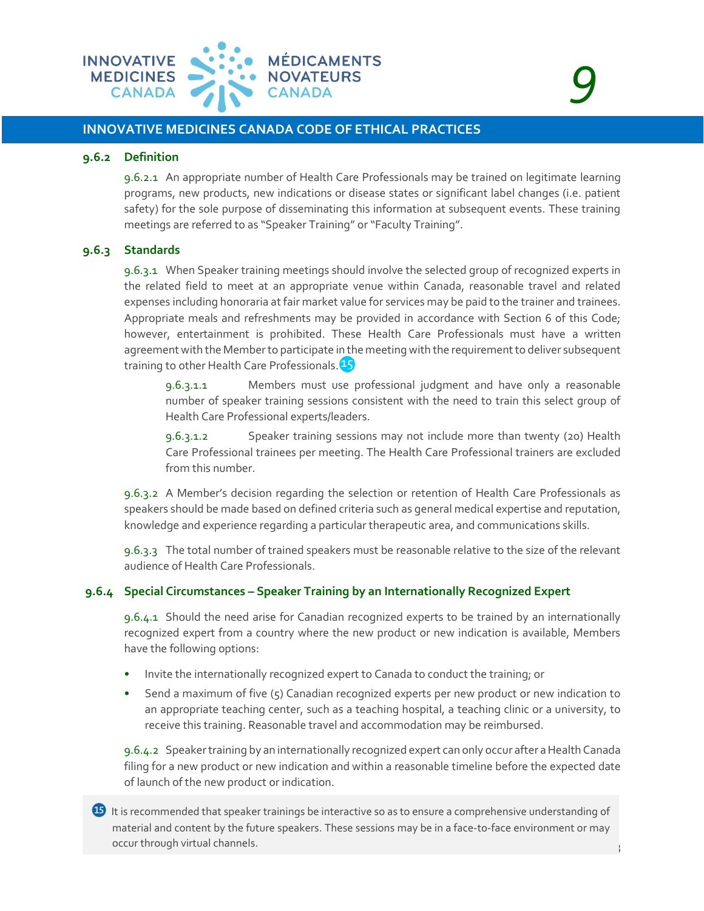### 9.6.2 Definition

9.6.2.1 An appropriate number of Health Care Professionals may be trained on legitimate learning programs, new products, new indications or disease states or significant label changes (i.e. patient safety) for the sole purpose of disseminating this information at subsequent events. These training meetings are referred to as "Speaker Training" or "Faculty Training".

### 9.6.3 Standards

9.6.3.1 When Speaker training meetings should involve the selected group of recognized experts in the related field to meet at an appropriate venue within Canada, reasonable travel and related expenses including honoraria at fair market value for services may be paid to the trainer and trainees. Appropriate meals and refreshments may be provided in accordance with Section 6 of this Code; however, entertainment is prohibited. These Health Care Professionals must have a written agreement with the Member to participate in the meeting with the requirement to deliver subsequent training to other Health Care Professionals.[15]

9.6.3.1.1 Members must use professional judgment and have only a reasonable number of speaker training sessions consistent with the need to train this select group of Health Care Professional experts/leaders.

9.6.3.1.2 Speaker training sessions may not include more than twenty (20) Health Care Professional trainees per meeting. The Health Care Professional trainers are excluded from this number.

9.6.3.2 A Member's decision regarding the selection or retention of Health Care Professionals as speakers should be made based on defined criteria such as general medical expertise and reputation, knowledge and experience regarding a particular therapeutic area, and communications skills.

9.6.3.3 The total number of trained speakers must be reasonable relative to the size of the relevant audience of Health Care Professionals.

### 9.6.4 Special Circumstances – Speaker Training by an Internationally Recognized Expert

9.6.4.1 Should the need arise for Canadian recognized experts to be trained by an internationally recognized expert from a country where the new product or new indication is available, Members have the following options:

- Invite the internationally recognized expert to Canada to conduct the training; or
- Send a maximum of five (5) Canadian recognized experts per new product or new indication to an appropriate teaching center, such as a teaching hospital, a teaching clinic or a university, to receive this training. Reasonable travel and accommodation may be reimbursed.

9.6.4.2 Speaker training by an internationally recognized expert can only occur after a Health Canada filing for a new product or new indication and within a reasonable timeline before the expected date of launch of the new product or indication.

[15] It is recommended that speaker trainings be interactive so as to ensure a comprehensive understanding of material and content by the future speakers. These sessions may be in a face-to-face environment or may occur through virtual channels.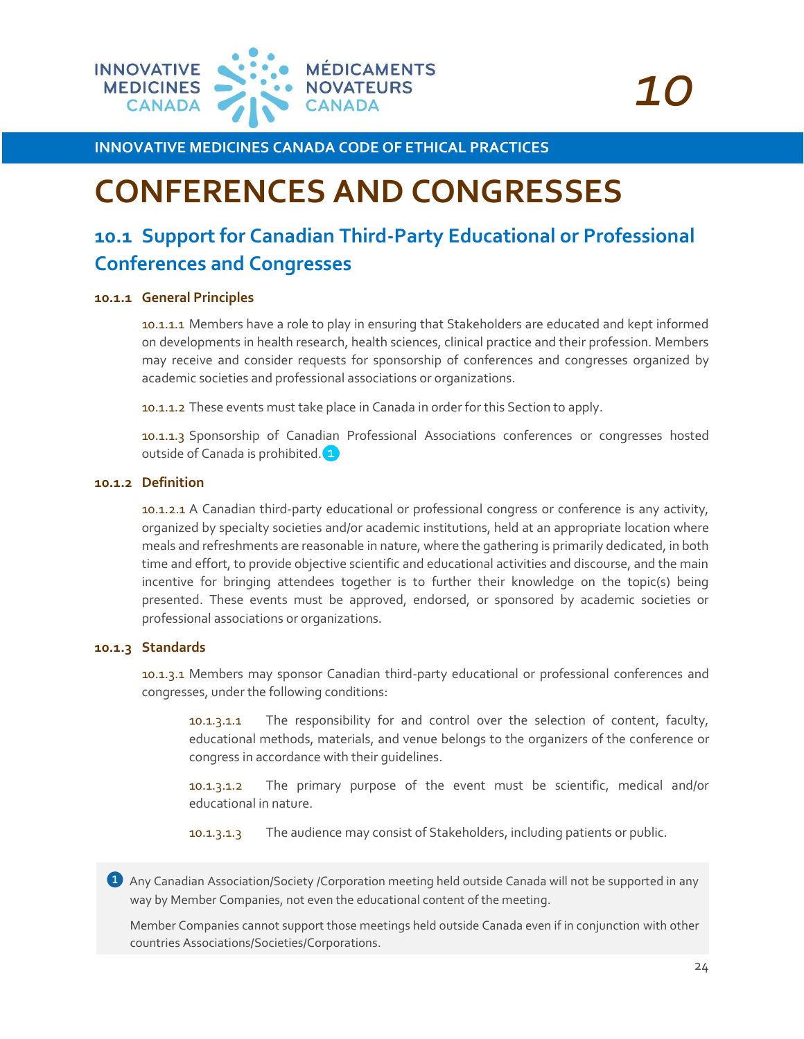# CONFERENCES AND CONGRESSES

## 10.1 Support for Canadian Third-Party Educational or Professional Conferences and Congresses

### 10.1.1 General Principles

10.1.1.1 Members have a role to play in ensuring that Stakeholders are educated and kept informed on developments in health research, health sciences, clinical practice and their profession. Members may receive and consider requests for sponsorship of conferences and congresses organized by academic societies and professional associations or organizations.

10.1.1.2 These events must take place in Canada in order for this Section to apply.

10.1.1.3 Sponsorship of Canadian Professional Associations conferences or congresses hosted outside of Canada is prohibited.[1]

### 10.1.2 Definition

10.1.2.1 A Canadian third-party educational or professional congress or conference is any activity, organized by specialty societies and/or academic institutions, held at an appropriate location where meals and refreshments are reasonable in nature, where the gathering is primarily dedicated, in both time and effort, to provide objective scientific and educational activities and discourse, and the main incentive for bringing attendees together is to further their knowledge on the topic(s) being presented. These events must be approved, endorsed, or sponsored by academic societies or professional associations or organizations.

### 10.1.3 Standards

10.1.3.1 Members may sponsor Canadian third-party educational or professional conferences and congresses, under the following conditions:

10.1.3.1.1 The responsibility for and control over the selection of content, faculty, educational methods, materials, and venue belongs to the organizers of the conference or congress in accordance with their guidelines.

10.1.3.1.2 The primary purpose of the event must be scientific, medical and/or educational in nature.

10.1.3.1.3 The audience may consist of Stakeholders, including patients or public.

[1] Any Canadian Association/Society /Corporation meeting held outside Canada will not be supported in any way by Member Companies, not even the educational content of the meeting.

Member Companies cannot support those meetings held outside Canada even if in conjunction with other countries Associations/Societies/Corporations.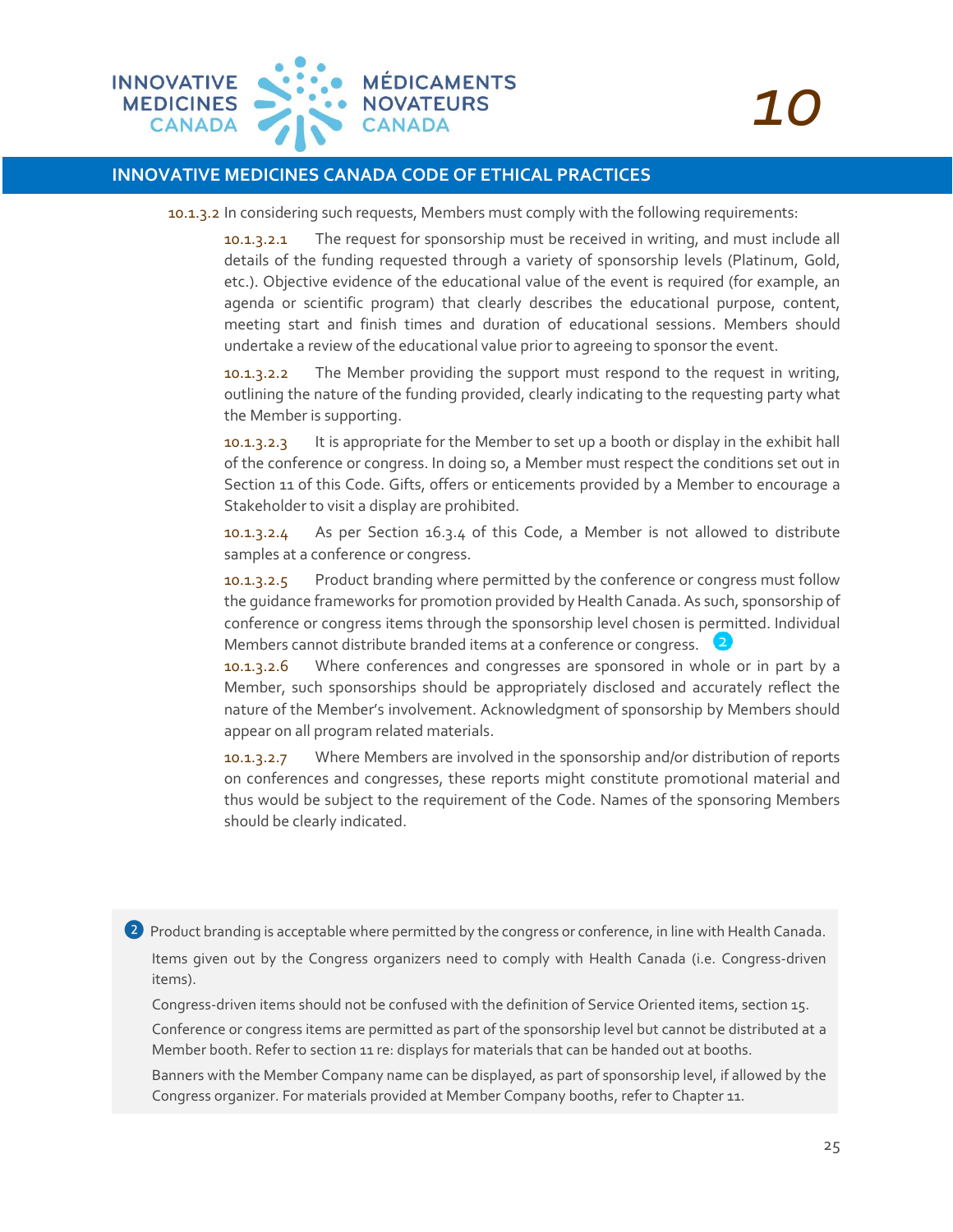10.1.3.2 In considering such requests, Members must comply with the following requirements:

10.1.3.2.1 The request for sponsorship must be received in writing, and must include all details of the funding requested through a variety of sponsorship levels (Platinum, Gold, etc.). Objective evidence of the educational value of the event is required (for example, an agenda or scientific program) that clearly describes the educational purpose, content, meeting start and finish times and duration of educational sessions. Members should undertake a review of the educational value prior to agreeing to sponsor the event.

10.1.3.2.2 The Member providing the support must respond to the request in writing, outlining the nature of the funding provided, clearly indicating to the requesting party what the Member is supporting.

10.1.3.2.3 It is appropriate for the Member to set up a booth or display in the exhibit hall of the conference or congress. In doing so, a Member must respect the conditions set out in Section 11 of this Code. Gifts, offers or enticements provided by a Member to encourage a Stakeholder to visit a display are prohibited.

10.1.3.2.4 As per Section 16.3.4 of this Code, a Member is not allowed to distribute samples at a conference or congress.

10.1.3.2.5 Product branding where permitted by the conference or congress must follow the guidance frameworks for promotion provided by Health Canada. As such, sponsorship of conference or congress items through the sponsorship level chosen is permitted. Individual Members cannot distribute branded items at a conference or congress. [2]

10.1.3.2.6 Where conferences and congresses are sponsored in whole or in part by a Member, such sponsorships should be appropriately disclosed and accurately reflect the nature of the Member's involvement. Acknowledgment of sponsorship by Members should appear on all program related materials.

10.1.3.2.7 Where Members are involved in the sponsorship and/or distribution of reports on conferences and congresses, these reports might constitute promotional material and thus would be subject to the requirement of the Code. Names of the sponsoring Members should be clearly indicated.

[2] Product branding is acceptable where permitted by the congress or conference, in line with Health Canada.

Items given out by the Congress organizers need to comply with Health Canada (i.e. Congress-driven items).

Congress-driven items should not be confused with the definition of Service Oriented items, section 15.

Conference or congress items are permitted as part of the sponsorship level but cannot be distributed at a Member booth. Refer to section 11 re: displays for materials that can be handed out at booths.

Banners with the Member Company name can be displayed, as part of sponsorship level, if allowed by the Congress organizer. For materials provided at Member Company booths, refer to Chapter 11.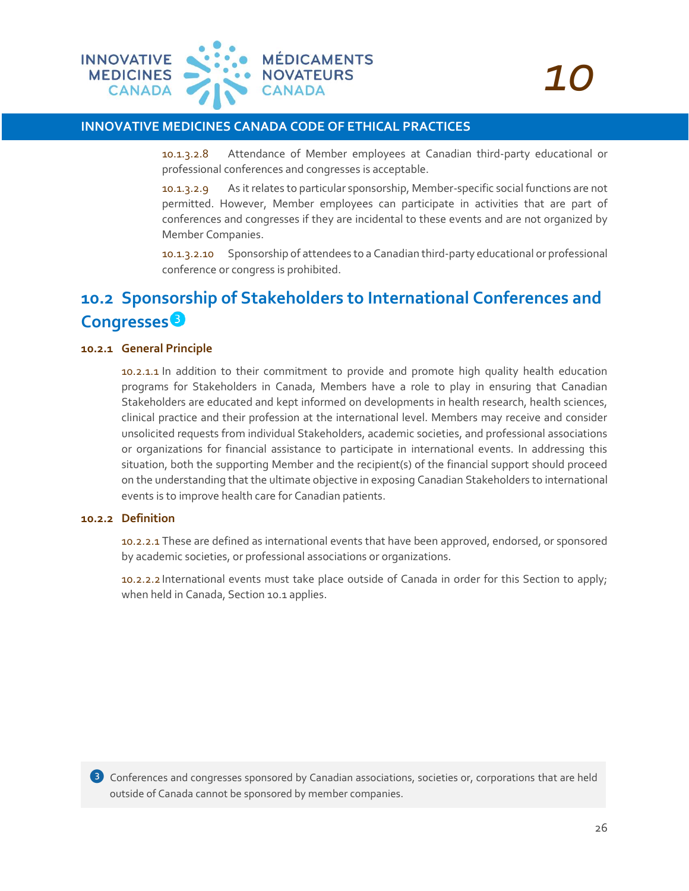10.1.3.2.8 Attendance of Member employees at Canadian third-party educational or professional conferences and congresses is acceptable.

10.1.3.2.9 As it relates to particular sponsorship, Member-specific social functions are not permitted. However, Member employees can participate in activities that are part of conferences and congresses if they are incidental to these events and are not organized by Member Companies.

10.1.3.2.10 Sponsorship of attendees to a Canadian third-party educational or professional conference or congress is prohibited.

## 10.2 Sponsorship of Stakeholders to International Conferences and Congresses[3]

### 10.2.1 General Principle

10.2.1.1 In addition to their commitment to provide and promote high quality health education programs for Stakeholders in Canada, Members have a role to play in ensuring that Canadian Stakeholders are educated and kept informed on developments in health research, health sciences, clinical practice and their profession at the international level. Members may receive and consider unsolicited requests from individual Stakeholders, academic societies, and professional associations or organizations for financial assistance to participate in international events. In addressing this situation, both the supporting Member and the recipient(s) of the financial support should proceed on the understanding that the ultimate objective in exposing Canadian Stakeholders to international events is to improve health care for Canadian patients.

### 10.2.2 Definition

10.2.2.1 These are defined as international events that have been approved, endorsed, or sponsored by academic societies, or professional associations or organizations.

10.2.2.2 International events must take place outside of Canada in order for this Section to apply; when held in Canada, Section 10.1 applies.

[3] Conferences and congresses sponsored by Canadian associations, societies or, corporations that are held outside of Canada cannot be sponsored by member companies.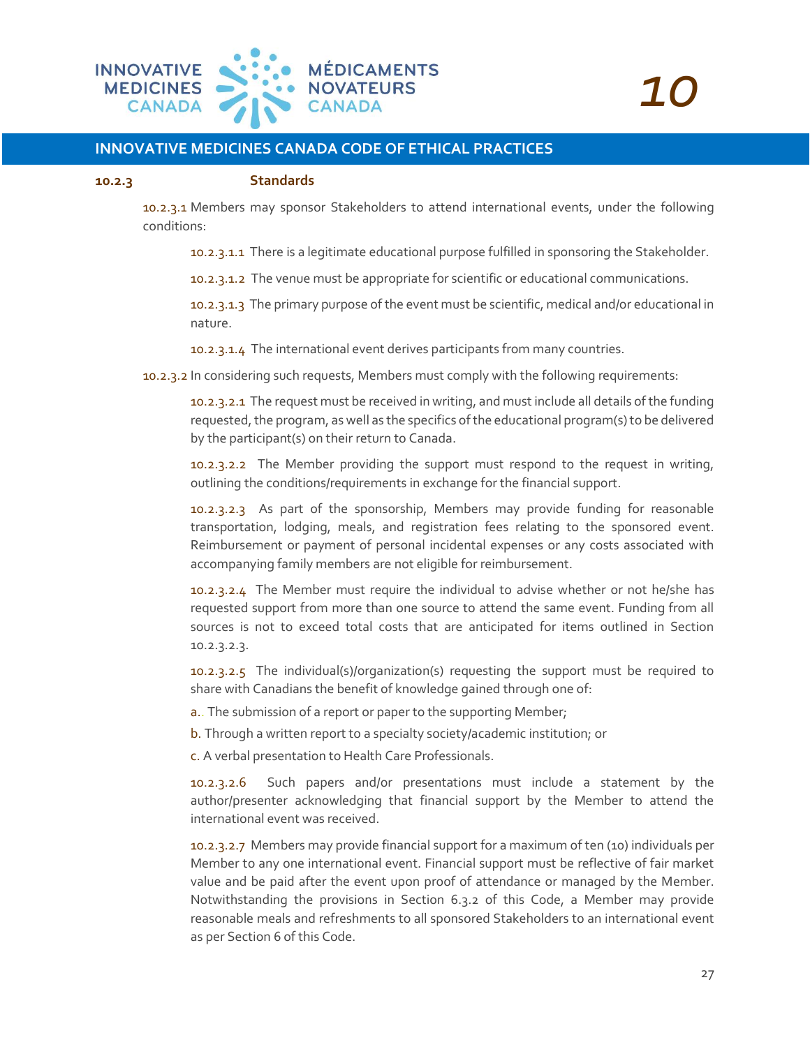#### 10.2.3 Standards

10.2.3.1 Members may sponsor Stakeholders to attend international events, under the following conditions:

10.2.3.1.1 There is a legitimate educational purpose fulfilled in sponsoring the Stakeholder.

10.2.3.1.2 The venue must be appropriate for scientific or educational communications.

10.2.3.1.3 The primary purpose of the event must be scientific, medical and/or educational in nature.

10.2.3.1.4 The international event derives participants from many countries.

10.2.3.2 In considering such requests, Members must comply with the following requirements:

10.2.3.2.1 The request must be received in writing, and must include all details of the funding requested, the program, as well as the specifics of the educational program(s) to be delivered by the participant(s) on their return to Canada.

10.2.3.2.2 The Member providing the support must respond to the request in writing, outlining the conditions/requirements in exchange for the financial support.

10.2.3.2.3 As part of the sponsorship, Members may provide funding for reasonable transportation, lodging, meals, and registration fees relating to the sponsored event. Reimbursement or payment of personal incidental expenses or any costs associated with accompanying family members are not eligible for reimbursement.

10.2.3.2.4 The Member must require the individual to advise whether or not he/she has requested support from more than one source to attend the same event. Funding from all sources is not to exceed total costs that are anticipated for items outlined in Section 10.2.3.2.3.

10.2.3.2.5 The individual(s)/organization(s) requesting the support must be required to share with Canadians the benefit of knowledge gained through one of:

a. The submission of a report or paper to the supporting Member;

b. Through a written report to a specialty society/academic institution; or

c. A verbal presentation to Health Care Professionals.

10.2.3.2.6 Such papers and/or presentations must include a statement by the author/presenter acknowledging that financial support by the Member to attend the international event was received.

10.2.3.2.7 Members may provide financial support for a maximum of ten (10) individuals per Member to any one international event. Financial support must be reflective of fair market value and be paid after the event upon proof of attendance or managed by the Member. Notwithstanding the provisions in Section 6.3.2 of this Code, a Member may provide reasonable meals and refreshments to all sponsored Stakeholders to an international event as per Section 6 of this Code.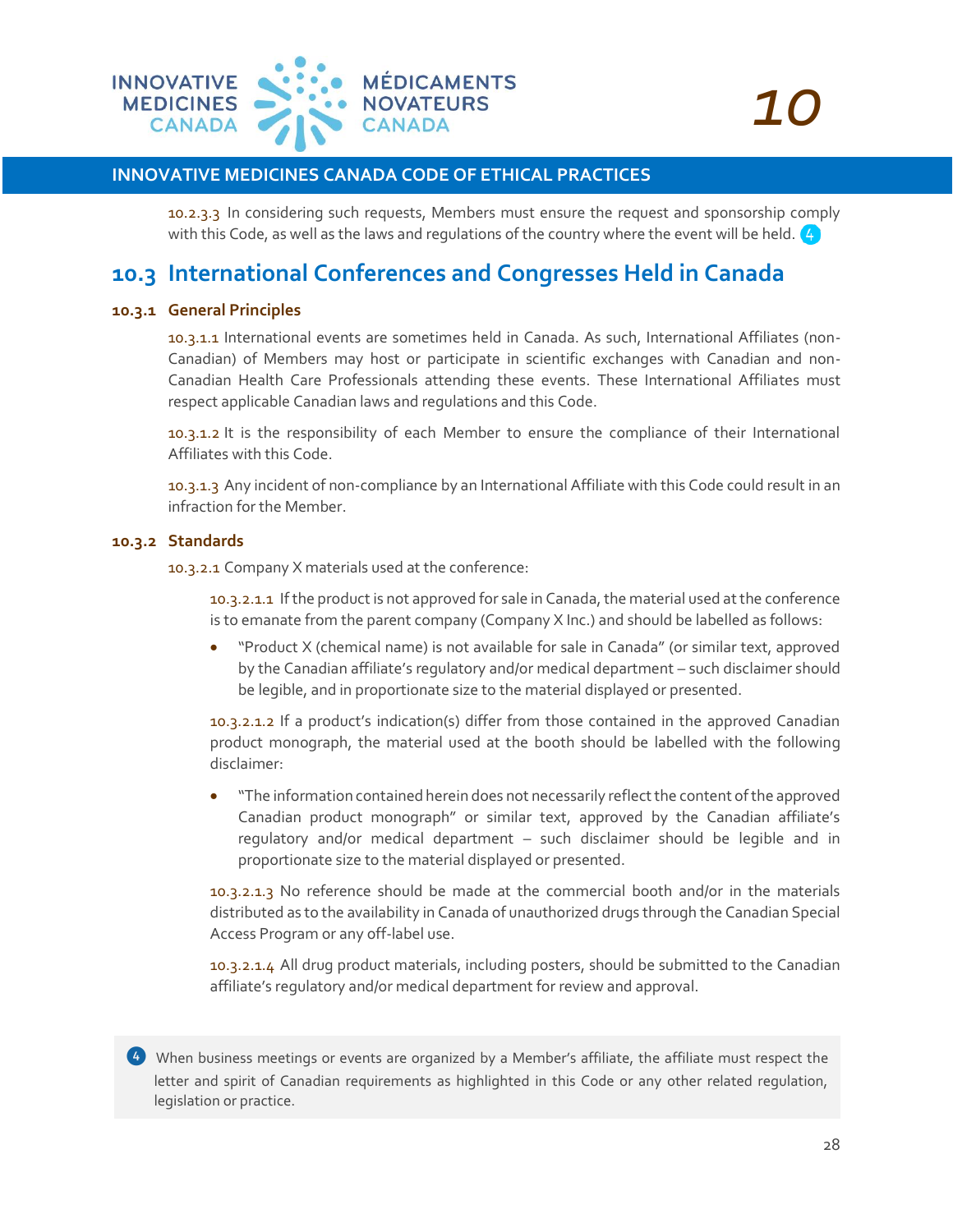10.2.3.3 In considering such requests, Members must ensure the request and sponsorship comply with this Code, as well as the laws and regulations of the country where the event will be held. [4]

## 10.3 International Conferences and Congresses Held in Canada

### 10.3.1 General Principles

10.3.1.1 International events are sometimes held in Canada. As such, International Affiliates (non-Canadian) of Members may host or participate in scientific exchanges with Canadian and non-Canadian Health Care Professionals attending these events. These International Affiliates must respect applicable Canadian laws and regulations and this Code.

10.3.1.2 It is the responsibility of each Member to ensure the compliance of their International Affiliates with this Code.

10.3.1.3 Any incident of non-compliance by an International Affiliate with this Code could result in an infraction for the Member.

### 10.3.2 Standards

10.3.2.1 Company X materials used at the conference:

10.3.2.1.1 If the product is not approved for sale in Canada, the material used at the conference is to emanate from the parent company (Company X Inc.) and should be labelled as follows:

- "Product X (chemical name) is not available for sale in Canada" (or similar text, approved by the Canadian affiliate's regulatory and/or medical department – such disclaimer should be legible, and in proportionate size to the material displayed or presented.

10.3.2.1.2 If a product's indication(s) differ from those contained in the approved Canadian product monograph, the material used at the booth should be labelled with the following disclaimer:

- "The information contained herein does not necessarily reflect the content of the approved Canadian product monograph" or similar text, approved by the Canadian affiliate's regulatory and/or medical department – such disclaimer should be legible and in proportionate size to the material displayed or presented.

10.3.2.1.3 No reference should be made at the commercial booth and/or in the materials distributed as to the availability in Canada of unauthorized drugs through the Canadian Special Access Program or any off-label use.

10.3.2.1.4 All drug product materials, including posters, should be submitted to the Canadian affiliate's regulatory and/or medical department for review and approval.

[4] When business meetings or events are organized by a Member's affiliate, the affiliate must respect the letter and spirit of Canadian requirements as highlighted in this Code or any other related regulation, legislation or practice.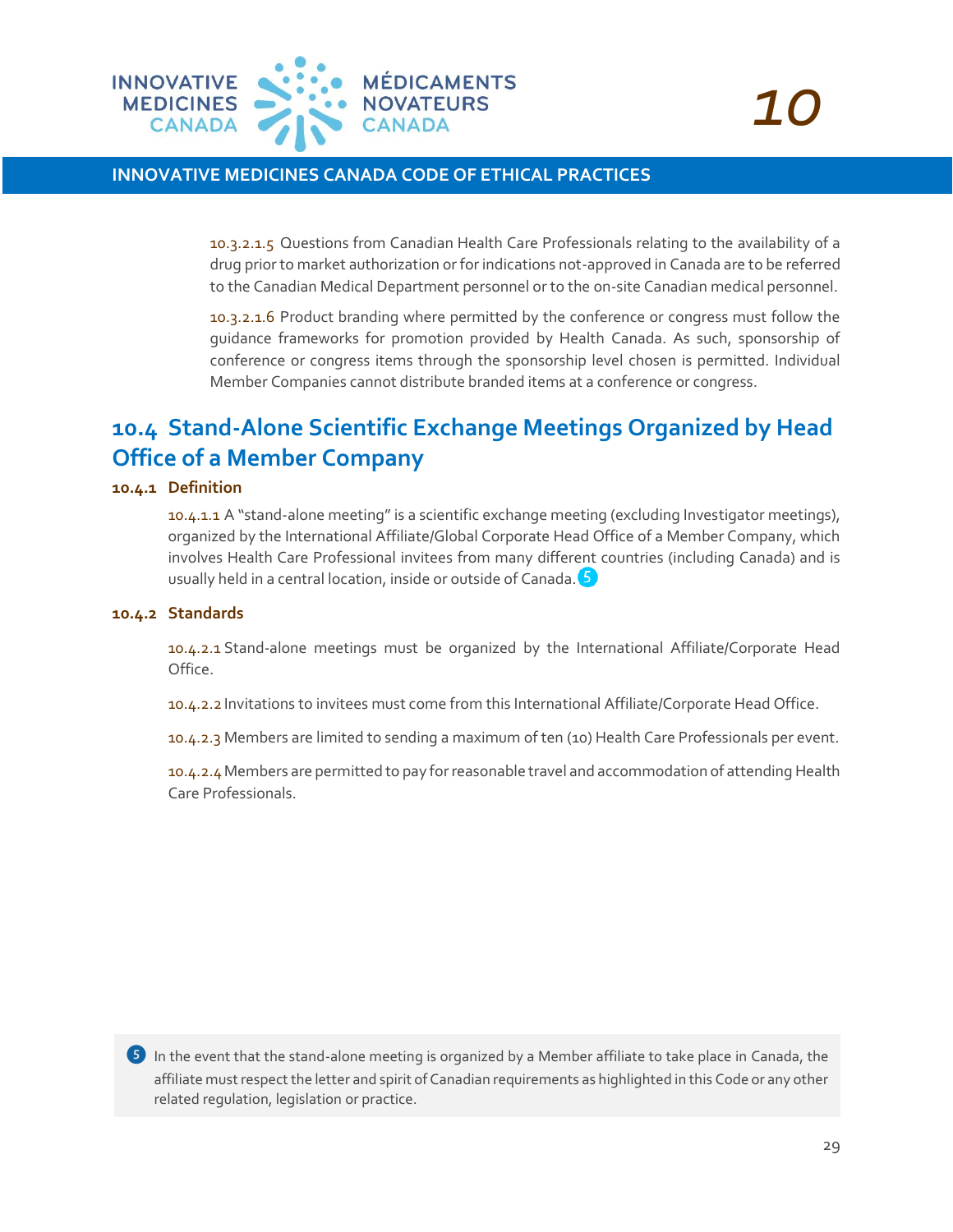10.3.2.1.5 Questions from Canadian Health Care Professionals relating to the availability of a drug prior to market authorization or for indications not-approved in Canada are to be referred to the Canadian Medical Department personnel or to the on-site Canadian medical personnel.

10.3.2.1.6 Product branding where permitted by the conference or congress must follow the guidance frameworks for promotion provided by Health Canada. As such, sponsorship of conference or congress items through the sponsorship level chosen is permitted. Individual Member Companies cannot distribute branded items at a conference or congress.

## 10.4 Stand-Alone Scientific Exchange Meetings Organized by Head Office of a Member Company

### 10.4.1 Definition

10.4.1.1 A "stand-alone meeting" is a scientific exchange meeting (excluding Investigator meetings), organized by the International Affiliate/Global Corporate Head Office of a Member Company, which involves Health Care Professional invitees from many different countries (including Canada) and is usually held in a central location, inside or outside of Canada. [5]

### 10.4.2 Standards

10.4.2.1 Stand-alone meetings must be organized by the International Affiliate/Corporate Head Office.

10.4.2.2 Invitations to invitees must come from this International Affiliate/Corporate Head Office.

10.4.2.3 Members are limited to sending a maximum of ten (10) Health Care Professionals per event.

10.4.2.4 Members are permitted to pay for reasonable travel and accommodation of attending Health Care Professionals.

[5] In the event that the stand-alone meeting is organized by a Member affiliate to take place in Canada, the affiliate must respect the letter and spirit of Canadian requirements as highlighted in this Code or any other related regulation, legislation or practice.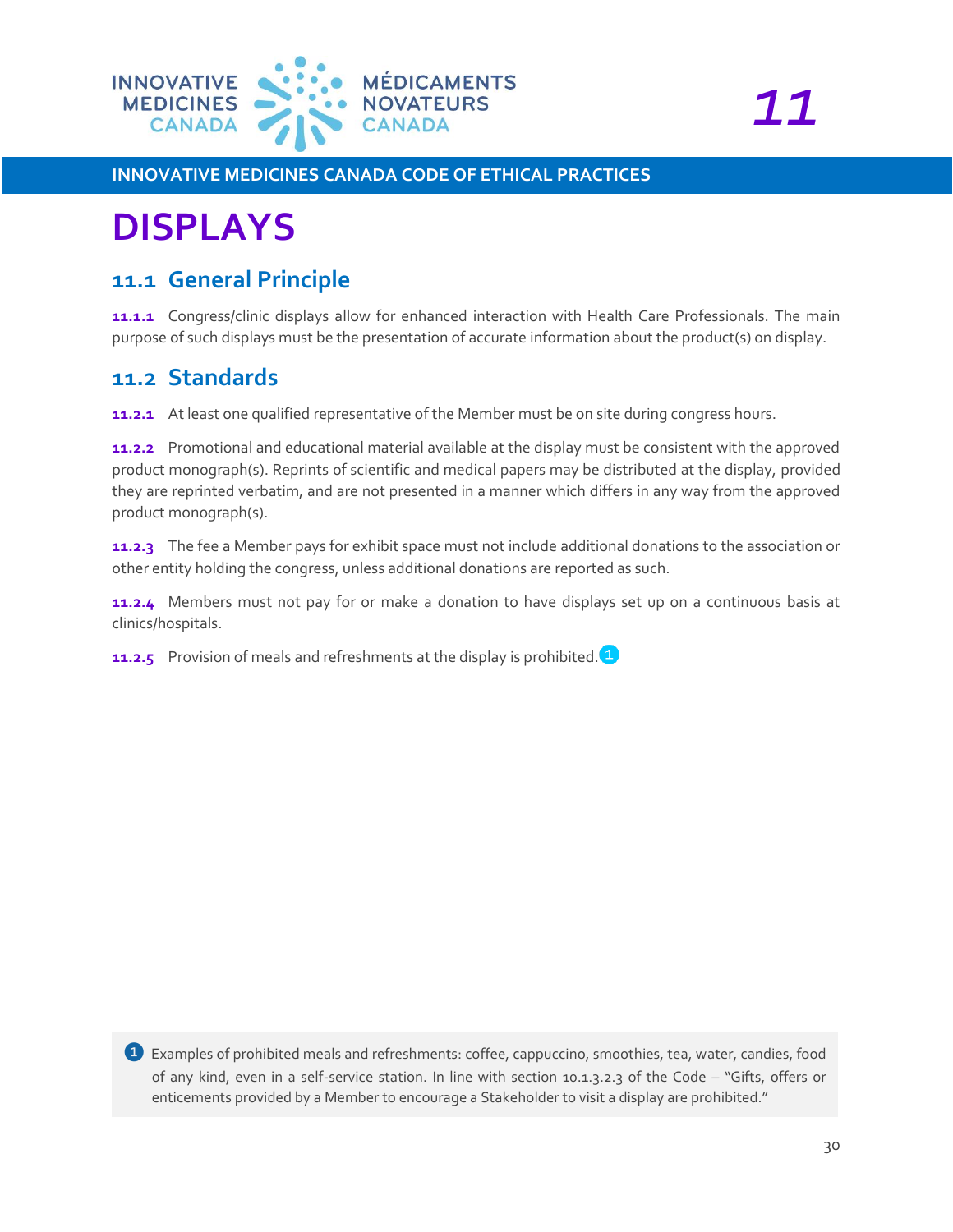# DISPLAYS

## 11.1 General Principle

**11.1.1** Congress/clinic displays allow for enhanced interaction with Health Care Professionals. The main purpose of such displays must be the presentation of accurate information about the product(s) on display.

## 11.2 Standards

**11.2.1** At least one qualified representative of the Member must be on site during congress hours.

**11.2.2** Promotional and educational material available at the display must be consistent with the approved product monograph(s). Reprints of scientific and medical papers may be distributed at the display, provided they are reprinted verbatim, and are not presented in a manner which differs in any way from the approved product monograph(s).

**11.2.3** The fee a Member pays for exhibit space must not include additional donations to the association or other entity holding the congress, unless additional donations are reported as such.

**11.2.4** Members must not pay for or make a donation to have displays set up on a continuous basis at clinics/hospitals.

**11.2.5** Provision of meals and refreshments at the display is prohibited.[1]

[1] Examples of prohibited meals and refreshments: coffee, cappuccino, smoothies, tea, water, candies, food of any kind, even in a self-service station. In line with section 10.1.3.2.3 of the Code – "Gifts, offers or enticements provided by a Member to encourage a Stakeholder to visit a display are prohibited."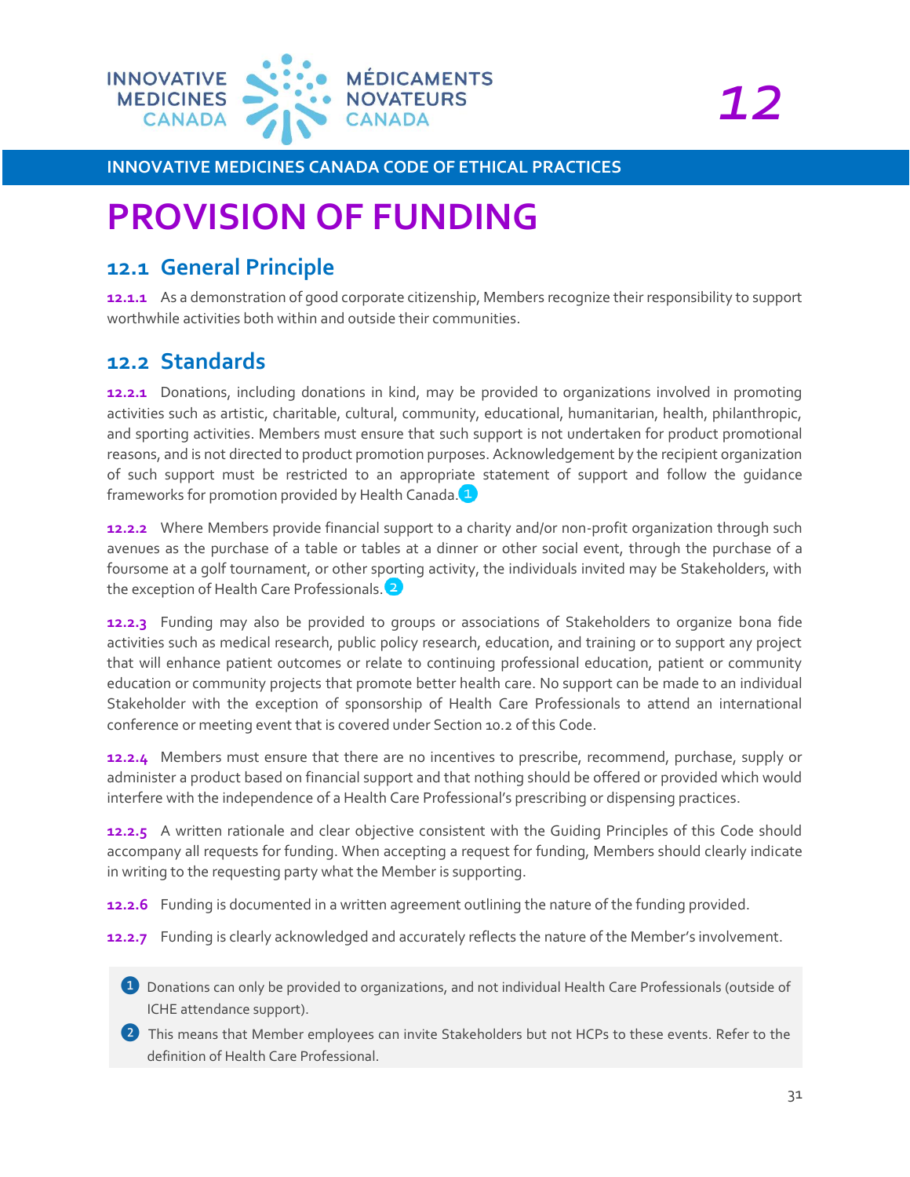# 12 PROVISION OF FUNDING

## 12.1 General Principle

**12.1.1** As a demonstration of good corporate citizenship, Members recognize their responsibility to support worthwhile activities both within and outside their communities.

## 12.2 Standards

**12.2.1** Donations, including donations in kind, may be provided to organizations involved in promoting activities such as artistic, charitable, cultural, community, educational, humanitarian, health, philanthropic, and sporting activities. Members must ensure that such support is not undertaken for product promotional reasons, and is not directed to product promotion purposes. Acknowledgement by the recipient organization of such support must be restricted to an appropriate statement of support and follow the guidance frameworks for promotion provided by Health Canada.[1]

**12.2.2** Where Members provide financial support to a charity and/or non-profit organization through such avenues as the purchase of a table or tables at a dinner or other social event, through the purchase of a foursome at a golf tournament, or other sporting activity, the individuals invited may be Stakeholders, with the exception of Health Care Professionals.[2]

**12.2.3** Funding may also be provided to groups or associations of Stakeholders to organize bona fide activities such as medical research, public policy research, education, and training or to support any project that will enhance patient outcomes or relate to continuing professional education, patient or community education or community projects that promote better health care. No support can be made to an individual Stakeholder with the exception of sponsorship of Health Care Professionals to attend an international conference or meeting event that is covered under Section 10.2 of this Code.

**12.2.4** Members must ensure that there are no incentives to prescribe, recommend, purchase, supply or administer a product based on financial support and that nothing should be offered or provided which would interfere with the independence of a Health Care Professional's prescribing or dispensing practices.

**12.2.5** A written rationale and clear objective consistent with the Guiding Principles of this Code should accompany all requests for funding. When accepting a request for funding, Members should clearly indicate in writing to the requesting party what the Member is supporting.

**12.2.6** Funding is documented in a written agreement outlining the nature of the funding provided.

**12.2.7** Funding is clearly acknowledged and accurately reflects the nature of the Member's involvement.

[1] Donations can only be provided to organizations, and not individual Health Care Professionals (outside of ICHE attendance support).

[2] This means that Member employees can invite Stakeholders but not HCPs to these events. Refer to the definition of Health Care Professional.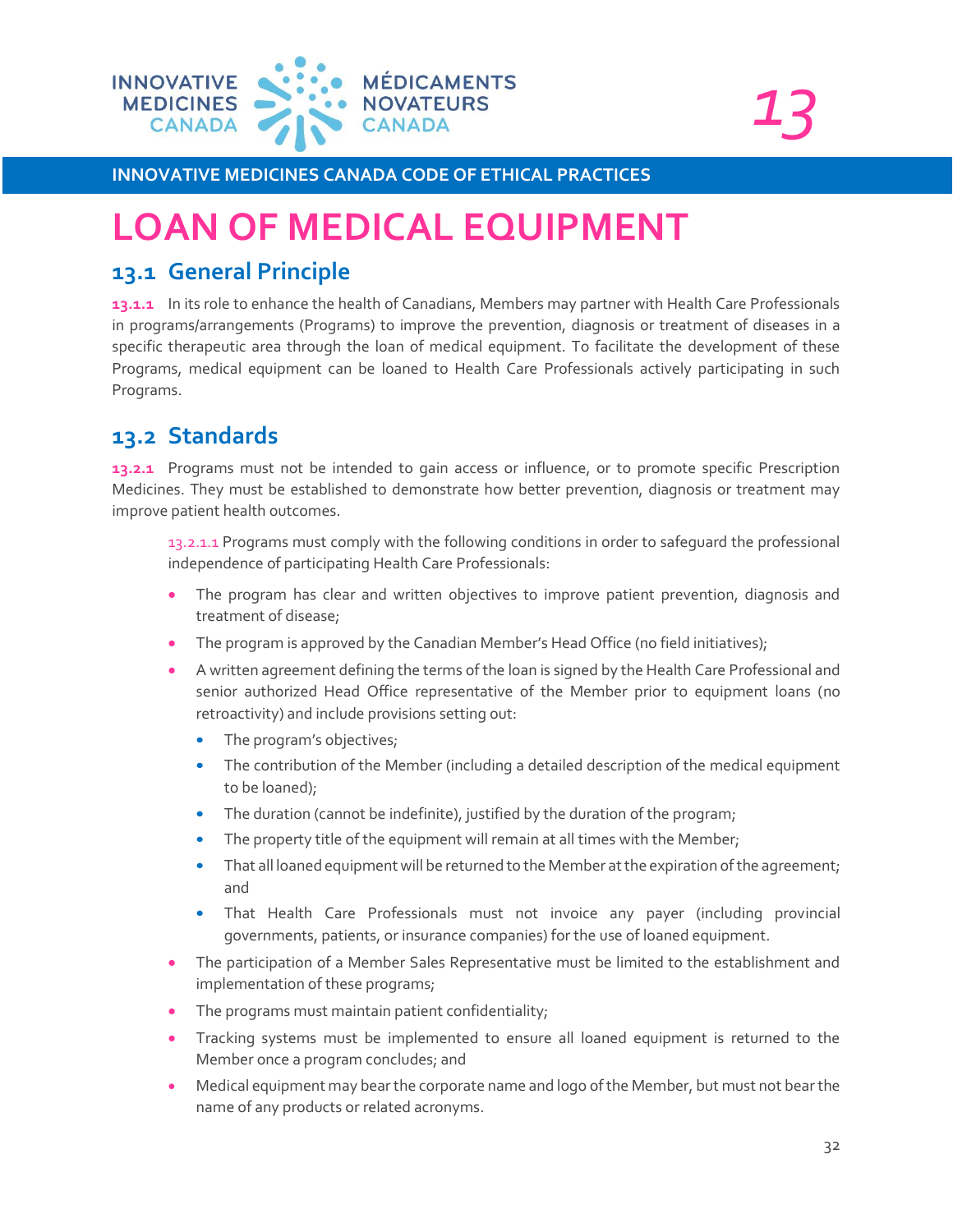# LOAN OF MEDICAL EQUIPMENT

## 13.1 General Principle

**13.1.1** In its role to enhance the health of Canadians, Members may partner with Health Care Professionals in programs/arrangements (Programs) to improve the prevention, diagnosis or treatment of diseases in a specific therapeutic area through the loan of medical equipment. To facilitate the development of these Programs, medical equipment can be loaned to Health Care Professionals actively participating in such Programs.

## 13.2 Standards

**13.2.1** Programs must not be intended to gain access or influence, or to promote specific Prescription Medicines. They must be established to demonstrate how better prevention, diagnosis or treatment may improve patient health outcomes.

13.2.1.1 Programs must comply with the following conditions in order to safeguard the professional independence of participating Health Care Professionals:

- The program has clear and written objectives to improve patient prevention, diagnosis and treatment of disease;
- The program is approved by the Canadian Member's Head Office (no field initiatives);
- A written agreement defining the terms of the loan is signed by the Health Care Professional and senior authorized Head Office representative of the Member prior to equipment loans (no retroactivity) and include provisions setting out:
  - The program's objectives;
  - The contribution of the Member (including a detailed description of the medical equipment to be loaned);
  - The duration (cannot be indefinite), justified by the duration of the program;
  - The property title of the equipment will remain at all times with the Member;
  - That all loaned equipment will be returned to the Member at the expiration of the agreement; and
  - That Health Care Professionals must not invoice any payer (including provincial governments, patients, or insurance companies) for the use of loaned equipment.
- The participation of a Member Sales Representative must be limited to the establishment and implementation of these programs;
- The programs must maintain patient confidentiality;
- Tracking systems must be implemented to ensure all loaned equipment is returned to the Member once a program concludes; and
- Medical equipment may bear the corporate name and logo of the Member, but must not bear the name of any products or related acronyms.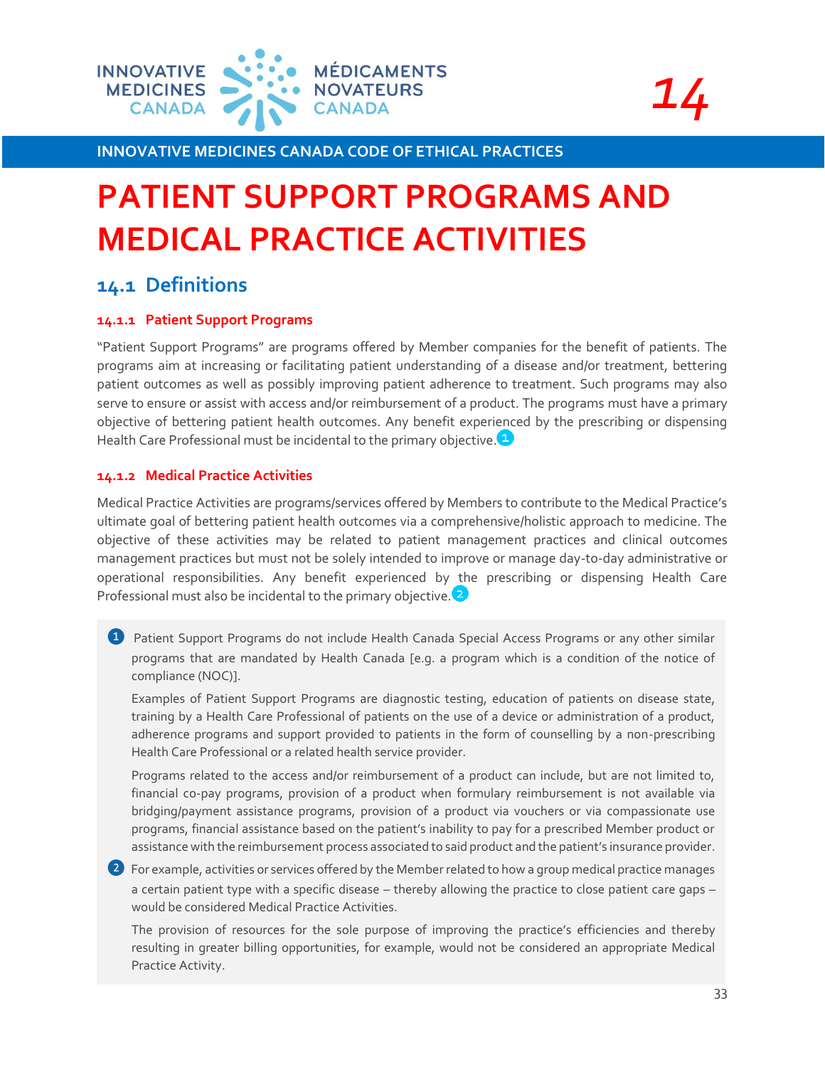# PATIENT SUPPORT PROGRAMS AND MEDICAL PRACTICE ACTIVITIES

## 14.1 Definitions

### 14.1.1 Patient Support Programs

"Patient Support Programs" are programs offered by Member companies for the benefit of patients. The programs aim at increasing or facilitating patient understanding of a disease and/or treatment, bettering patient outcomes as well as possibly improving patient adherence to treatment. Such programs may also serve to ensure or assist with access and/or reimbursement of a product. The programs must have a primary objective of bettering patient health outcomes. Any benefit experienced by the prescribing or dispensing Health Care Professional must be incidental to the primary objective.[1]

### 14.1.2 Medical Practice Activities

Medical Practice Activities are programs/services offered by Members to contribute to the Medical Practice's ultimate goal of bettering patient health outcomes via a comprehensive/holistic approach to medicine. The objective of these activities may be related to patient management practices and clinical outcomes management practices but must not be solely intended to improve or manage day-to-day administrative or operational responsibilities. Any benefit experienced by the prescribing or dispensing Health Care Professional must also be incidental to the primary objective.[2]

> [1] Patient Support Programs do not include Health Canada Special Access Programs or any other similar programs that are mandated by Health Canada [e.g. a program which is a condition of the notice of compliance (NOC)].
>
> Examples of Patient Support Programs are diagnostic testing, education of patients on disease state, training by a Health Care Professional of patients on the use of a device or administration of a product, adherence programs and support provided to patients in the form of counselling by a non-prescribing Health Care Professional or a related health service provider.
>
> Programs related to the access and/or reimbursement of a product can include, but are not limited to, financial co-pay programs, provision of a product when formulary reimbursement is not available via bridging/payment assistance programs, provision of a product via vouchers or via compassionate use programs, financial assistance based on the patient's inability to pay for a prescribed Member product or assistance with the reimbursement process associated to said product and the patient's insurance provider.
>
> [2] For example, activities or services offered by the Member related to how a group medical practice manages a certain patient type with a specific disease – thereby allowing the practice to close patient care gaps – would be considered Medical Practice Activities.
>
> The provision of resources for the sole purpose of improving the practice's efficiencies and thereby resulting in greater billing opportunities, for example, would not be considered an appropriate Medical Practice Activity.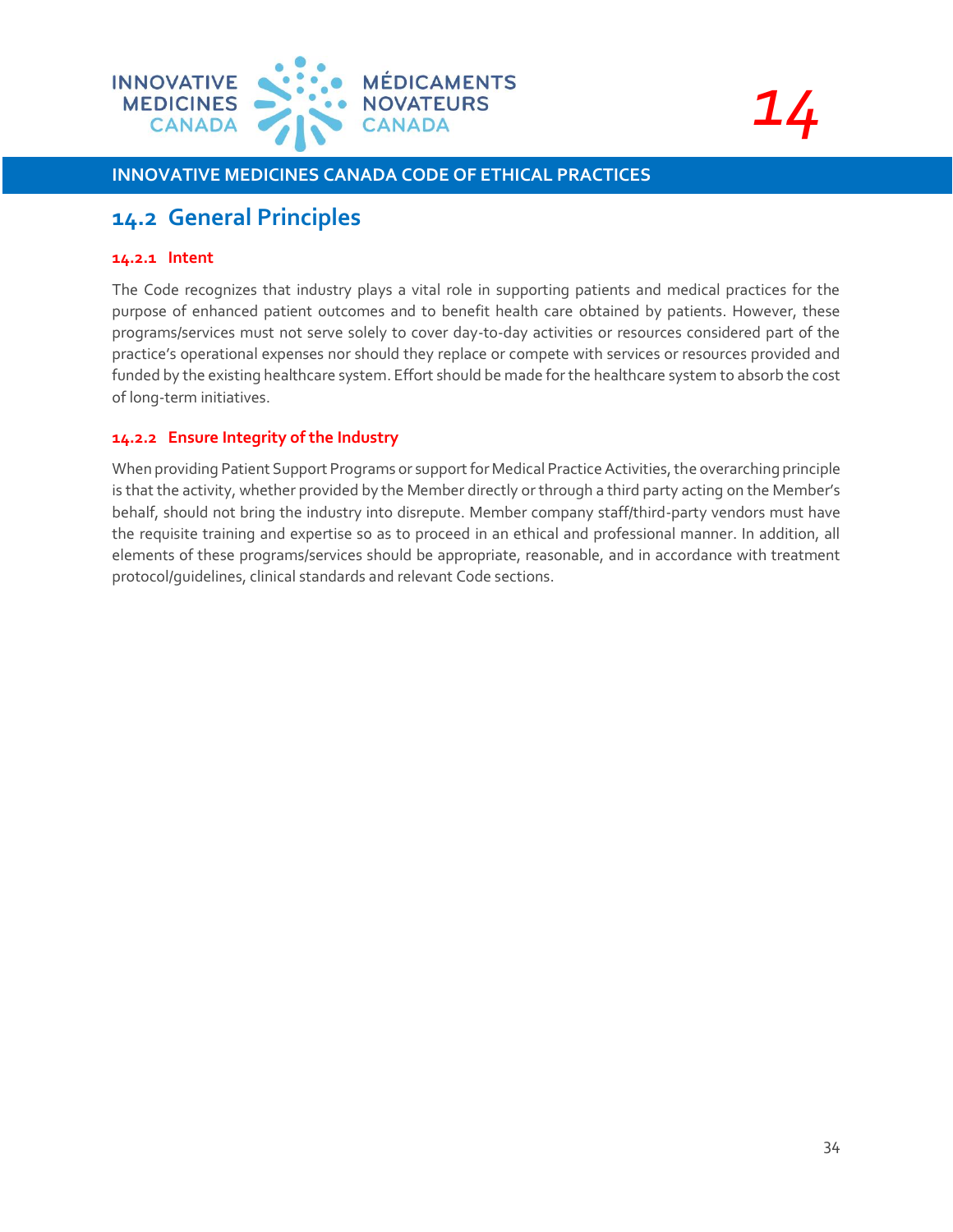## 14.2 General Principles

### 14.2.1 Intent

The Code recognizes that industry plays a vital role in supporting patients and medical practices for the purpose of enhanced patient outcomes and to benefit health care obtained by patients. However, these programs/services must not serve solely to cover day-to-day activities or resources considered part of the practice's operational expenses nor should they replace or compete with services or resources provided and funded by the existing healthcare system. Effort should be made for the healthcare system to absorb the cost of long-term initiatives.

### 14.2.2 Ensure Integrity of the Industry

When providing Patient Support Programs or support for Medical Practice Activities, the overarching principle is that the activity, whether provided by the Member directly or through a third party acting on the Member's behalf, should not bring the industry into disrepute. Member company staff/third-party vendors must have the requisite training and expertise so as to proceed in an ethical and professional manner. In addition, all elements of these programs/services should be appropriate, reasonable, and in accordance with treatment protocol/guidelines, clinical standards and relevant Code sections.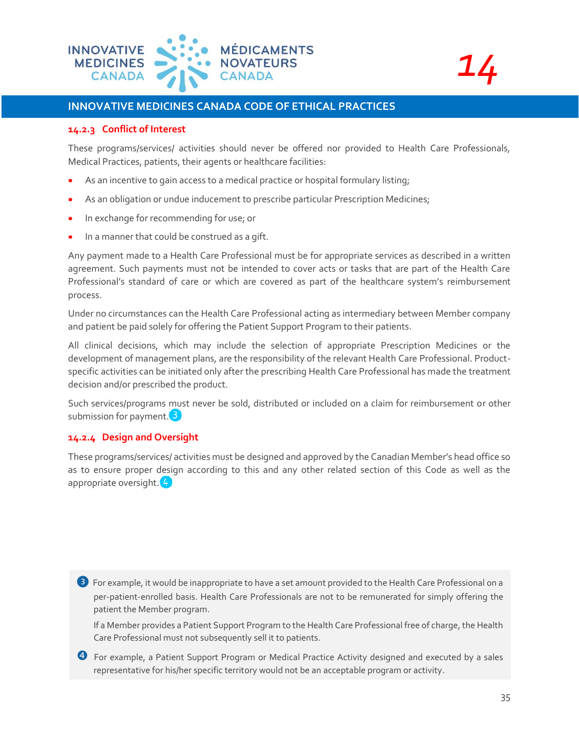### 14.2.3 Conflict of Interest

These programs/services/ activities should never be offered nor provided to Health Care Professionals, Medical Practices, patients, their agents or healthcare facilities:

- As an incentive to gain access to a medical practice or hospital formulary listing;
- As an obligation or undue inducement to prescribe particular Prescription Medicines;
- In exchange for recommending for use; or
- In a manner that could be construed as a gift.

Any payment made to a Health Care Professional must be for appropriate services as described in a written agreement. Such payments must not be intended to cover acts or tasks that are part of the Health Care Professional's standard of care or which are covered as part of the healthcare system's reimbursement process.

Under no circumstances can the Health Care Professional acting as intermediary between Member company and patient be paid solely for offering the Patient Support Program to their patients.

All clinical decisions, which may include the selection of appropriate Prescription Medicines or the development of management plans, are the responsibility of the relevant Health Care Professional. Product-specific activities can be initiated only after the prescribing Health Care Professional has made the treatment decision and/or prescribed the product.

Such services/programs must never be sold, distributed or included on a claim for reimbursement or other submission for payment.[3]

### 14.2.4 Design and Oversight

These programs/services/ activities must be designed and approved by the Canadian Member's head office so as to ensure proper design according to this and any other related section of this Code as well as the appropriate oversight.[4]

[3] For example, it would be inappropriate to have a set amount provided to the Health Care Professional on a per-patient-enrolled basis. Health Care Professionals are not to be remunerated for simply offering the patient the Member program.

If a Member provides a Patient Support Program to the Health Care Professional free of charge, the Health Care Professional must not subsequently sell it to patients.

[4] For example, a Patient Support Program or Medical Practice Activity designed and executed by a sales representative for his/her specific territory would not be an acceptable program or activity.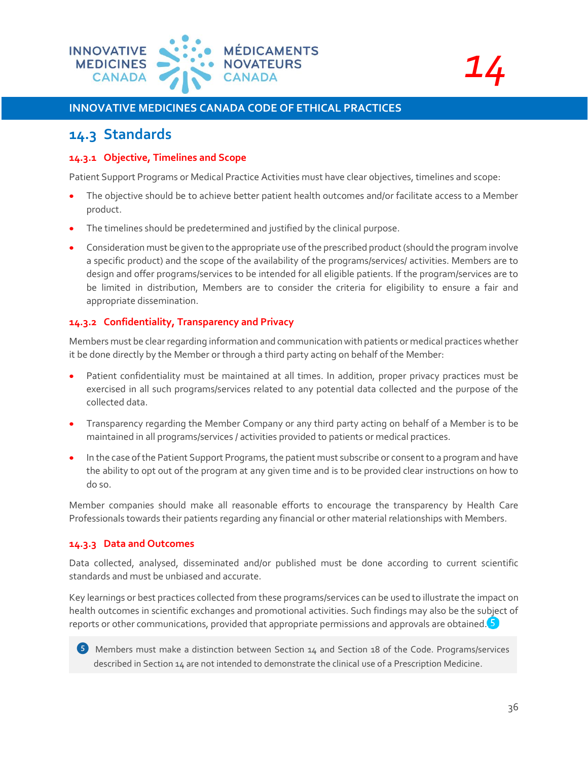## 14.3 Standards

### 14.3.1 Objective, Timelines and Scope

Patient Support Programs or Medical Practice Activities must have clear objectives, timelines and scope:

- The objective should be to achieve better patient health outcomes and/or facilitate access to a Member product.
- The timelines should be predetermined and justified by the clinical purpose.
- Consideration must be given to the appropriate use of the prescribed product (should the program involve a specific product) and the scope of the availability of the programs/services/ activities. Members are to design and offer programs/services to be intended for all eligible patients. If the program/services are to be limited in distribution, Members are to consider the criteria for eligibility to ensure a fair and appropriate dissemination.

### 14.3.2 Confidentiality, Transparency and Privacy

Members must be clear regarding information and communication with patients or medical practices whether it be done directly by the Member or through a third party acting on behalf of the Member:

- Patient confidentiality must be maintained at all times. In addition, proper privacy practices must be exercised in all such programs/services related to any potential data collected and the purpose of the collected data.
- Transparency regarding the Member Company or any third party acting on behalf of a Member is to be maintained in all programs/services / activities provided to patients or medical practices.
- In the case of the Patient Support Programs, the patient must subscribe or consent to a program and have the ability to opt out of the program at any given time and is to be provided clear instructions on how to do so.

Member companies should make all reasonable efforts to encourage the transparency by Health Care Professionals towards their patients regarding any financial or other material relationships with Members.

### 14.3.3 Data and Outcomes

Data collected, analysed, disseminated and/or published must be done according to current scientific standards and must be unbiased and accurate.

Key learnings or best practices collected from these programs/services can be used to illustrate the impact on health outcomes in scientific exchanges and promotional activities. Such findings may also be the subject of reports or other communications, provided that appropriate permissions and approvals are obtained.[5]

[5] Members must make a distinction between Section 14 and Section 18 of the Code. Programs/services described in Section 14 are not intended to demonstrate the clinical use of a Prescription Medicine.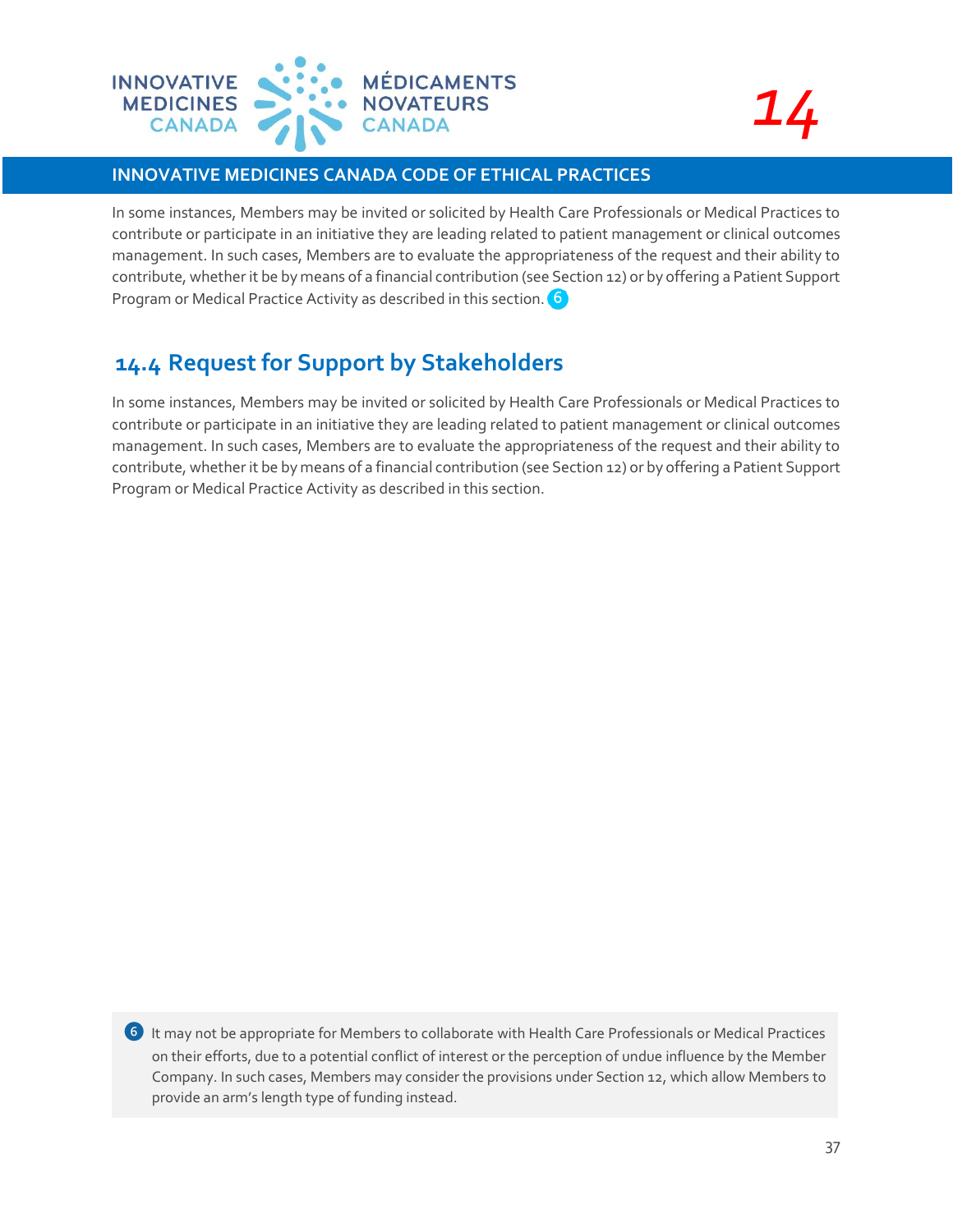In some instances, Members may be invited or solicited by Health Care Professionals or Medical Practices to contribute or participate in an initiative they are leading related to patient management or clinical outcomes management. In such cases, Members are to evaluate the appropriateness of the request and their ability to contribute, whether it be by means of a financial contribution (see Section 12) or by offering a Patient Support Program or Medical Practice Activity as described in this section. [6]

## 14.4 Request for Support by Stakeholders

In some instances, Members may be invited or solicited by Health Care Professionals or Medical Practices to contribute or participate in an initiative they are leading related to patient management or clinical outcomes management. In such cases, Members are to evaluate the appropriateness of the request and their ability to contribute, whether it be by means of a financial contribution (see Section 12) or by offering a Patient Support Program or Medical Practice Activity as described in this section.

[6] It may not be appropriate for Members to collaborate with Health Care Professionals or Medical Practices on their efforts, due to a potential conflict of interest or the perception of undue influence by the Member Company. In such cases, Members may consider the provisions under Section 12, which allow Members to provide an arm's length type of funding instead.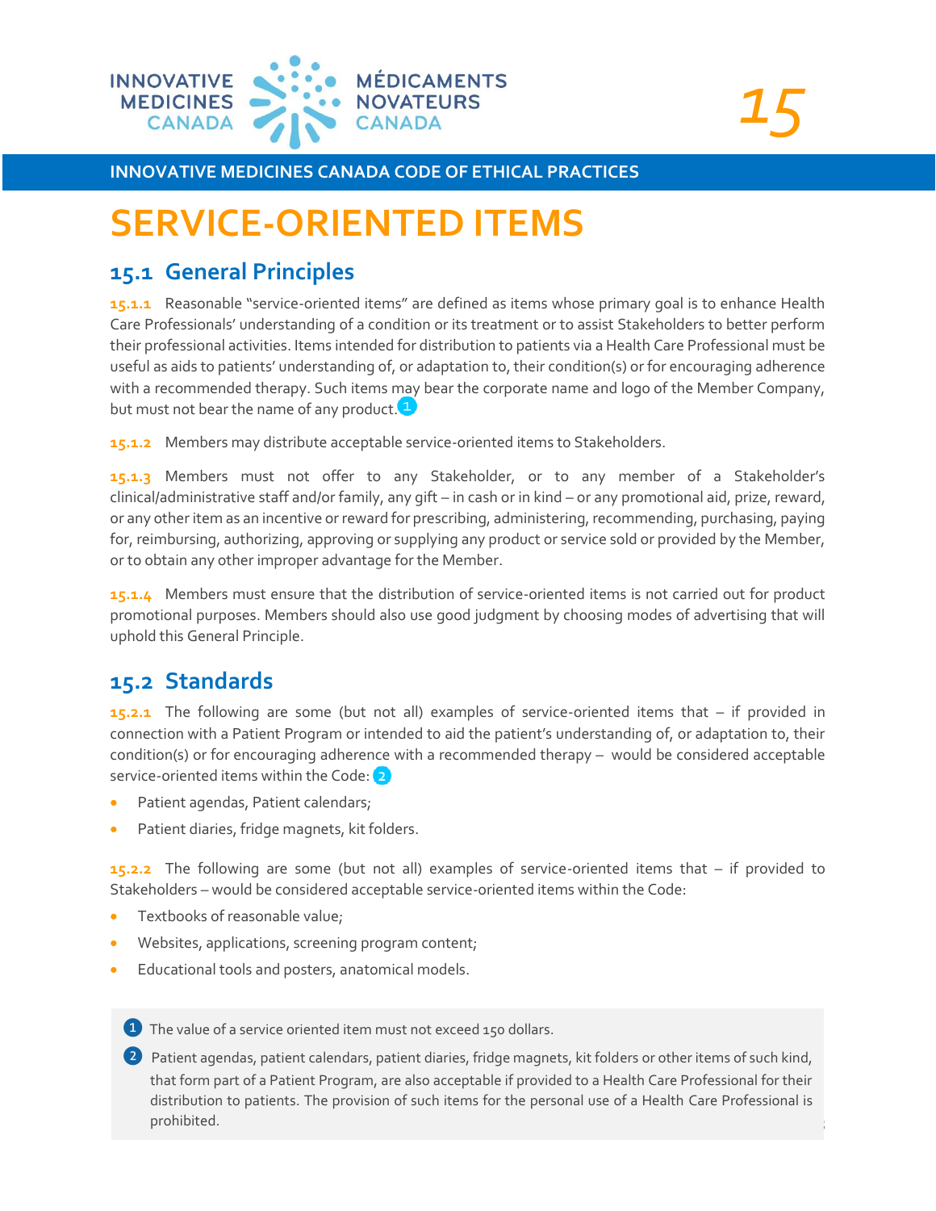INNOVATIVE MEDICINES CANADA CODE OF ETHICAL PRACTICES

# SERVICE-ORIENTED ITEMS

## 15.1 General Principles

**15.1.1** Reasonable "service-oriented items" are defined as items whose primary goal is to enhance Health Care Professionals' understanding of a condition or its treatment or to assist Stakeholders to better perform their professional activities. Items intended for distribution to patients via a Health Care Professional must be useful as aids to patients' understanding of, or adaptation to, their condition(s) or for encouraging adherence with a recommended therapy. Such items may bear the corporate name and logo of the Member Company, but must not bear the name of any product.[1]

**15.1.2** Members may distribute acceptable service-oriented items to Stakeholders.

**15.1.3** Members must not offer to any Stakeholder, or to any member of a Stakeholder's clinical/administrative staff and/or family, any gift – in cash or in kind – or any promotional aid, prize, reward, or any other item as an incentive or reward for prescribing, administering, recommending, purchasing, paying for, reimbursing, authorizing, approving or supplying any product or service sold or provided by the Member, or to obtain any other improper advantage for the Member.

**15.1.4** Members must ensure that the distribution of service-oriented items is not carried out for product promotional purposes. Members should also use good judgment by choosing modes of advertising that will uphold this General Principle.

## 15.2 Standards

**15.2.1** The following are some (but not all) examples of service-oriented items that – if provided in connection with a Patient Program or intended to aid the patient's understanding of, or adaptation to, their condition(s) or for encouraging adherence with a recommended therapy – would be considered acceptable service-oriented items within the Code:[2]

- Patient agendas, Patient calendars;
- Patient diaries, fridge magnets, kit folders.

**15.2.2** The following are some (but not all) examples of service-oriented items that – if provided to Stakeholders – would be considered acceptable service-oriented items within the Code:

- Textbooks of reasonable value;
- Websites, applications, screening program content;
- Educational tools and posters, anatomical models.

[1] The value of a service oriented item must not exceed 150 dollars.

[2] Patient agendas, patient calendars, patient diaries, fridge magnets, kit folders or other items of such kind, that form part of a Patient Program, are also acceptable if provided to a Health Care Professional for their distribution to patients. The provision of such items for the personal use of a Health Care Professional is prohibited.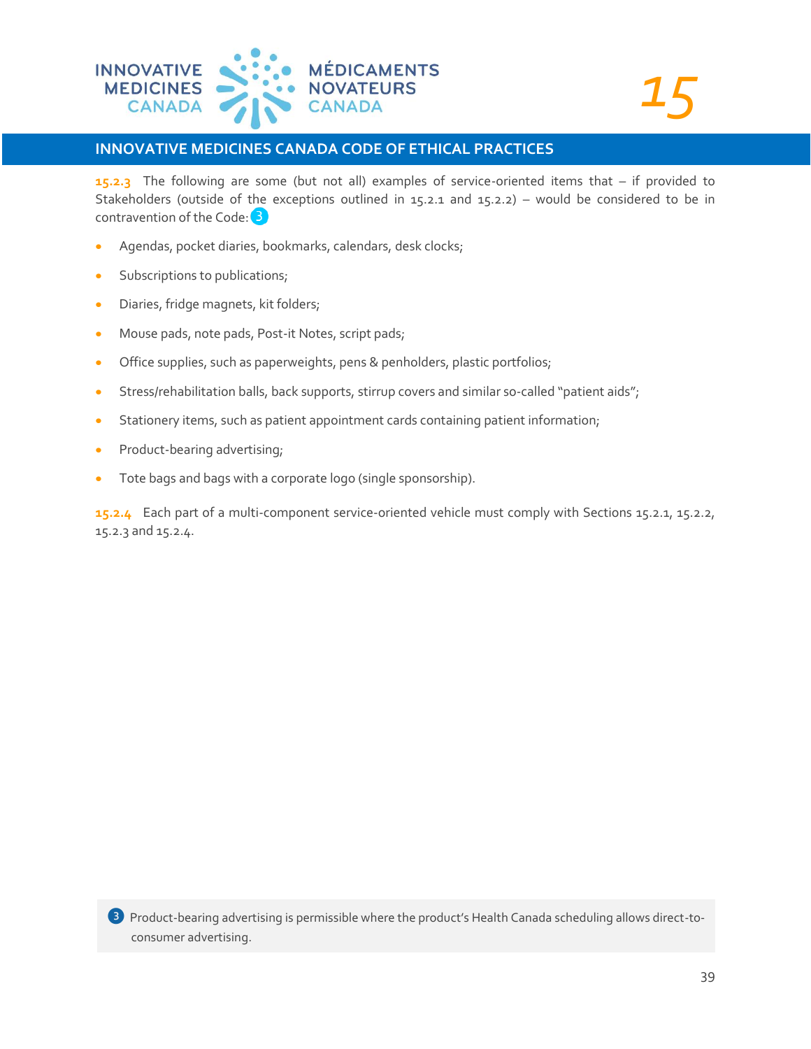**15.2.3** The following are some (but not all) examples of service-oriented items that – if provided to Stakeholders (outside of the exceptions outlined in 15.2.1 and 15.2.2) – would be considered to be in contravention of the Code: [3]

- Agendas, pocket diaries, bookmarks, calendars, desk clocks;
- Subscriptions to publications;
- Diaries, fridge magnets, kit folders;
- Mouse pads, note pads, Post-it Notes, script pads;
- Office supplies, such as paperweights, pens & penholders, plastic portfolios;
- Stress/rehabilitation balls, back supports, stirrup covers and similar so-called "patient aids";
- Stationery items, such as patient appointment cards containing patient information;
- Product-bearing advertising;
- Tote bags and bags with a corporate logo (single sponsorship).

**15.2.4** Each part of a multi-component service-oriented vehicle must comply with Sections 15.2.1, 15.2.2, 15.2.3 and 15.2.4.

[3] Product-bearing advertising is permissible where the product's Health Canada scheduling allows direct-to-consumer advertising.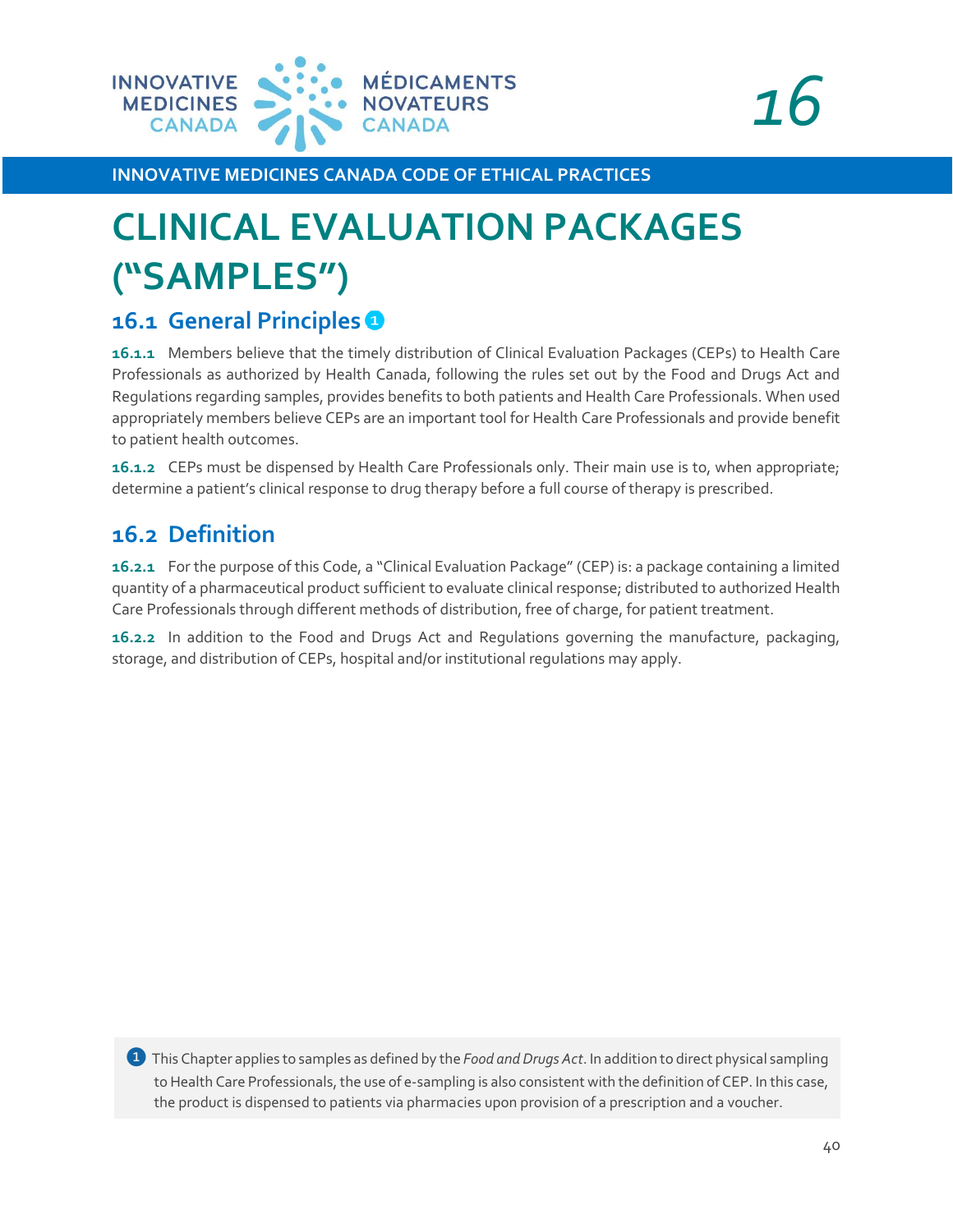# CLINICAL EVALUATION PACKAGES ("SAMPLES")

## 16.1 General Principles [1]

**16.1.1** Members believe that the timely distribution of Clinical Evaluation Packages (CEPs) to Health Care Professionals as authorized by Health Canada, following the rules set out by the Food and Drugs Act and Regulations regarding samples, provides benefits to both patients and Health Care Professionals. When used appropriately members believe CEPs are an important tool for Health Care Professionals and provide benefit to patient health outcomes.

**16.1.2** CEPs must be dispensed by Health Care Professionals only. Their main use is to, when appropriate; determine a patient's clinical response to drug therapy before a full course of therapy is prescribed.

## 16.2 Definition

**16.2.1** For the purpose of this Code, a "Clinical Evaluation Package" (CEP) is: a package containing a limited quantity of a pharmaceutical product sufficient to evaluate clinical response; distributed to authorized Health Care Professionals through different methods of distribution, free of charge, for patient treatment.

**16.2.2** In addition to the Food and Drugs Act and Regulations governing the manufacture, packaging, storage, and distribution of CEPs, hospital and/or institutional regulations may apply.

[1] This Chapter applies to samples as defined by the *Food and Drugs Act*. In addition to direct physical sampling to Health Care Professionals, the use of e-sampling is also consistent with the definition of CEP. In this case, the product is dispensed to patients via pharmacies upon provision of a prescription and a voucher.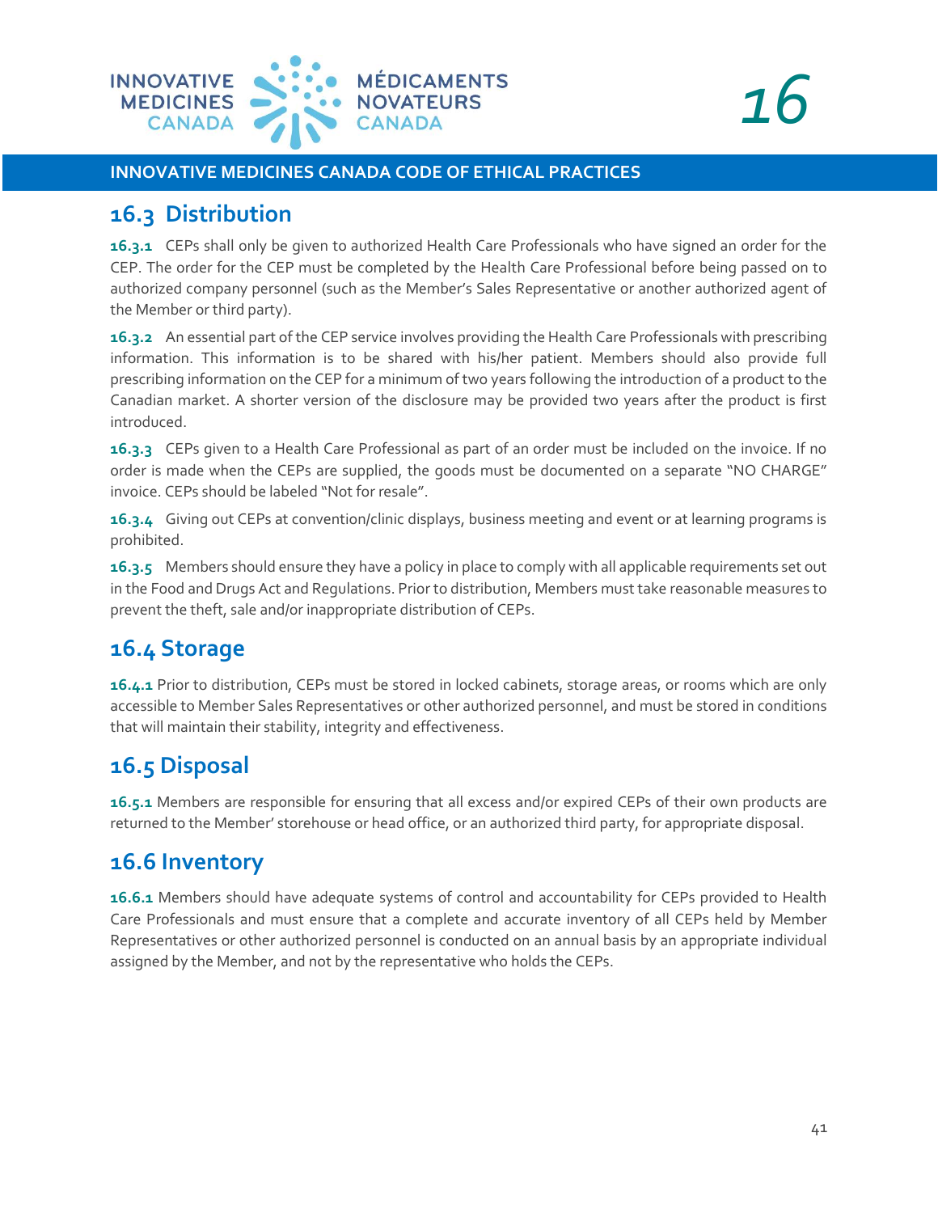## 16.3 Distribution

**16.3.1** CEPs shall only be given to authorized Health Care Professionals who have signed an order for the CEP. The order for the CEP must be completed by the Health Care Professional before being passed on to authorized company personnel (such as the Member's Sales Representative or another authorized agent of the Member or third party).

**16.3.2** An essential part of the CEP service involves providing the Health Care Professionals with prescribing information. This information is to be shared with his/her patient. Members should also provide full prescribing information on the CEP for a minimum of two years following the introduction of a product to the Canadian market. A shorter version of the disclosure may be provided two years after the product is first introduced.

**16.3.3** CEPs given to a Health Care Professional as part of an order must be included on the invoice. If no order is made when the CEPs are supplied, the goods must be documented on a separate "NO CHARGE" invoice. CEPs should be labeled "Not for resale".

**16.3.4** Giving out CEPs at convention/clinic displays, business meeting and event or at learning programs is prohibited.

**16.3.5** Members should ensure they have a policy in place to comply with all applicable requirements set out in the Food and Drugs Act and Regulations. Prior to distribution, Members must take reasonable measures to prevent the theft, sale and/or inappropriate distribution of CEPs.

## 16.4 Storage

**16.4.1** Prior to distribution, CEPs must be stored in locked cabinets, storage areas, or rooms which are only accessible to Member Sales Representatives or other authorized personnel, and must be stored in conditions that will maintain their stability, integrity and effectiveness.

## 16.5 Disposal

**16.5.1** Members are responsible for ensuring that all excess and/or expired CEPs of their own products are returned to the Member' storehouse or head office, or an authorized third party, for appropriate disposal.

## 16.6 Inventory

**16.6.1** Members should have adequate systems of control and accountability for CEPs provided to Health Care Professionals and must ensure that a complete and accurate inventory of all CEPs held by Member Representatives or other authorized personnel is conducted on an annual basis by an appropriate individual assigned by the Member, and not by the representative who holds the CEPs.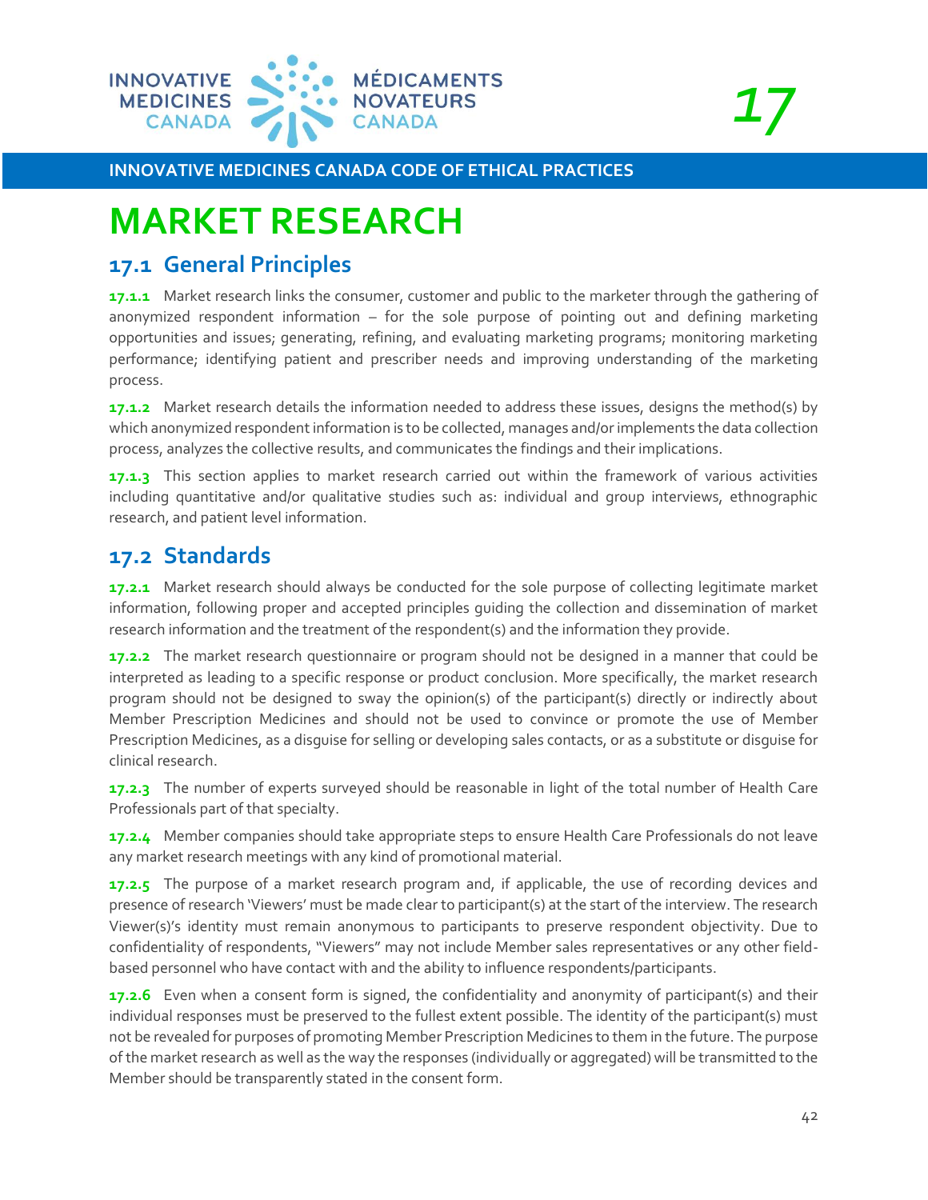# 17 MARKET RESEARCH

## 17.1 General Principles

**17.1.1** Market research links the consumer, customer and public to the marketer through the gathering of anonymized respondent information – for the sole purpose of pointing out and defining marketing opportunities and issues; generating, refining, and evaluating marketing programs; monitoring marketing performance; identifying patient and prescriber needs and improving understanding of the marketing process.

**17.1.2** Market research details the information needed to address these issues, designs the method(s) by which anonymized respondent information is to be collected, manages and/or implements the data collection process, analyzes the collective results, and communicates the findings and their implications.

**17.1.3** This section applies to market research carried out within the framework of various activities including quantitative and/or qualitative studies such as: individual and group interviews, ethnographic research, and patient level information.

## 17.2 Standards

**17.2.1** Market research should always be conducted for the sole purpose of collecting legitimate market information, following proper and accepted principles guiding the collection and dissemination of market research information and the treatment of the respondent(s) and the information they provide.

**17.2.2** The market research questionnaire or program should not be designed in a manner that could be interpreted as leading to a specific response or product conclusion. More specifically, the market research program should not be designed to sway the opinion(s) of the participant(s) directly or indirectly about Member Prescription Medicines and should not be used to convince or promote the use of Member Prescription Medicines, as a disguise for selling or developing sales contacts, or as a substitute or disguise for clinical research.

**17.2.3** The number of experts surveyed should be reasonable in light of the total number of Health Care Professionals part of that specialty.

**17.2.4** Member companies should take appropriate steps to ensure Health Care Professionals do not leave any market research meetings with any kind of promotional material.

**17.2.5** The purpose of a market research program and, if applicable, the use of recording devices and presence of research 'Viewers' must be made clear to participant(s) at the start of the interview. The research Viewer(s)'s identity must remain anonymous to participants to preserve respondent objectivity. Due to confidentiality of respondents, "Viewers" may not include Member sales representatives or any other field-based personnel who have contact with and the ability to influence respondents/participants.

**17.2.6** Even when a consent form is signed, the confidentiality and anonymity of participant(s) and their individual responses must be preserved to the fullest extent possible. The identity of the participant(s) must not be revealed for purposes of promoting Member Prescription Medicines to them in the future. The purpose of the market research as well as the way the responses (individually or aggregated) will be transmitted to the Member should be transparently stated in the consent form.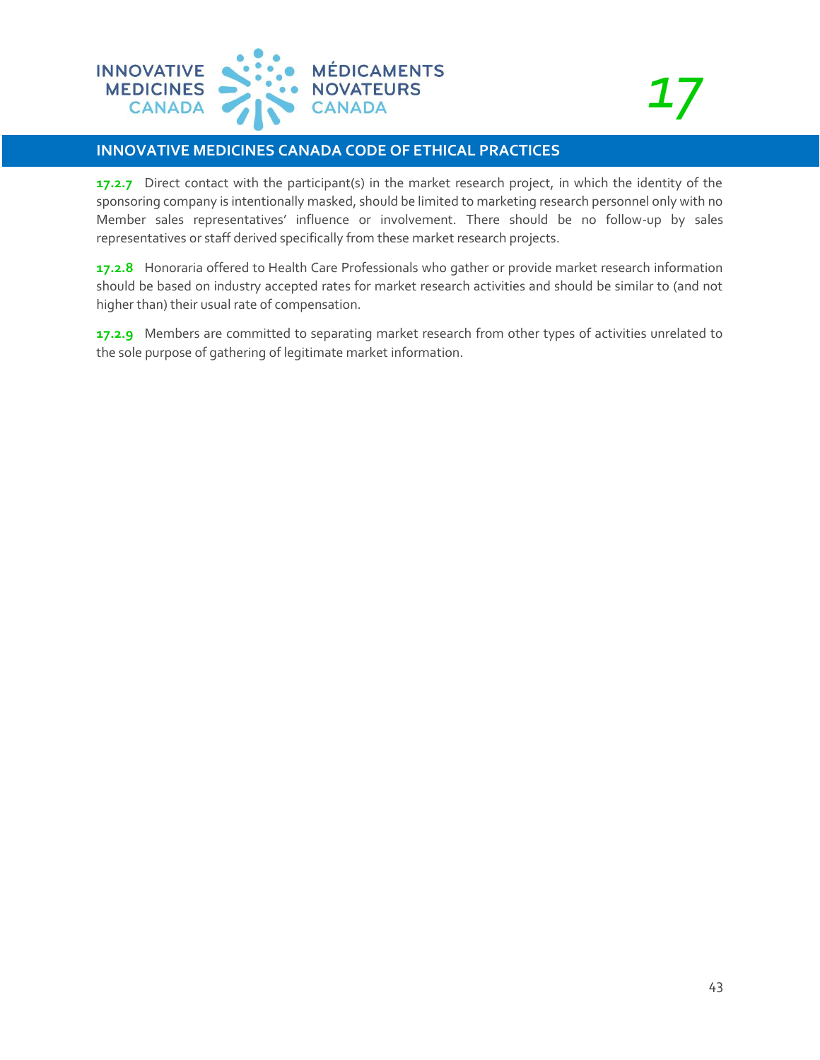**17.2.7** Direct contact with the participant(s) in the market research project, in which the identity of the sponsoring company is intentionally masked, should be limited to marketing research personnel only with no Member sales representatives' influence or involvement. There should be no follow-up by sales representatives or staff derived specifically from these market research projects.

**17.2.8** Honoraria offered to Health Care Professionals who gather or provide market research information should be based on industry accepted rates for market research activities and should be similar to (and not higher than) their usual rate of compensation.

**17.2.9** Members are committed to separating market research from other types of activities unrelated to the sole purpose of gathering of legitimate market information.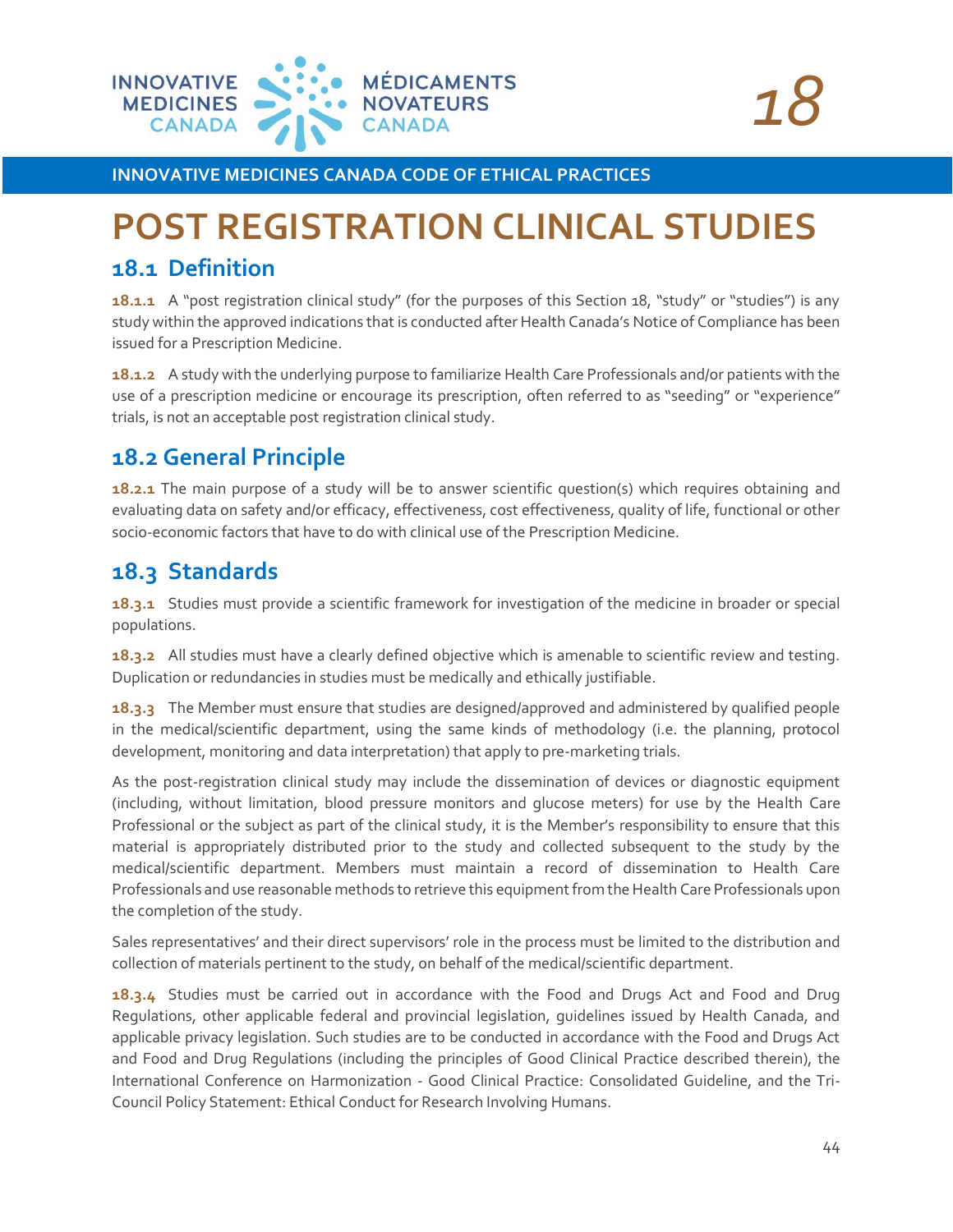# POST REGISTRATION CLINICAL STUDIES

## 18.1 Definition

**18.1.1** A "post registration clinical study" (for the purposes of this Section 18, "study" or "studies") is any study within the approved indications that is conducted after Health Canada's Notice of Compliance has been issued for a Prescription Medicine.

**18.1.2** A study with the underlying purpose to familiarize Health Care Professionals and/or patients with the use of a prescription medicine or encourage its prescription, often referred to as "seeding" or "experience" trials, is not an acceptable post registration clinical study.

## 18.2 General Principle

**18.2.1** The main purpose of a study will be to answer scientific question(s) which requires obtaining and evaluating data on safety and/or efficacy, effectiveness, cost effectiveness, quality of life, functional or other socio-economic factors that have to do with clinical use of the Prescription Medicine.

## 18.3 Standards

**18.3.1** Studies must provide a scientific framework for investigation of the medicine in broader or special populations.

**18.3.2** All studies must have a clearly defined objective which is amenable to scientific review and testing. Duplication or redundancies in studies must be medically and ethically justifiable.

**18.3.3** The Member must ensure that studies are designed/approved and administered by qualified people in the medical/scientific department, using the same kinds of methodology (i.e. the planning, protocol development, monitoring and data interpretation) that apply to pre-marketing trials.

As the post-registration clinical study may include the dissemination of devices or diagnostic equipment (including, without limitation, blood pressure monitors and glucose meters) for use by the Health Care Professional or the subject as part of the clinical study, it is the Member's responsibility to ensure that this material is appropriately distributed prior to the study and collected subsequent to the study by the medical/scientific department. Members must maintain a record of dissemination to Health Care Professionals and use reasonable methods to retrieve this equipment from the Health Care Professionals upon the completion of the study.

Sales representatives' and their direct supervisors' role in the process must be limited to the distribution and collection of materials pertinent to the study, on behalf of the medical/scientific department.

**18.3.4** Studies must be carried out in accordance with the Food and Drugs Act and Food and Drug Regulations, other applicable federal and provincial legislation, guidelines issued by Health Canada, and applicable privacy legislation. Such studies are to be conducted in accordance with the Food and Drugs Act and Food and Drug Regulations (including the principles of Good Clinical Practice described therein), the International Conference on Harmonization - Good Clinical Practice: Consolidated Guideline, and the Tri-Council Policy Statement: Ethical Conduct for Research Involving Humans.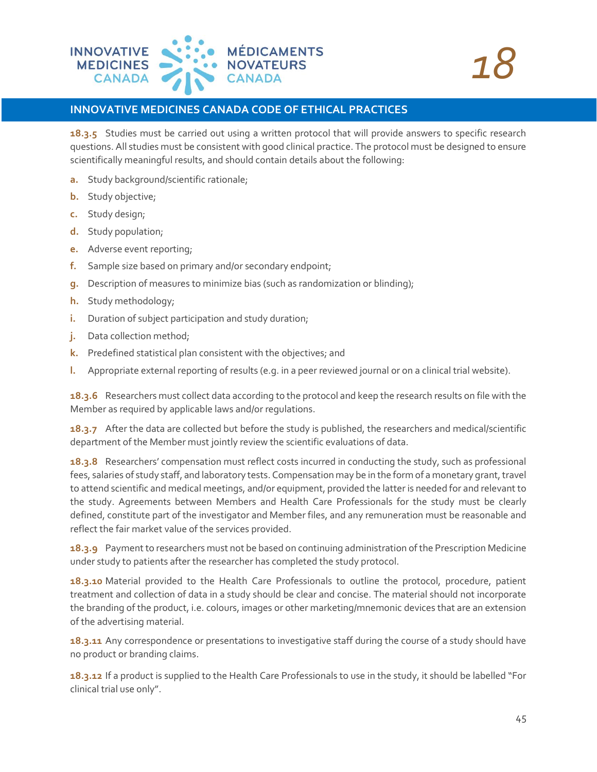**18.3.5** Studies must be carried out using a written protocol that will provide answers to specific research questions. All studies must be consistent with good clinical practice. The protocol must be designed to ensure scientifically meaningful results, and should contain details about the following:

a. Study background/scientific rationale;
b. Study objective;
c. Study design;
d. Study population;
e. Adverse event reporting;
f. Sample size based on primary and/or secondary endpoint;
g. Description of measures to minimize bias (such as randomization or blinding);
h. Study methodology;
i. Duration of subject participation and study duration;
j. Data collection method;
k. Predefined statistical plan consistent with the objectives; and
l. Appropriate external reporting of results (e.g. in a peer reviewed journal or on a clinical trial website).

**18.3.6** Researchers must collect data according to the protocol and keep the research results on file with the Member as required by applicable laws and/or regulations.

**18.3.7** After the data are collected but before the study is published, the researchers and medical/scientific department of the Member must jointly review the scientific evaluations of data.

**18.3.8** Researchers' compensation must reflect costs incurred in conducting the study, such as professional fees, salaries of study staff, and laboratory tests. Compensation may be in the form of a monetary grant, travel to attend scientific and medical meetings, and/or equipment, provided the latter is needed for and relevant to the study. Agreements between Members and Health Care Professionals for the study must be clearly defined, constitute part of the investigator and Member files, and any remuneration must be reasonable and reflect the fair market value of the services provided.

**18.3.9** Payment to researchers must not be based on continuing administration of the Prescription Medicine under study to patients after the researcher has completed the study protocol.

**18.3.10** Material provided to the Health Care Professionals to outline the protocol, procedure, patient treatment and collection of data in a study should be clear and concise. The material should not incorporate the branding of the product, i.e. colours, images or other marketing/mnemonic devices that are an extension of the advertising material.

**18.3.11** Any correspondence or presentations to investigative staff during the course of a study should have no product or branding claims.

**18.3.12** If a product is supplied to the Health Care Professionals to use in the study, it should be labelled "For clinical trial use only".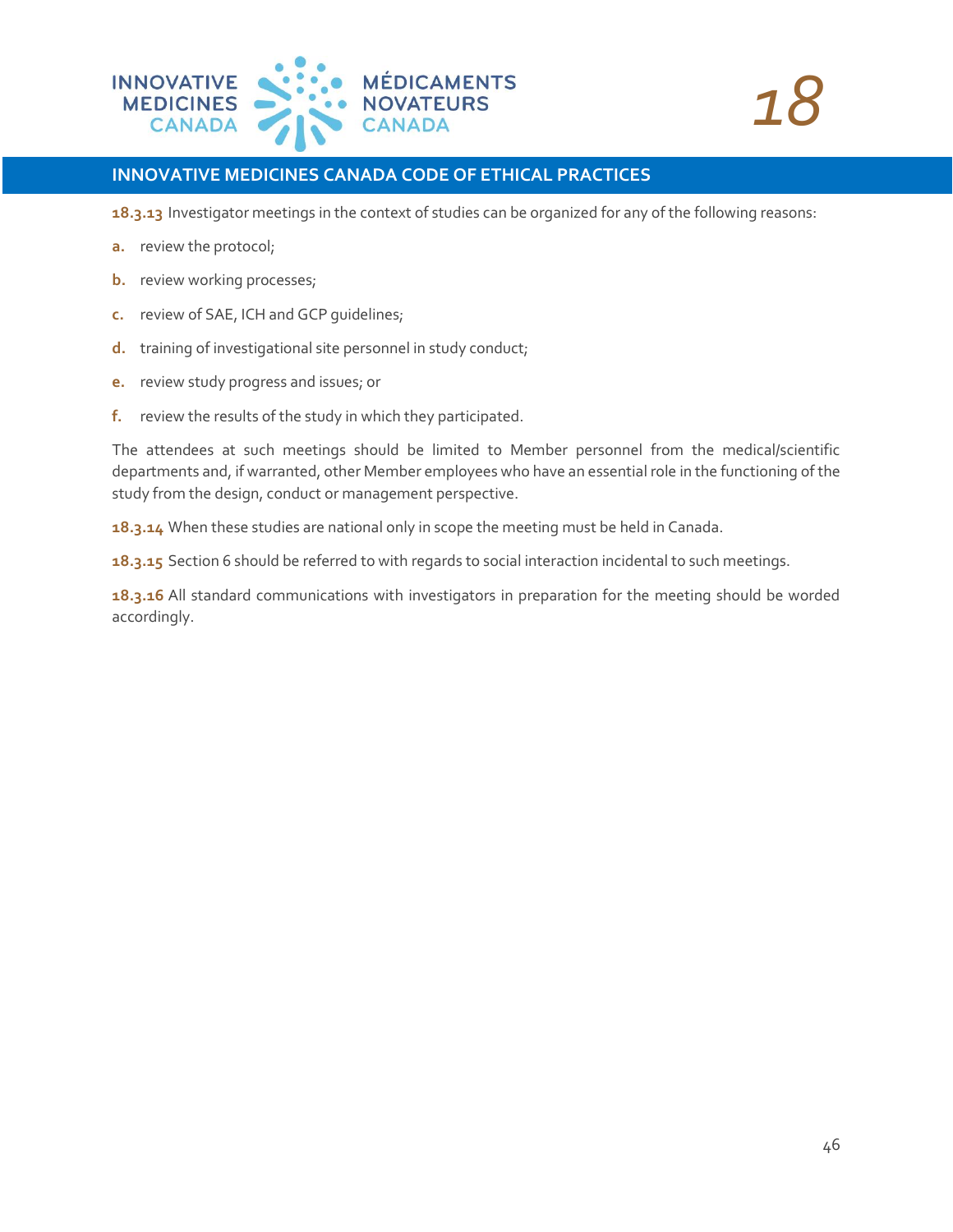**18.3.13** Investigator meetings in the context of studies can be organized for any of the following reasons:

- **a.** review the protocol;
- **b.** review working processes;
- **c.** review of SAE, ICH and GCP guidelines;
- **d.** training of investigational site personnel in study conduct;
- **e.** review study progress and issues; or
- **f.** review the results of the study in which they participated.

The attendees at such meetings should be limited to Member personnel from the medical/scientific departments and, if warranted, other Member employees who have an essential role in the functioning of the study from the design, conduct or management perspective.

**18.3.14** When these studies are national only in scope the meeting must be held in Canada.

**18.3.15** Section 6 should be referred to with regards to social interaction incidental to such meetings.

**18.3.16** All standard communications with investigators in preparation for the meeting should be worded accordingly.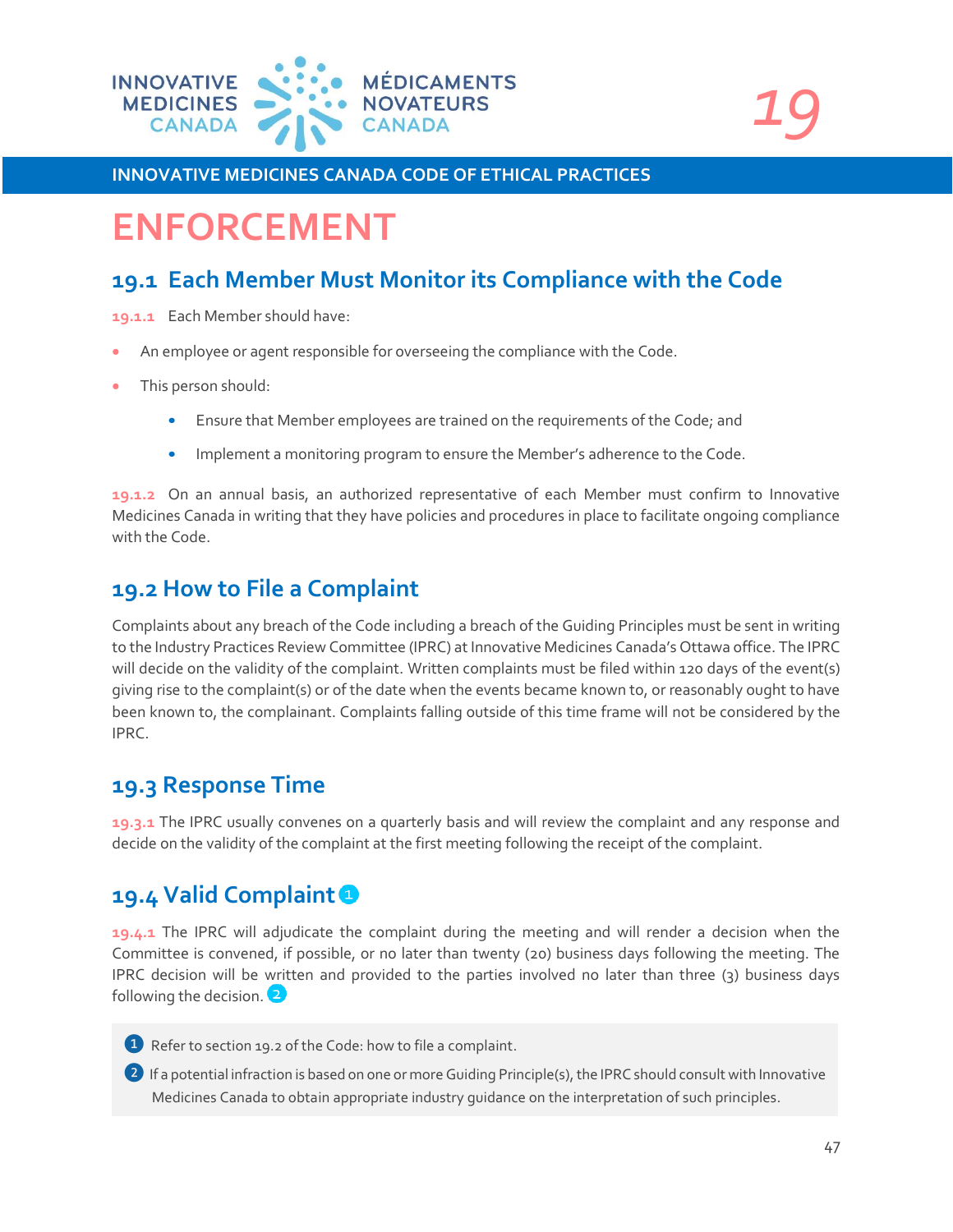19

INNOVATIVE MEDICINES CANADA CODE OF ETHICAL PRACTICES

# ENFORCEMENT

## 19.1 Each Member Must Monitor its Compliance with the Code

19.1.1 Each Member should have:

- An employee or agent responsible for overseeing the compliance with the Code.
- This person should:
  - Ensure that Member employees are trained on the requirements of the Code; and
  - Implement a monitoring program to ensure the Member's adherence to the Code.

19.1.2 On an annual basis, an authorized representative of each Member must confirm to Innovative Medicines Canada in writing that they have policies and procedures in place to facilitate ongoing compliance with the Code.

## 19.2 How to File a Complaint

Complaints about any breach of the Code including a breach of the Guiding Principles must be sent in writing to the Industry Practices Review Committee (IPRC) at Innovative Medicines Canada's Ottawa office. The IPRC will decide on the validity of the complaint. Written complaints must be filed within 120 days of the event(s) giving rise to the complaint(s) or of the date when the events became known to, or reasonably ought to have been known to, the complainant. Complaints falling outside of this time frame will not be considered by the IPRC.

## 19.3 Response Time

19.3.1 The IPRC usually convenes on a quarterly basis and will review the complaint and any response and decide on the validity of the complaint at the first meeting following the receipt of the complaint.

## 19.4 Valid Complaint [1]

19.4.1 The IPRC will adjudicate the complaint during the meeting and will render a decision when the Committee is convened, if possible, or no later than twenty (20) business days following the meeting. The IPRC decision will be written and provided to the parties involved no later than three (3) business days following the decision. [2]

[1] Refer to section 19.2 of the Code: how to file a complaint.

[2] If a potential infraction is based on one or more Guiding Principle(s), the IPRC should consult with Innovative Medicines Canada to obtain appropriate industry guidance on the interpretation of such principles.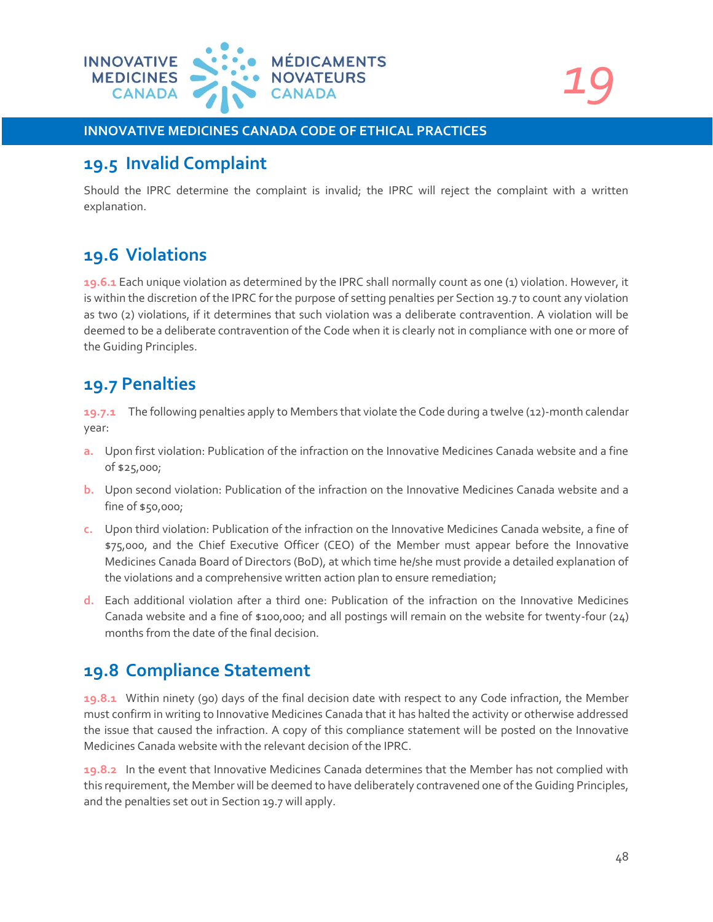## 19.5 Invalid Complaint

Should the IPRC determine the complaint is invalid; the IPRC will reject the complaint with a written explanation.

## 19.6 Violations

**19.6.1** Each unique violation as determined by the IPRC shall normally count as one (1) violation. However, it is within the discretion of the IPRC for the purpose of setting penalties per Section 19.7 to count any violation as two (2) violations, if it determines that such violation was a deliberate contravention. A violation will be deemed to be a deliberate contravention of the Code when it is clearly not in compliance with one or more of the Guiding Principles.

## 19.7 Penalties

**19.7.1** The following penalties apply to Members that violate the Code during a twelve (12)-month calendar year:

a. Upon first violation: Publication of the infraction on the Innovative Medicines Canada website and a fine of $25,000;

b. Upon second violation: Publication of the infraction on the Innovative Medicines Canada website and a fine of $50,000;

c. Upon third violation: Publication of the infraction on the Innovative Medicines Canada website, a fine of $75,000, and the Chief Executive Officer (CEO) of the Member must appear before the Innovative Medicines Canada Board of Directors (BoD), at which time he/she must provide a detailed explanation of the violations and a comprehensive written action plan to ensure remediation;

d. Each additional violation after a third one: Publication of the infraction on the Innovative Medicines Canada website and a fine of $100,000; and all postings will remain on the website for twenty-four (24) months from the date of the final decision.

## 19.8 Compliance Statement

**19.8.1** Within ninety (90) days of the final decision date with respect to any Code infraction, the Member must confirm in writing to Innovative Medicines Canada that it has halted the activity or otherwise addressed the issue that caused the infraction. A copy of this compliance statement will be posted on the Innovative Medicines Canada website with the relevant decision of the IPRC.

**19.8.2** In the event that Innovative Medicines Canada determines that the Member has not complied with this requirement, the Member will be deemed to have deliberately contravened one of the Guiding Principles, and the penalties set out in Section 19.7 will apply.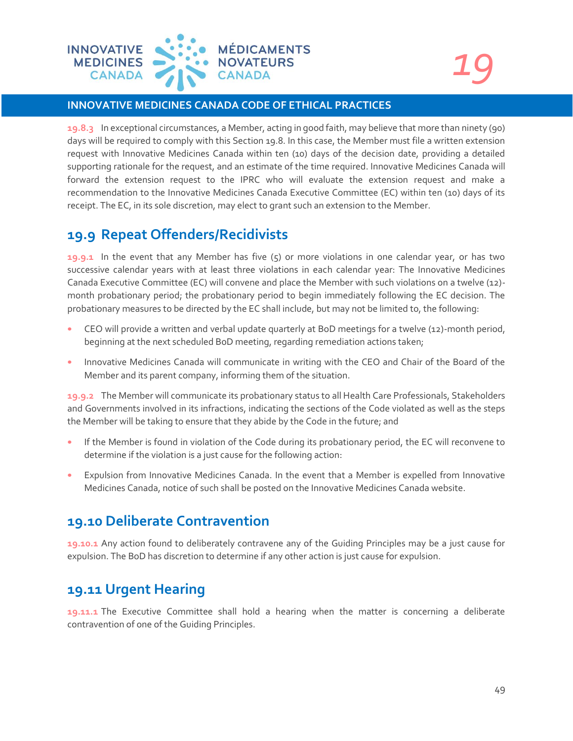**19.8.3** In exceptional circumstances, a Member, acting in good faith, may believe that more than ninety (90) days will be required to comply with this Section 19.8. In this case, the Member must file a written extension request with Innovative Medicines Canada within ten (10) days of the decision date, providing a detailed supporting rationale for the request, and an estimate of the time required. Innovative Medicines Canada will forward the extension request to the IPRC who will evaluate the extension request and make a recommendation to the Innovative Medicines Canada Executive Committee (EC) within ten (10) days of its receipt. The EC, in its sole discretion, may elect to grant such an extension to the Member.

## 19.9 Repeat Offenders/Recidivists

**19.9.1** In the event that any Member has five (5) or more violations in one calendar year, or has two successive calendar years with at least three violations in each calendar year: The Innovative Medicines Canada Executive Committee (EC) will convene and place the Member with such violations on a twelve (12)-month probationary period; the probationary period to begin immediately following the EC decision. The probationary measures to be directed by the EC shall include, but may not be limited to, the following:

- CEO will provide a written and verbal update quarterly at BoD meetings for a twelve (12)-month period, beginning at the next scheduled BoD meeting, regarding remediation actions taken;
- Innovative Medicines Canada will communicate in writing with the CEO and Chair of the Board of the Member and its parent company, informing them of the situation.

**19.9.2** The Member will communicate its probationary status to all Health Care Professionals, Stakeholders and Governments involved in its infractions, indicating the sections of the Code violated as well as the steps the Member will be taking to ensure that they abide by the Code in the future; and

- If the Member is found in violation of the Code during its probationary period, the EC will reconvene to determine if the violation is a just cause for the following action:
- Expulsion from Innovative Medicines Canada. In the event that a Member is expelled from Innovative Medicines Canada, notice of such shall be posted on the Innovative Medicines Canada website.

## 19.10 Deliberate Contravention

**19.10.1** Any action found to deliberately contravene any of the Guiding Principles may be a just cause for expulsion. The BoD has discretion to determine if any other action is just cause for expulsion.

## 19.11 Urgent Hearing

**19.11.1** The Executive Committee shall hold a hearing when the matter is concerning a deliberate contravention of one of the Guiding Principles.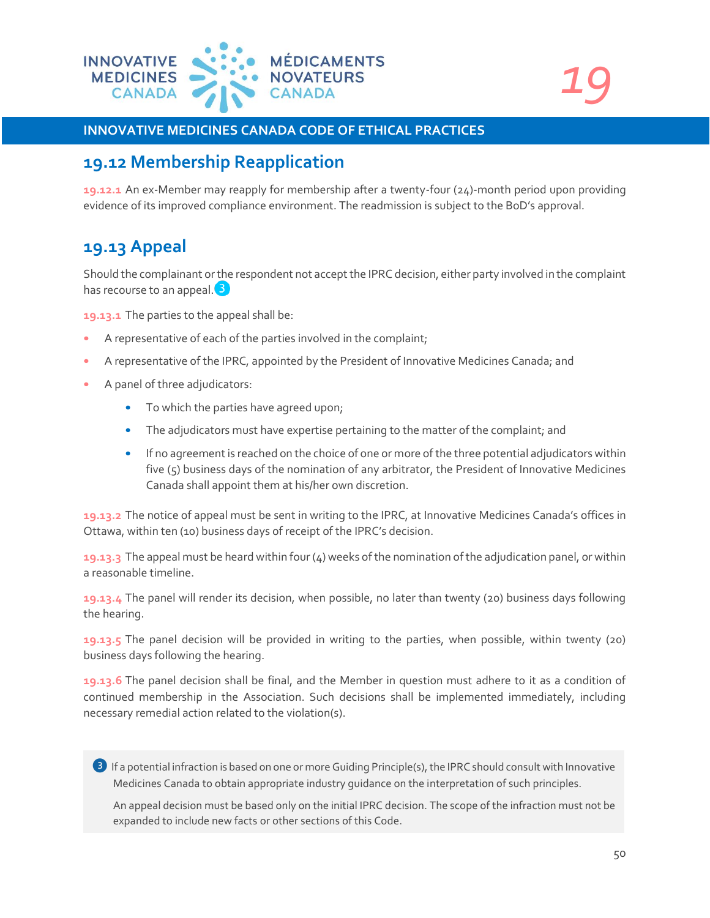## 19.12 Membership Reapplication

**19.12.1** An ex-Member may reapply for membership after a twenty-four (24)-month period upon providing evidence of its improved compliance environment. The readmission is subject to the BoD's approval.

## 19.13 Appeal

Should the complainant or the respondent not accept the IPRC decision, either party involved in the complaint has recourse to an appeal.[3]

**19.13.1** The parties to the appeal shall be:

- A representative of each of the parties involved in the complaint;
- A representative of the IPRC, appointed by the President of Innovative Medicines Canada; and
- A panel of three adjudicators:
  - To which the parties have agreed upon;
  - The adjudicators must have expertise pertaining to the matter of the complaint; and
  - If no agreement is reached on the choice of one or more of the three potential adjudicators within five (5) business days of the nomination of any arbitrator, the President of Innovative Medicines Canada shall appoint them at his/her own discretion.

**19.13.2** The notice of appeal must be sent in writing to the IPRC, at Innovative Medicines Canada's offices in Ottawa, within ten (10) business days of receipt of the IPRC's decision.

**19.13.3** The appeal must be heard within four (4) weeks of the nomination of the adjudication panel, or within a reasonable timeline.

**19.13.4** The panel will render its decision, when possible, no later than twenty (20) business days following the hearing.

**19.13.5** The panel decision will be provided in writing to the parties, when possible, within twenty (20) business days following the hearing.

**19.13.6** The panel decision shall be final, and the Member in question must adhere to it as a condition of continued membership in the Association. Such decisions shall be implemented immediately, including necessary remedial action related to the violation(s).

> [3] If a potential infraction is based on one or more Guiding Principle(s), the IPRC should consult with Innovative Medicines Canada to obtain appropriate industry guidance on the interpretation of such principles.
>
> An appeal decision must be based only on the initial IPRC decision. The scope of the infraction must not be expanded to include new facts or other sections of this Code.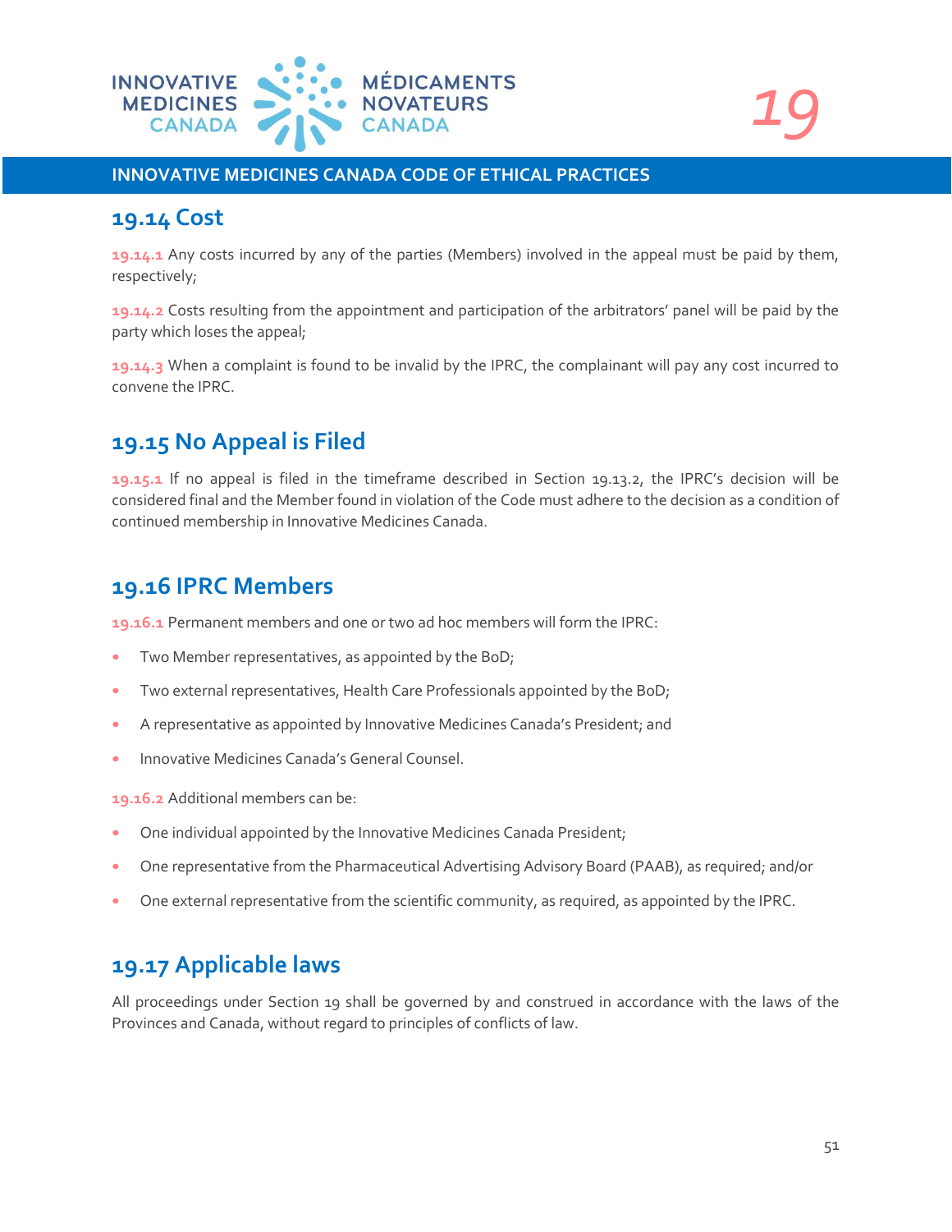## 19.14 Cost

19.14.1 Any costs incurred by any of the parties (Members) involved in the appeal must be paid by them, respectively;

19.14.2 Costs resulting from the appointment and participation of the arbitrators' panel will be paid by the party which loses the appeal;

19.14.3 When a complaint is found to be invalid by the IPRC, the complainant will pay any cost incurred to convene the IPRC.

## 19.15 No Appeal is Filed

19.15.1 If no appeal is filed in the timeframe described in Section 19.13.2, the IPRC's decision will be considered final and the Member found in violation of the Code must adhere to the decision as a condition of continued membership in Innovative Medicines Canada.

## 19.16 IPRC Members

19.16.1 Permanent members and one or two ad hoc members will form the IPRC:

- Two Member representatives, as appointed by the BoD;
- Two external representatives, Health Care Professionals appointed by the BoD;
- A representative as appointed by Innovative Medicines Canada's President; and
- Innovative Medicines Canada's General Counsel.

19.16.2 Additional members can be:

- One individual appointed by the Innovative Medicines Canada President;
- One representative from the Pharmaceutical Advertising Advisory Board (PAAB), as required; and/or
- One external representative from the scientific community, as required, as appointed by the IPRC.

## 19.17 Applicable laws

All proceedings under Section 19 shall be governed by and construed in accordance with the laws of the Provinces and Canada, without regard to principles of conflicts of law.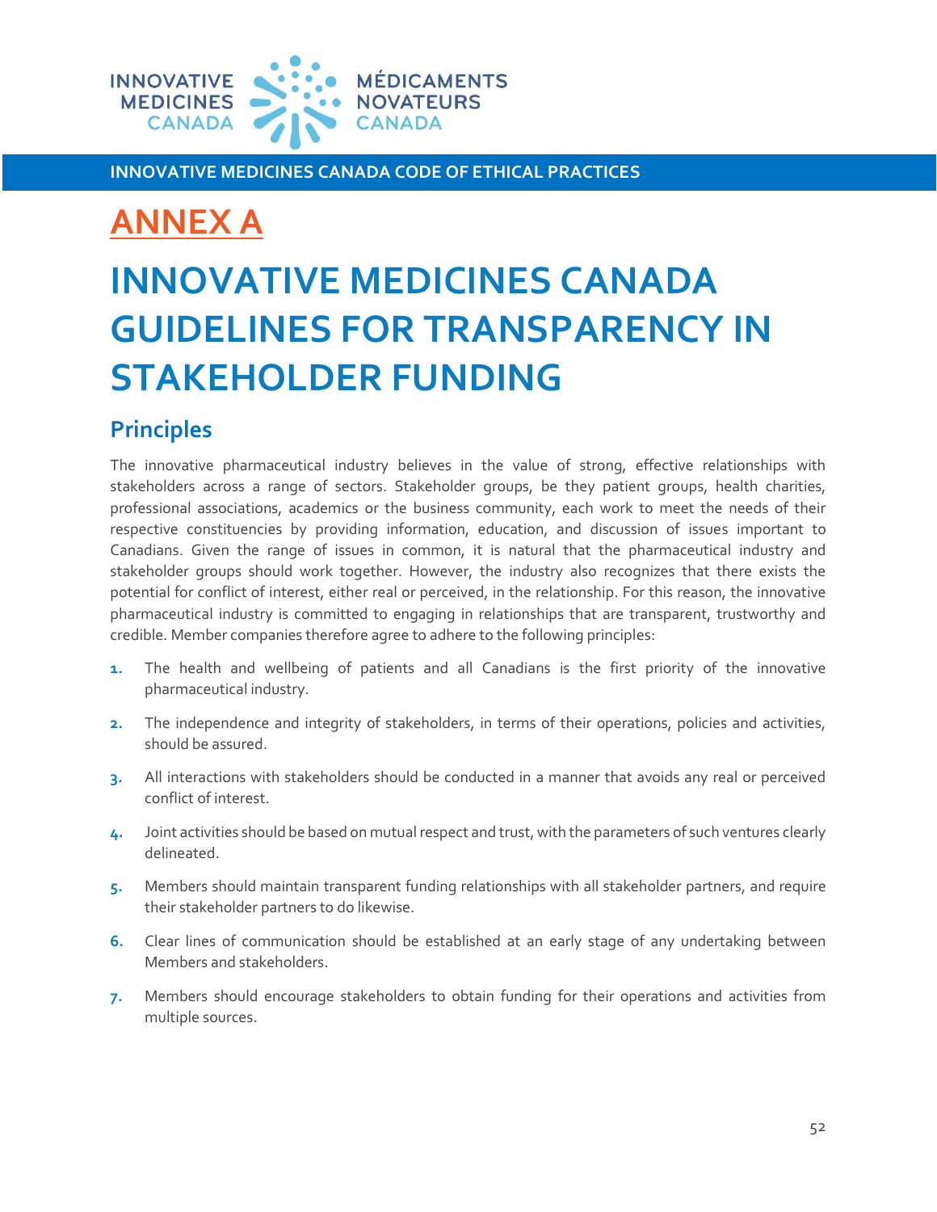# ANNEX A

# INNOVATIVE MEDICINES CANADA GUIDELINES FOR TRANSPARENCY IN STAKEHOLDER FUNDING

## Principles

The innovative pharmaceutical industry believes in the value of strong, effective relationships with stakeholders across a range of sectors. Stakeholder groups, be they patient groups, health charities, professional associations, academics or the business community, each work to meet the needs of their respective constituencies by providing information, education, and discussion of issues important to Canadians. Given the range of issues in common, it is natural that the pharmaceutical industry and stakeholder groups should work together. However, the industry also recognizes that there exists the potential for conflict of interest, either real or perceived, in the relationship. For this reason, the innovative pharmaceutical industry is committed to engaging in relationships that are transparent, trustworthy and credible. Member companies therefore agree to adhere to the following principles:

1. The health and wellbeing of patients and all Canadians is the first priority of the innovative pharmaceutical industry.
2. The independence and integrity of stakeholders, in terms of their operations, policies and activities, should be assured.
3. All interactions with stakeholders should be conducted in a manner that avoids any real or perceived conflict of interest.
4. Joint activities should be based on mutual respect and trust, with the parameters of such ventures clearly delineated.
5. Members should maintain transparent funding relationships with all stakeholder partners, and require their stakeholder partners to do likewise.
6. Clear lines of communication should be established at an early stage of any undertaking between Members and stakeholders.
7. Members should encourage stakeholders to obtain funding for their operations and activities from multiple sources.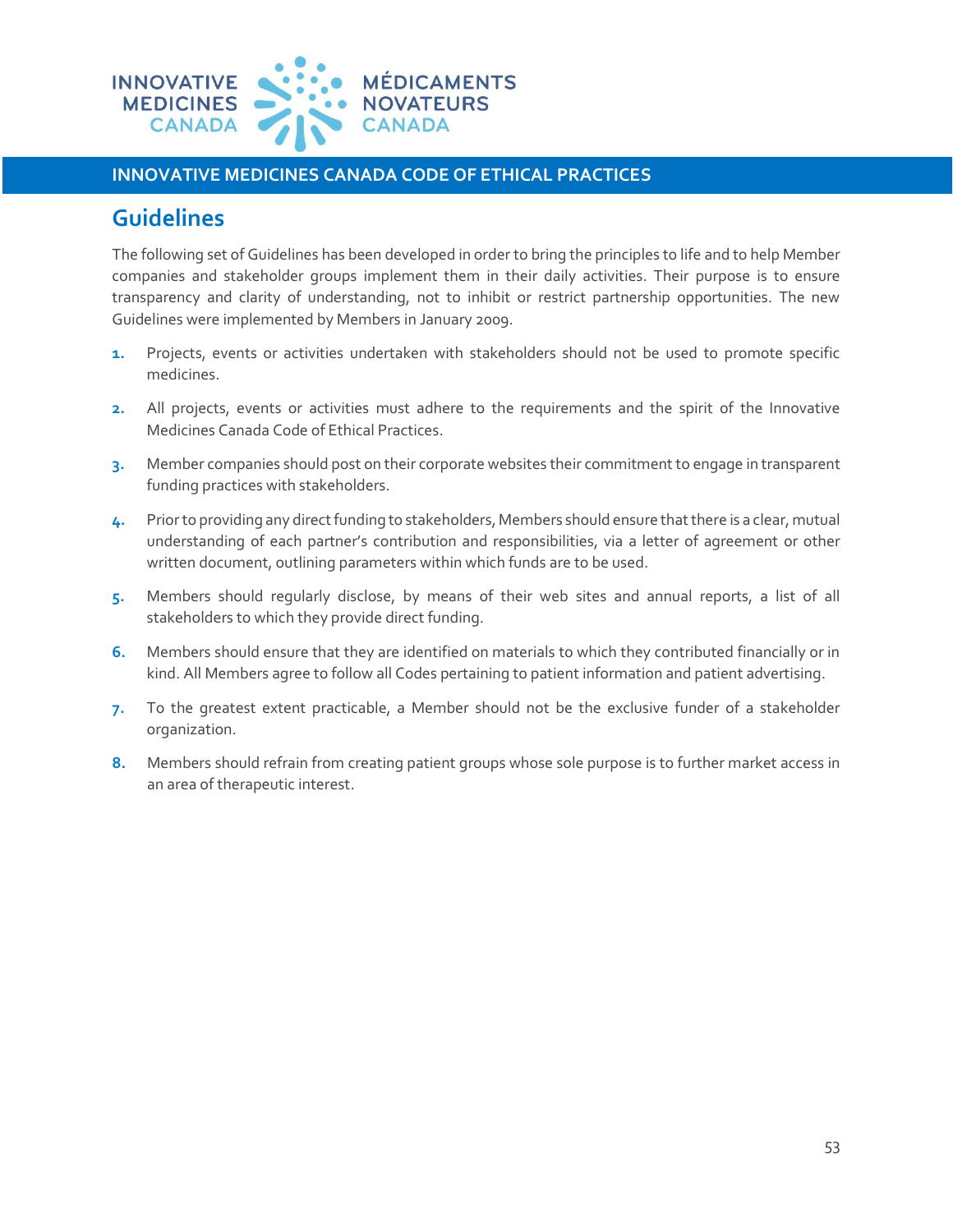INNOVATIVE MEDICINES CANADA CODE OF ETHICAL PRACTICES

## Guidelines

The following set of Guidelines has been developed in order to bring the principles to life and to help Member companies and stakeholder groups implement them in their daily activities. Their purpose is to ensure transparency and clarity of understanding, not to inhibit or restrict partnership opportunities. The new Guidelines were implemented by Members in January 2009.

1. Projects, events or activities undertaken with stakeholders should not be used to promote specific medicines.
2. All projects, events or activities must adhere to the requirements and the spirit of the Innovative Medicines Canada Code of Ethical Practices.
3. Member companies should post on their corporate websites their commitment to engage in transparent funding practices with stakeholders.
4. Prior to providing any direct funding to stakeholders, Members should ensure that there is a clear, mutual understanding of each partner's contribution and responsibilities, via a letter of agreement or other written document, outlining parameters within which funds are to be used.
5. Members should regularly disclose, by means of their web sites and annual reports, a list of all stakeholders to which they provide direct funding.
6. Members should ensure that they are identified on materials to which they contributed financially or in kind. All Members agree to follow all Codes pertaining to patient information and patient advertising.
7. To the greatest extent practicable, a Member should not be the exclusive funder of a stakeholder organization.
8. Members should refrain from creating patient groups whose sole purpose is to further market access in an area of therapeutic interest.